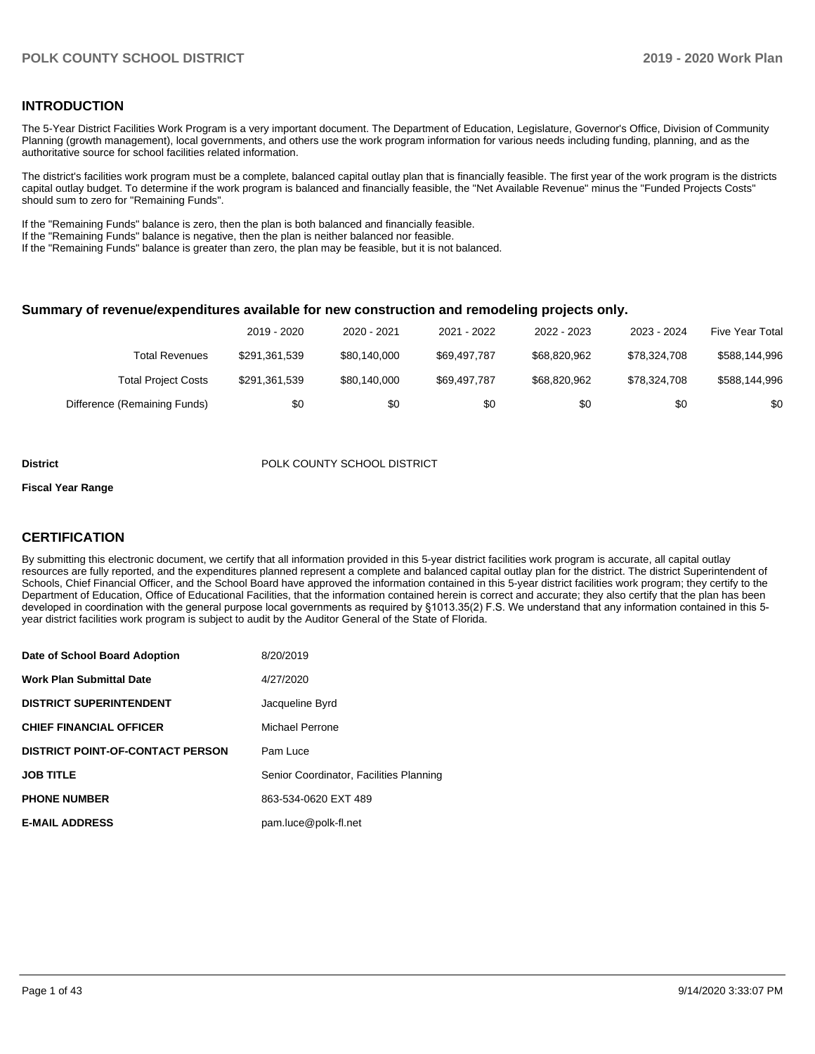## INTRODUCTION

The 5-Year District Facilities Work Program is a very important document. The Department of Education, Legislature, Governor's Office, Division of Community Planning (growth management), local governments, and others use the work program information for various needs including funding, planning, and as the authoritative source for school facilities related information.

The district's facilities work program must be a complete, balanced capital outlay plan that is financially feasible. The first year of the work program is the districts capital outlay budget. To determine if the work program is balanced and financially feasible, the "Net Available Revenue" minus the "Funded Projects Costs" should sum to zero for "Remaining Funds".

If the "Remaining Funds" balance is zero, then the plan is both balanced and financially feasible.
If the "Remaining Funds" balance is negative, then the plan is neither balanced nor feasible.
If the "Remaining Funds" balance is greater than zero, the plan may be feasible, but it is not balanced.

### Summary of revenue/expenditures available for new construction and remodeling projects only.

| | 2019 - 2020 | 2020 - 2021 | 2021 - 2022 | 2022 - 2023 | 2023 - 2024 | Five Year Total |
|---|---|---|---|---|---|---|
| Total Revenues | $291,361,539 | $80,140,000 | $69,497,787 | $68,820,962 | $78,324,708 | $588,144,996 |
| Total Project Costs | $291,361,539 | $80,140,000 | $69,497,787 | $68,820,962 | $78,324,708 | $588,144,996 |
| Difference (Remaining Funds) | $0 | $0 | $0 | $0 | $0 | $0 |

**District** POLK COUNTY SCHOOL DISTRICT

**Fiscal Year Range**

## CERTIFICATION

By submitting this electronic document, we certify that all information provided in this 5-year district facilities work program is accurate, all capital outlay resources are fully reported, and the expenditures planned represent a complete and balanced capital outlay plan for the district. The district Superintendent of Schools, Chief Financial Officer, and the School Board have approved the information contained in this 5-year district facilities work program; they certify to the Department of Education, Office of Educational Facilities, that the information contained herein is correct and accurate; they also certify that the plan has been developed in coordination with the general purpose local governments as required by §1013.35(2) F.S. We understand that any information contained in this 5-year district facilities work program is subject to audit by the Auditor General of the State of Florida.

| | |
|---|---|
| **Date of School Board Adoption** | 8/20/2019 |
| **Work Plan Submittal Date** | 4/27/2020 |
| **DISTRICT SUPERINTENDENT** | Jacqueline Byrd |
| **CHIEF FINANCIAL OFFICER** | Michael Perrone |
| **DISTRICT POINT-OF-CONTACT PERSON** | Pam Luce |
| **JOB TITLE** | Senior Coordinator, Facilities Planning |
| **PHONE NUMBER** | 863-534-0620 EXT 489 |
| **E-MAIL ADDRESS** | pam.luce@polk-fl.net |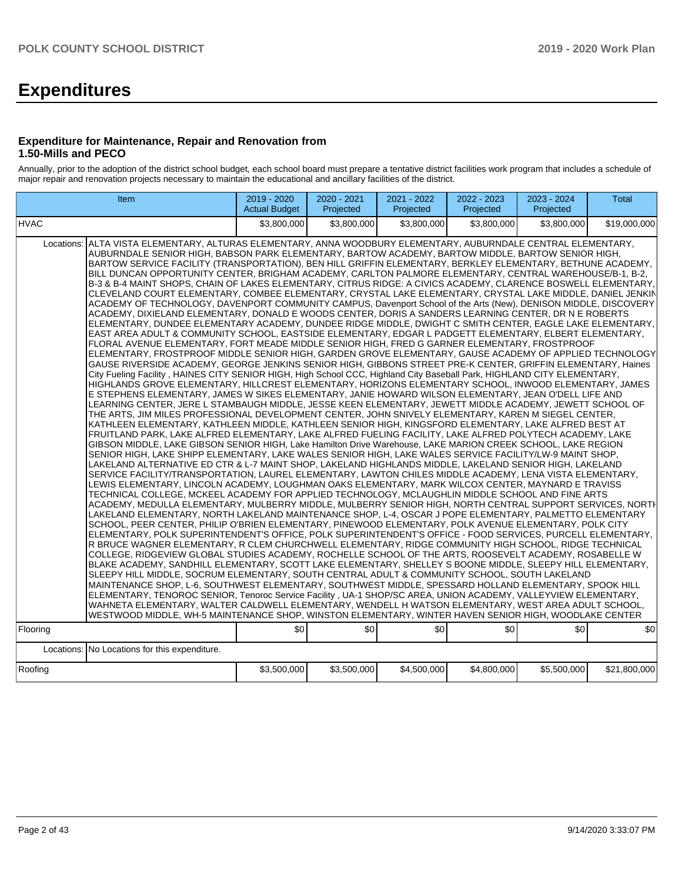# Expenditures

### Expenditure for Maintenance, Repair and Renovation from 1.50-Mills and PECO

Annually, prior to the adoption of the district school budget, each school board must prepare a tentative district facilities work program that includes a schedule of major repair and renovation projects necessary to maintain the educational and ancillary facilities of the district.

| Item | | 2019 - 2020 Actual Budget | 2020 - 2021 Projected | 2021 - 2022 Projected | 2022 - 2023 Projected | 2023 - 2024 Projected | Total |
|---|---|---|---|---|---|---|---|
| HVAC | | $3,800,000 | $3,800,000 | $3,800,000 | $3,800,000 | $3,800,000 | $19,000,000 |
| | Locations: | ALTA VISTA ELEMENTARY, ALTURAS ELEMENTARY, ANNA WOODBURY ELEMENTARY, AUBURNDALE CENTRAL ELEMENTARY, AUBURNDALE SENIOR HIGH, BABSON PARK ELEMENTARY, BARTOW ACADEMY, BARTOW MIDDLE, BARTOW SENIOR HIGH, BARTOW SERVICE FACILITY (TRANSPORTATION), BEN HILL GRIFFIN ELEMENTARY, BERKLEY ELEMENTARY, BETHUNE ACADEMY, BILL DUNCAN OPPORTUNITY CENTER, BRIGHAM ACADEMY, CARLTON PALMORE ELEMENTARY, CENTRAL WAREHOUSE/B-1, B-2, B-3 & B-4 MAINT SHOPS, CHAIN OF LAKES ELEMENTARY, CITRUS RIDGE: A CIVICS ACADEMY, CLARENCE BOSWELL ELEMENTARY, CLEVELAND COURT ELEMENTARY, COMBEE ELEMENTARY, CRYSTAL LAKE ELEMENTARY, CRYSTAL LAKE MIDDLE, DANIEL JENKINS ACADEMY OF TECHNOLOGY, DAVENPORT COMMUNITY CAMPUS, Davenport School of the Arts (New), DENISON MIDDLE, DISCOVERY ACADEMY, DIXIELAND ELEMENTARY, DONALD E WOODS CENTER, DORIS A SANDERS LEARNING CENTER, DR N E ROBERTS ELEMENTARY, DUNDEE ELEMENTARY ACADEMY, DUNDEE RIDGE MIDDLE, DWIGHT C SMITH CENTER, EAGLE LAKE ELEMENTARY, EAST AREA ADULT & COMMUNITY SCHOOL, EASTSIDE ELEMENTARY, EDGAR L PADGETT ELEMENTARY, ELBERT ELEMENTARY, FLORAL AVENUE ELEMENTARY, FORT MEADE MIDDLE SENIOR HIGH, FRED G GARNER ELEMENTARY, FROSTPROOF ELEMENTARY, FROSTPROOF MIDDLE SENIOR HIGH, GARDEN GROVE ELEMENTARY, GAUSE ACADEMY OF APPLIED TECHNOLOGY, GAUSE RIVERSIDE ACADEMY, GEORGE JENKINS SENIOR HIGH, GIBBONS STREET PRE-K CENTER, GRIFFIN ELEMENTARY, Haines City Fueling Facility , HAINES CITY SENIOR HIGH, High School CCC, Highland City Baseball Park, HIGHLAND CITY ELEMENTARY, HIGHLANDS GROVE ELEMENTARY, HILLCREST ELEMENTARY, HORIZONS ELEMENTARY SCHOOL, INWOOD ELEMENTARY, JAMES E STEPHENS ELEMENTARY, JAMES W SIKES ELEMENTARY, JANIE HOWARD WILSON ELEMENTARY, JEAN O'DELL LIFE AND LEARNING CENTER, JERE L STAMBAUGH MIDDLE, JESSE KEEN ELEMENTARY, JEWETT MIDDLE ACADEMY, JEWETT SCHOOL OF THE ARTS, JIM MILES PROFESSIONAL DEVELOPMENT CENTER, JOHN SNIVELY ELEMENTARY, KAREN M SIEGEL CENTER, KATHLEEN ELEMENTARY, KATHLEEN MIDDLE, KATHLEEN SENIOR HIGH, KINGSFORD ELEMENTARY, LAKE ALFRED BEST AT FRUITLAND PARK, LAKE ALFRED ELEMENTARY, LAKE ALFRED FUELING FACILITY, LAKE ALFRED POLYTECH ACADEMY, LAKE GIBSON MIDDLE, LAKE GIBSON SENIOR HIGH, Lake Hamilton Drive Warehouse, LAKE MARION CREEK SCHOOL, LAKE REGION SENIOR HIGH, LAKE SHIPP ELEMENTARY, LAKE WALES SENIOR HIGH, LAKE WALES SERVICE FACILITY/LW-9 MAINT SHOP, LAKELAND ALTERNATIVE ED CTR & L-7 MAINT SHOP, LAKELAND HIGHLANDS MIDDLE, LAKELAND SENIOR HIGH, LAKELAND SERVICE FACILITY/TRANSPORTATION, LAUREL ELEMENTARY, LAWTON CHILES MIDDLE ACADEMY, LENA VISTA ELEMENTARY, LEWIS ELEMENTARY, LINCOLN ACADEMY, LOUGHMAN OAKS ELEMENTARY, MARK WILCOX CENTER, MAYNARD E TRAVISS TECHNICAL COLLEGE, MCKEEL ACADEMY FOR APPLIED TECHNOLOGY, MCLAUGHLIN MIDDLE SCHOOL AND FINE ARTS ACADEMY, MEDULLA ELEMENTARY, MULBERRY MIDDLE, MULBERRY SENIOR HIGH, NORTH CENTRAL SUPPORT SERVICES, NORTH LAKELAND ELEMENTARY, NORTH LAKELAND MAINTENANCE SHOP, L-4, OSCAR J POPE ELEMENTARY, PALMETTO ELEMENTARY SCHOOL, PEER CENTER, PHILIP O'BRIEN ELEMENTARY, PINEWOOD ELEMENTARY, POLK AVENUE ELEMENTARY, POLK CITY ELEMENTARY, POLK SUPERINTENDENT'S OFFICE, POLK SUPERINTENDENT'S OFFICE - FOOD SERVICES, PURCELL ELEMENTARY, R BRUCE WAGNER ELEMENTARY, R CLEM CHURCHWELL ELEMENTARY, RIDGE COMMUNITY HIGH SCHOOL, RIDGE TECHNICAL COLLEGE, RIDGEVIEW GLOBAL STUDIES ACADEMY, ROCHELLE SCHOOL OF THE ARTS, ROOSEVELT ACADEMY, ROSABELLE W BLAKE ACADEMY, SANDHILL ELEMENTARY, SCOTT LAKE ELEMENTARY, SHELLEY S BOONE MIDDLE, SLEEPY HILL ELEMENTARY, SLEEPY HILL MIDDLE, SOCRUM ELEMENTARY, SOUTH CENTRAL ADULT & COMMUNITY SCHOOL, SOUTH LAKELAND MAINTENANCE SHOP, L-6, SOUTHWEST ELEMENTARY, SOUTHWEST MIDDLE, SPESSARD HOLLAND ELEMENTARY, SPOOK HILL ELEMENTARY, TENOROC SENIOR, Tenoroc Service Facility , UA-1 SHOP/SC AREA, UNION ACADEMY, VALLEYVIEW ELEMENTARY, WAHNETA ELEMENTARY, WALTER CALDWELL ELEMENTARY, WENDELL H WATSON ELEMENTARY, WEST AREA ADULT SCHOOL, WESTWOOD MIDDLE, WH-5 MAINTENANCE SHOP, WINSTON ELEMENTARY, WINTER HAVEN SENIOR HIGH, WOODLAKE CENTER | | | | | |
| Flooring | | $0 | $0 | $0 | $0 | $0 | $0 |
| | Locations: | No Locations for this expenditure. | | | | | |
| Roofing | | $3,500,000 | $3,500,000 | $4,500,000 | $4,800,000 | $5,500,000 | $21,800,000 |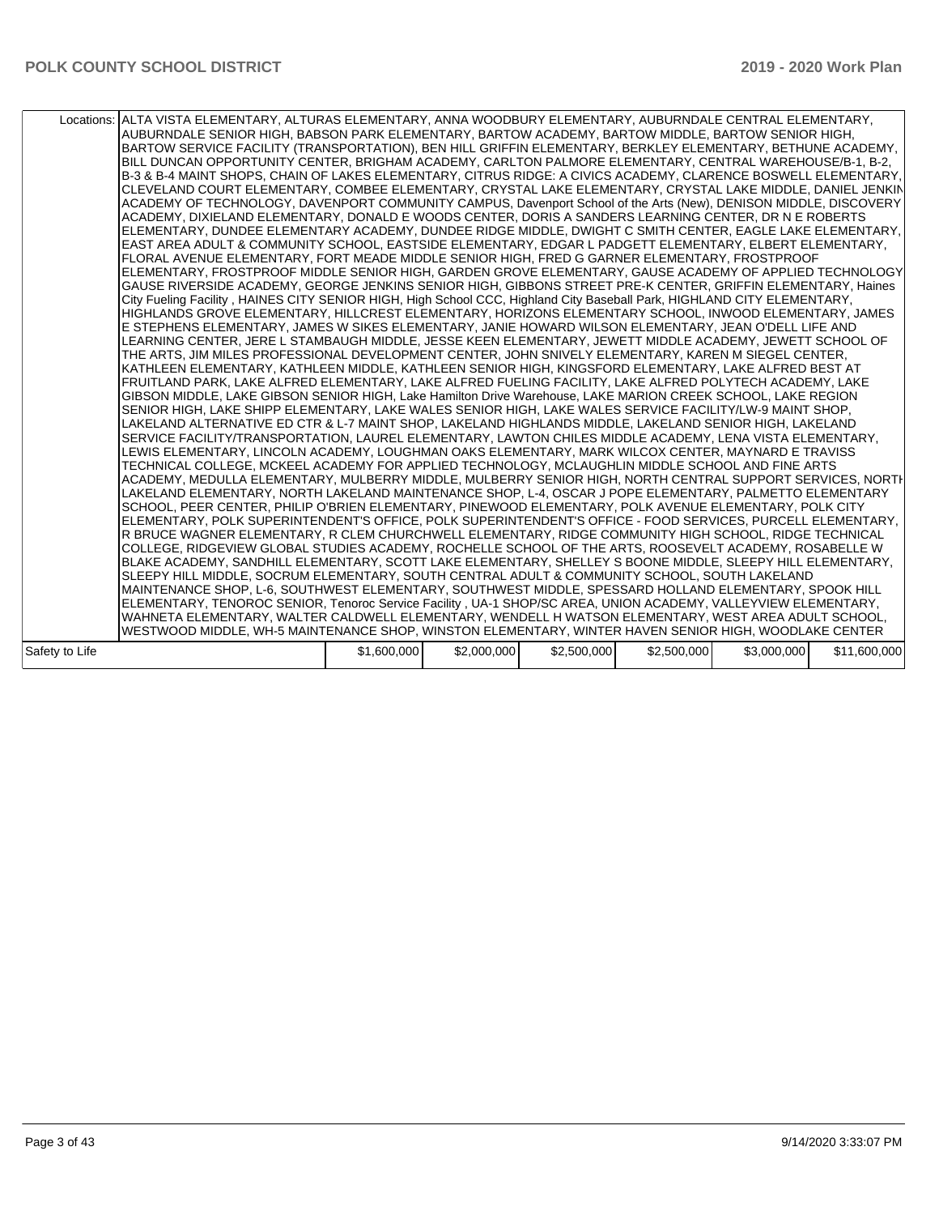| | | | | | | |
|---|---|---|---|---|---|---|
| Locations: | ALTA VISTA ELEMENTARY, ALTURAS ELEMENTARY, ANNA WOODBURY ELEMENTARY, AUBURNDALE CENTRAL ELEMENTARY, AUBURNDALE SENIOR HIGH, BABSON PARK ELEMENTARY, BARTOW ACADEMY, BARTOW MIDDLE, BARTOW SENIOR HIGH, BARTOW SERVICE FACILITY (TRANSPORTATION), BEN HILL GRIFFIN ELEMENTARY, BERKLEY ELEMENTARY, BETHUNE ACADEMY, BILL DUNCAN OPPORTUNITY CENTER, BRIGHAM ACADEMY, CARLTON PALMORE ELEMENTARY, CENTRAL WAREHOUSE/B-1, B-2, B-3 & B-4 MAINT SHOPS, CHAIN OF LAKES ELEMENTARY, CITRUS RIDGE: A CIVICS ACADEMY, CLARENCE BOSWELL ELEMENTARY, CLEVELAND COURT ELEMENTARY, COMBEE ELEMENTARY, CRYSTAL LAKE ELEMENTARY, CRYSTAL LAKE MIDDLE, DANIEL JENKINS ACADEMY OF TECHNOLOGY, DAVENPORT COMMUNITY CAMPUS, Davenport School of the Arts (New), DENISON MIDDLE, DISCOVERY ACADEMY, DIXIELAND ELEMENTARY, DONALD E WOODS CENTER, DORIS A SANDERS LEARNING CENTER, DR N E ROBERTS ELEMENTARY, DUNDEE ELEMENTARY ACADEMY, DUNDEE RIDGE MIDDLE, DWIGHT C SMITH CENTER, EAGLE LAKE ELEMENTARY, EAST AREA ADULT & COMMUNITY SCHOOL, EASTSIDE ELEMENTARY, EDGAR L PADGETT ELEMENTARY, ELBERT ELEMENTARY, FLORAL AVENUE ELEMENTARY, FORT MEADE MIDDLE SENIOR HIGH, FRED G GARNER ELEMENTARY, FROSTPROOF ELEMENTARY, FROSTPROOF MIDDLE SENIOR HIGH, GARDEN GROVE ELEMENTARY, GAUSE ACADEMY OF APPLIED TECHNOLOGY, GAUSE RIVERSIDE ACADEMY, GEORGE JENKINS SENIOR HIGH, GIBBONS STREET PRE-K CENTER, GRIFFIN ELEMENTARY, Haines City Fueling Facility , HAINES CITY SENIOR HIGH, High School CCC, Highland City Baseball Park, HIGHLAND CITY ELEMENTARY, HIGHLANDS GROVE ELEMENTARY, HILLCREST ELEMENTARY, HORIZONS ELEMENTARY SCHOOL, INWOOD ELEMENTARY, JAMES E STEPHENS ELEMENTARY, JAMES W SIKES ELEMENTARY, JANIE HOWARD WILSON ELEMENTARY, JEAN O'DELL LIFE AND LEARNING CENTER, JERE L STAMBAUGH MIDDLE, JESSE KEEN ELEMENTARY, JEWETT MIDDLE ACADEMY, JEWETT SCHOOL OF THE ARTS, JIM MILES PROFESSIONAL DEVELOPMENT CENTER, JOHN SNIVELY ELEMENTARY, KAREN M SIEGEL CENTER, KATHLEEN ELEMENTARY, KATHLEEN MIDDLE, KATHLEEN SENIOR HIGH, KINGSFORD ELEMENTARY, LAKE ALFRED BEST AT FRUITLAND PARK, LAKE ALFRED ELEMENTARY, LAKE ALFRED FUELING FACILITY, LAKE ALFRED POLYTECH ACADEMY, LAKE GIBSON MIDDLE, LAKE GIBSON SENIOR HIGH, Lake Hamilton Drive Warehouse, LAKE MARION CREEK SCHOOL, LAKE REGION SENIOR HIGH, LAKE SHIPP ELEMENTARY, LAKE WALES SENIOR HIGH, LAKE WALES SERVICE FACILITY/LW-9 MAINT SHOP, LAKELAND ALTERNATIVE ED CTR & L-7 MAINT SHOP, LAKELAND HIGHLANDS MIDDLE, LAKELAND SENIOR HIGH, LAKELAND SERVICE FACILITY/TRANSPORTATION, LAUREL ELEMENTARY, LAWTON CHILES MIDDLE ACADEMY, LENA VISTA ELEMENTARY, LEWIS ELEMENTARY, LINCOLN ACADEMY, LOUGHMAN OAKS ELEMENTARY, MARK WILCOX CENTER, MAYNARD E TRAVISS TECHNICAL COLLEGE, MCKEEL ACADEMY FOR APPLIED TECHNOLOGY, MCLAUGHLIN MIDDLE SCHOOL AND FINE ARTS ACADEMY, MEDULLA ELEMENTARY, MULBERRY MIDDLE, MULBERRY SENIOR HIGH, NORTH CENTRAL SUPPORT SERVICES, NORTH LAKELAND ELEMENTARY, NORTH LAKELAND MAINTENANCE SHOP, L-4, OSCAR J POPE ELEMENTARY, PALMETTO ELEMENTARY SCHOOL, PEER CENTER, PHILIP O'BRIEN ELEMENTARY, PINEWOOD ELEMENTARY, POLK AVENUE ELEMENTARY, POLK CITY ELEMENTARY, POLK SUPERINTENDENT'S OFFICE, POLK SUPERINTENDENT'S OFFICE - FOOD SERVICES, PURCELL ELEMENTARY, R BRUCE WAGNER ELEMENTARY, R CLEM CHURCHWELL ELEMENTARY, RIDGE COMMUNITY HIGH SCHOOL, RIDGE TECHNICAL COLLEGE, RIDGEVIEW GLOBAL STUDIES ACADEMY, ROCHELLE SCHOOL OF THE ARTS, ROOSEVELT ACADEMY, ROSABELLE W BLAKE ACADEMY, SANDHILL ELEMENTARY, SCOTT LAKE ELEMENTARY, SHELLEY S BOONE MIDDLE, SLEEPY HILL ELEMENTARY, SLEEPY HILL MIDDLE, SOCRUM ELEMENTARY, SOUTH CENTRAL ADULT & COMMUNITY SCHOOL, SOUTH LAKELAND MAINTENANCE SHOP, L-6, SOUTHWEST ELEMENTARY, SOUTHWEST MIDDLE, SPESSARD HOLLAND ELEMENTARY, SPOOK HILL ELEMENTARY, TENOROC SENIOR, Tenoroc Service Facility , UA-1 SHOP/SC AREA, UNION ACADEMY, VALLEYVIEW ELEMENTARY, WAHNETA ELEMENTARY, WALTER CALDWELL ELEMENTARY, WENDELL H WATSON ELEMENTARY, WEST AREA ADULT SCHOOL, WESTWOOD MIDDLE, WH-5 MAINTENANCE SHOP, WINSTON ELEMENTARY, WINTER HAVEN SENIOR HIGH, WOODLAKE CENTER | | | | | |
| Safety to Life | $1,600,000 | $2,000,000 | $2,500,000 | $2,500,000 | $3,000,000 | $11,600,000 |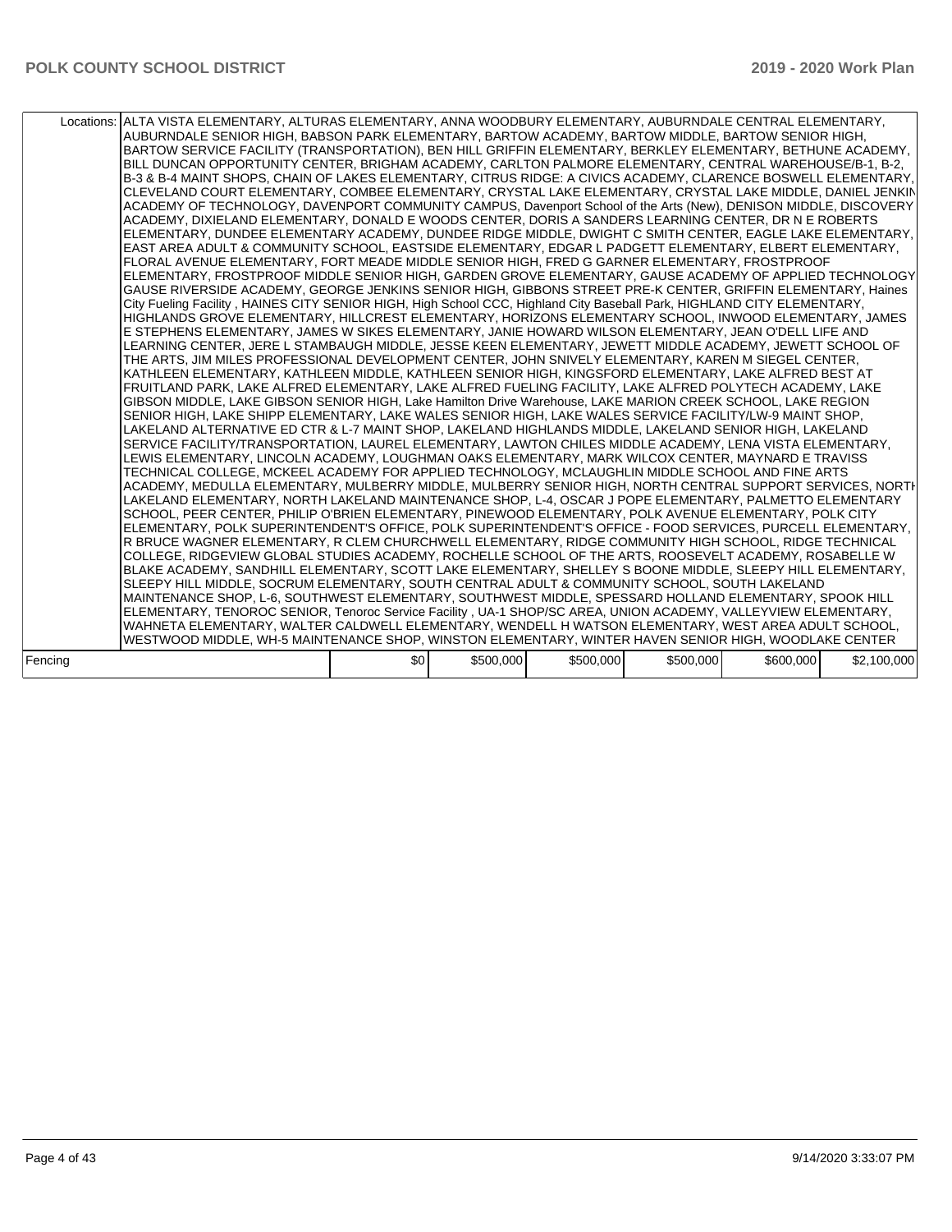| | | | | | | |
|---|---|---|---|---|---|---|
| Locations: | ALTA VISTA ELEMENTARY, ALTURAS ELEMENTARY, ANNA WOODBURY ELEMENTARY, AUBURNDALE CENTRAL ELEMENTARY, AUBURNDALE SENIOR HIGH, BABSON PARK ELEMENTARY, BARTOW ACADEMY, BARTOW MIDDLE, BARTOW SENIOR HIGH, BARTOW SERVICE FACILITY (TRANSPORTATION), BEN HILL GRIFFIN ELEMENTARY, BERKLEY ELEMENTARY, BETHUNE ACADEMY, BILL DUNCAN OPPORTUNITY CENTER, BRIGHAM ACADEMY, CARLTON PALMORE ELEMENTARY, CENTRAL WAREHOUSE/B-1, B-2, B-3 & B-4 MAINT SHOPS, CHAIN OF LAKES ELEMENTARY, CITRUS RIDGE: A CIVICS ACADEMY, CLARENCE BOSWELL ELEMENTARY, CLEVELAND COURT ELEMENTARY, COMBEE ELEMENTARY, CRYSTAL LAKE ELEMENTARY, CRYSTAL LAKE MIDDLE, DANIEL JENKINS ACADEMY OF TECHNOLOGY, DAVENPORT COMMUNITY CAMPUS, Davenport School of the Arts (New), DENISON MIDDLE, DISCOVERY ACADEMY, DIXIELAND ELEMENTARY, DONALD E WOODS CENTER, DORIS A SANDERS LEARNING CENTER, DR N E ROBERTS ELEMENTARY, DUNDEE ELEMENTARY ACADEMY, DUNDEE RIDGE MIDDLE, DWIGHT C SMITH CENTER, EAGLE LAKE ELEMENTARY, EAST AREA ADULT & COMMUNITY SCHOOL, EASTSIDE ELEMENTARY, EDGAR L PADGETT ELEMENTARY, ELBERT ELEMENTARY, FLORAL AVENUE ELEMENTARY, FORT MEADE MIDDLE SENIOR HIGH, FRED G GARNER ELEMENTARY, FROSTPROOF ELEMENTARY, FROSTPROOF MIDDLE SENIOR HIGH, GARDEN GROVE ELEMENTARY, GAUSE ACADEMY OF APPLIED TECHNOLOGY, GAUSE RIVERSIDE ACADEMY, GEORGE JENKINS SENIOR HIGH, GIBBONS STREET PRE-K CENTER, GRIFFIN ELEMENTARY, Haines City Fueling Facility , HAINES CITY SENIOR HIGH, High School CCC, Highland City Baseball Park, HIGHLAND CITY ELEMENTARY, HIGHLANDS GROVE ELEMENTARY, HILLCREST ELEMENTARY, HORIZONS ELEMENTARY SCHOOL, INWOOD ELEMENTARY, JAMES E STEPHENS ELEMENTARY, JAMES W SIKES ELEMENTARY, JANIE HOWARD WILSON ELEMENTARY, JEAN O'DELL LIFE AND LEARNING CENTER, JERE L STAMBAUGH MIDDLE, JESSE KEEN ELEMENTARY, JEWETT MIDDLE ACADEMY, JEWETT SCHOOL OF THE ARTS, JIM MILES PROFESSIONAL DEVELOPMENT CENTER, JOHN SNIVELY ELEMENTARY, KAREN M SIEGEL CENTER, KATHLEEN ELEMENTARY, KATHLEEN MIDDLE, KATHLEEN SENIOR HIGH, KINGSFORD ELEMENTARY, LAKE ALFRED BEST AT FRUITLAND PARK, LAKE ALFRED ELEMENTARY, LAKE ALFRED FUELING FACILITY, LAKE ALFRED POLYTECH ACADEMY, LAKE GIBSON MIDDLE, LAKE GIBSON SENIOR HIGH, Lake Hamilton Drive Warehouse, LAKE MARION CREEK SCHOOL, LAKE REGION SENIOR HIGH, LAKE SHIPP ELEMENTARY, LAKE WALES SENIOR HIGH, LAKE WALES SERVICE FACILITY/LW-9 MAINT SHOP, LAKELAND ALTERNATIVE ED CTR & L-7 MAINT SHOP, LAKELAND HIGHLANDS MIDDLE, LAKELAND SENIOR HIGH, LAKELAND SERVICE FACILITY/TRANSPORTATION, LAUREL ELEMENTARY, LAWTON CHILES MIDDLE ACADEMY, LENA VISTA ELEMENTARY, LEWIS ELEMENTARY, LINCOLN ACADEMY, LOUGHMAN OAKS ELEMENTARY, MARK WILCOX CENTER, MAYNARD E TRAVISS TECHNICAL COLLEGE, MCKEEL ACADEMY FOR APPLIED TECHNOLOGY, MCLAUGHLIN MIDDLE SCHOOL AND FINE ARTS ACADEMY, MEDULLA ELEMENTARY, MULBERRY MIDDLE, MULBERRY SENIOR HIGH, NORTH CENTRAL SUPPORT SERVICES, NORTH LAKELAND ELEMENTARY, NORTH LAKELAND MAINTENANCE SHOP, L-4, OSCAR J POPE ELEMENTARY, PALMETTO ELEMENTARY SCHOOL, PEER CENTER, PHILIP O'BRIEN ELEMENTARY, PINEWOOD ELEMENTARY, POLK AVENUE ELEMENTARY, POLK CITY ELEMENTARY, POLK SUPERINTENDENT'S OFFICE, POLK SUPERINTENDENT'S OFFICE - FOOD SERVICES, PURCELL ELEMENTARY, R BRUCE WAGNER ELEMENTARY, R CLEM CHURCHWELL ELEMENTARY, RIDGE COMMUNITY HIGH SCHOOL, RIDGE TECHNICAL COLLEGE, RIDGEVIEW GLOBAL STUDIES ACADEMY, ROCHELLE SCHOOL OF THE ARTS, ROOSEVELT ACADEMY, ROSABELLE W BLAKE ACADEMY, SANDHILL ELEMENTARY, SCOTT LAKE ELEMENTARY, SHELLEY S BOONE MIDDLE, SLEEPY HILL ELEMENTARY, SLEEPY HILL MIDDLE, SOCRUM ELEMENTARY, SOUTH CENTRAL ADULT & COMMUNITY SCHOOL, SOUTH LAKELAND MAINTENANCE SHOP, L-6, SOUTHWEST ELEMENTARY, SOUTHWEST MIDDLE, SPESSARD HOLLAND ELEMENTARY, SPOOK HILL ELEMENTARY, TENOROC SENIOR, Tenoroc Service Facility , UA-1 SHOP/SC AREA, UNION ACADEMY, VALLEYVIEW ELEMENTARY, WAHNETA ELEMENTARY, WALTER CALDWELL ELEMENTARY, WENDELL H WATSON ELEMENTARY, WEST AREA ADULT SCHOOL, WESTWOOD MIDDLE, WH-5 MAINTENANCE SHOP, WINSTON ELEMENTARY, WINTER HAVEN SENIOR HIGH, WOODLAKE CENTER | | | | | |
| Fencing | | $0 | $500,000 | $500,000 | $500,000 | $600,000 | $2,100,000 |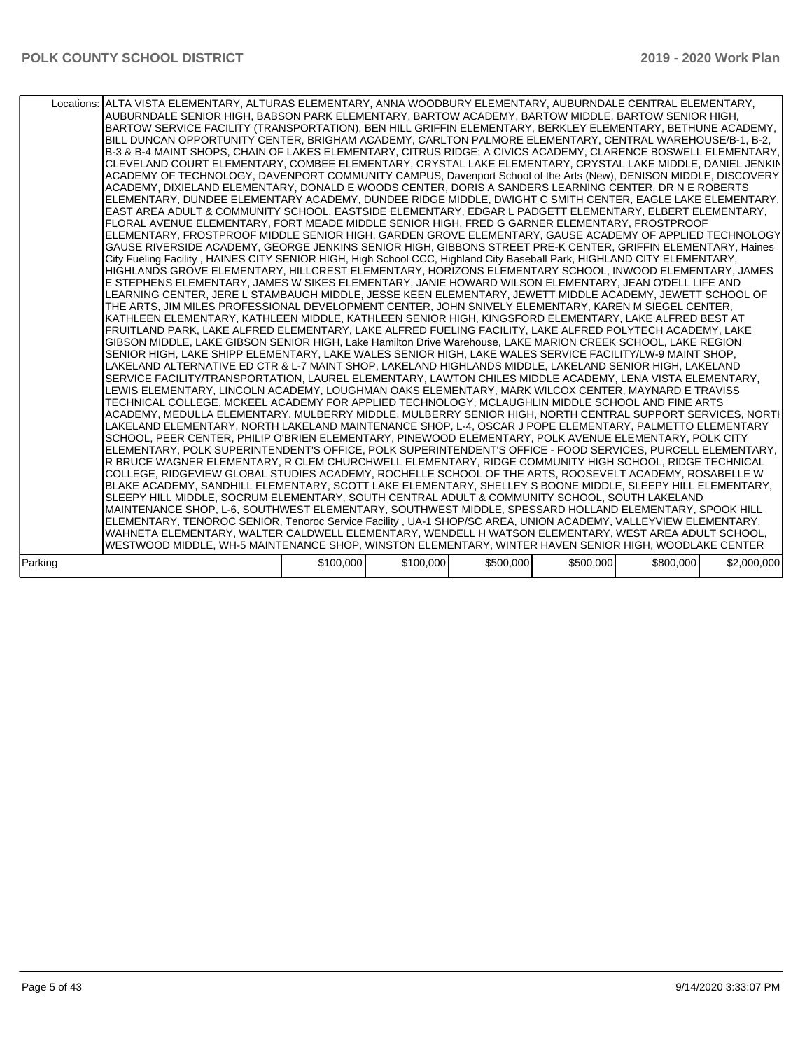| | | | | | | |
|---|---|---|---|---|---|---|
| Locations: | ALTA VISTA ELEMENTARY, ALTURAS ELEMENTARY, ANNA WOODBURY ELEMENTARY, AUBURNDALE CENTRAL ELEMENTARY, AUBURNDALE SENIOR HIGH, BABSON PARK ELEMENTARY, BARTOW ACADEMY, BARTOW MIDDLE, BARTOW SENIOR HIGH, BARTOW SERVICE FACILITY (TRANSPORTATION), BEN HILL GRIFFIN ELEMENTARY, BERKLEY ELEMENTARY, BETHUNE ACADEMY, BILL DUNCAN OPPORTUNITY CENTER, BRIGHAM ACADEMY, CARLTON PALMORE ELEMENTARY, CENTRAL WAREHOUSE/B-1, B-2, B-3 & B-4 MAINT SHOPS, CHAIN OF LAKES ELEMENTARY, CITRUS RIDGE: A CIVICS ACADEMY, CLARENCE BOSWELL ELEMENTARY, CLEVELAND COURT ELEMENTARY, COMBEE ELEMENTARY, CRYSTAL LAKE ELEMENTARY, CRYSTAL LAKE MIDDLE, DANIEL JENKINS ACADEMY OF TECHNOLOGY, DAVENPORT COMMUNITY CAMPUS, Davenport School of the Arts (New), DENISON MIDDLE, DISCOVERY ACADEMY, DIXIELAND ELEMENTARY, DONALD E WOODS CENTER, DORIS A SANDERS LEARNING CENTER, DR N E ROBERTS ELEMENTARY, DUNDEE ELEMENTARY ACADEMY, DUNDEE RIDGE MIDDLE, DWIGHT C SMITH CENTER, EAGLE LAKE ELEMENTARY, EAST AREA ADULT & COMMUNITY SCHOOL, EASTSIDE ELEMENTARY, EDGAR L PADGETT ELEMENTARY, ELBERT ELEMENTARY, FLORAL AVENUE ELEMENTARY, FORT MEADE MIDDLE SENIOR HIGH, FRED G GARNER ELEMENTARY, FROSTPROOF ELEMENTARY, FROSTPROOF MIDDLE SENIOR HIGH, GARDEN GROVE ELEMENTARY, GAUSE ACADEMY OF APPLIED TECHNOLOGY, GAUSE RIVERSIDE ACADEMY, GEORGE JENKINS SENIOR HIGH, GIBBONS STREET PRE-K CENTER, GRIFFIN ELEMENTARY, Haines City Fueling Facility , HAINES CITY SENIOR HIGH, High School CCC, Highland City Baseball Park, HIGHLAND CITY ELEMENTARY, HIGHLANDS GROVE ELEMENTARY, HILLCREST ELEMENTARY, HORIZONS ELEMENTARY SCHOOL, INWOOD ELEMENTARY, JAMES E STEPHENS ELEMENTARY, JAMES W SIKES ELEMENTARY, JANIE HOWARD WILSON ELEMENTARY, JEAN O'DELL LIFE AND LEARNING CENTER, JERE L STAMBAUGH MIDDLE, JESSE KEEN ELEMENTARY, JEWETT MIDDLE ACADEMY, JEWETT SCHOOL OF THE ARTS, JIM MILES PROFESSIONAL DEVELOPMENT CENTER, JOHN SNIVELY ELEMENTARY, KAREN M SIEGEL CENTER, KATHLEEN ELEMENTARY, KATHLEEN MIDDLE, KATHLEEN SENIOR HIGH, KINGSFORD ELEMENTARY, LAKE ALFRED BEST AT FRUITLAND PARK, LAKE ALFRED ELEMENTARY, LAKE ALFRED FUELING FACILITY, LAKE ALFRED POLYTECH ACADEMY, LAKE GIBSON MIDDLE, LAKE GIBSON SENIOR HIGH, Lake Hamilton Drive Warehouse, LAKE MARION CREEK SCHOOL, LAKE REGION SENIOR HIGH, LAKE SHIPP ELEMENTARY, LAKE WALES SENIOR HIGH, LAKE WALES SERVICE FACILITY/LW-9 MAINT SHOP, LAKELAND ALTERNATIVE ED CTR & L-7 MAINT SHOP, LAKELAND HIGHLANDS MIDDLE, LAKELAND SENIOR HIGH, LAKELAND SERVICE FACILITY/TRANSPORTATION, LAUREL ELEMENTARY, LAWTON CHILES MIDDLE ACADEMY, LENA VISTA ELEMENTARY, LEWIS ELEMENTARY, LINCOLN ACADEMY, LOUGHMAN OAKS ELEMENTARY, MARK WILCOX CENTER, MAYNARD E TRAVISS TECHNICAL COLLEGE, MCKEEL ACADEMY FOR APPLIED TECHNOLOGY, MCLAUGHLIN MIDDLE SCHOOL AND FINE ARTS ACADEMY, MEDULLA ELEMENTARY, MULBERRY MIDDLE, MULBERRY SENIOR HIGH, NORTH CENTRAL SUPPORT SERVICES, NORTH LAKELAND ELEMENTARY, NORTH LAKELAND MAINTENANCE SHOP, L-4, OSCAR J POPE ELEMENTARY, PALMETTO ELEMENTARY SCHOOL, PEER CENTER, PHILIP O'BRIEN ELEMENTARY, PINEWOOD ELEMENTARY, POLK AVENUE ELEMENTARY, POLK CITY ELEMENTARY, POLK SUPERINTENDENT'S OFFICE, POLK SUPERINTENDENT'S OFFICE - FOOD SERVICES, PURCELL ELEMENTARY, R BRUCE WAGNER ELEMENTARY, R CLEM CHURCHWELL ELEMENTARY, RIDGE COMMUNITY HIGH SCHOOL, RIDGE TECHNICAL COLLEGE, RIDGEVIEW GLOBAL STUDIES ACADEMY, ROCHELLE SCHOOL OF THE ARTS, ROOSEVELT ACADEMY, ROSABELLE W BLAKE ACADEMY, SANDHILL ELEMENTARY, SCOTT LAKE ELEMENTARY, SHELLEY S BOONE MIDDLE, SLEEPY HILL ELEMENTARY, SLEEPY HILL MIDDLE, SOCRUM ELEMENTARY, SOUTH CENTRAL ADULT & COMMUNITY SCHOOL, SOUTH LAKELAND MAINTENANCE SHOP, L-6, SOUTHWEST ELEMENTARY, SOUTHWEST MIDDLE, SPESSARD HOLLAND ELEMENTARY, SPOOK HILL ELEMENTARY, TENOROC SENIOR, Tenoroc Service Facility , UA-1 SHOP/SC AREA, UNION ACADEMY, VALLEYVIEW ELEMENTARY, WAHNETA ELEMENTARY, WALTER CALDWELL ELEMENTARY, WENDELL H WATSON ELEMENTARY, WEST AREA ADULT SCHOOL, WESTWOOD MIDDLE, WH-5 MAINTENANCE SHOP, WINSTON ELEMENTARY, WINTER HAVEN SENIOR HIGH, WOODLAKE CENTER | | | | | | |
| Parking | | $100,000 | $100,000 | $500,000 | $500,000 | $800,000 | $2,000,000 |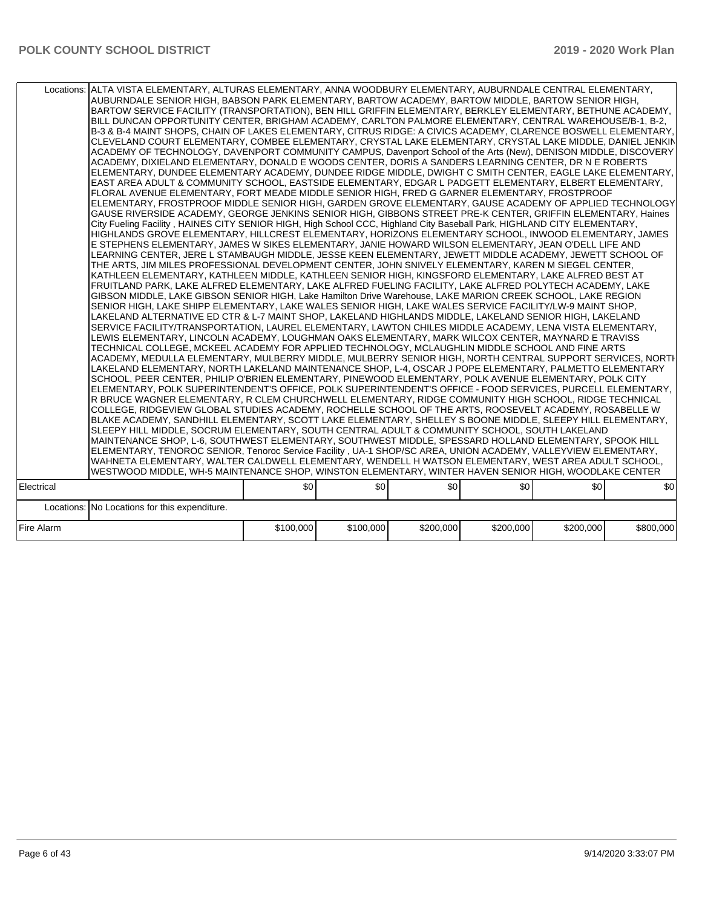| | | | | | | | |
|---|---|---|---|---|---|---|---|
| | Locations: | ALTA VISTA ELEMENTARY, ALTURAS ELEMENTARY, ANNA WOODBURY ELEMENTARY, AUBURNDALE CENTRAL ELEMENTARY, AUBURNDALE SENIOR HIGH, BABSON PARK ELEMENTARY, BARTOW ACADEMY, BARTOW MIDDLE, BARTOW SENIOR HIGH, BARTOW SERVICE FACILITY (TRANSPORTATION), BEN HILL GRIFFIN ELEMENTARY, BERKLEY ELEMENTARY, BETHUNE ACADEMY, BILL DUNCAN OPPORTUNITY CENTER, BRIGHAM ACADEMY, CARLTON PALMORE ELEMENTARY, CENTRAL WAREHOUSE/B-1, B-2, B-3 & B-4 MAINT SHOPS, CHAIN OF LAKES ELEMENTARY, CITRUS RIDGE: A CIVICS ACADEMY, CLARENCE BOSWELL ELEMENTARY, CLEVELAND COURT ELEMENTARY, COMBEE ELEMENTARY, CRYSTAL LAKE ELEMENTARY, CRYSTAL LAKE MIDDLE, DANIEL JENKINS ACADEMY OF TECHNOLOGY, DAVENPORT COMMUNITY CAMPUS, Davenport School of the Arts (New), DENISON MIDDLE, DISCOVERY ACADEMY, DIXIELAND ELEMENTARY, DONALD E WOODS CENTER, DORIS A SANDERS LEARNING CENTER, DR N E ROBERTS ELEMENTARY, DUNDEE ELEMENTARY ACADEMY, DUNDEE RIDGE MIDDLE, DWIGHT C SMITH CENTER, EAGLE LAKE ELEMENTARY, EAST AREA ADULT & COMMUNITY SCHOOL, EASTSIDE ELEMENTARY, EDGAR L PADGETT ELEMENTARY, ELBERT ELEMENTARY, FLORAL AVENUE ELEMENTARY, FORT MEADE MIDDLE SENIOR HIGH, FRED G GARNER ELEMENTARY, FROSTPROOF ELEMENTARY, FROSTPROOF MIDDLE SENIOR HIGH, GARDEN GROVE ELEMENTARY, GAUSE ACADEMY OF APPLIED TECHNOLOGY, GAUSE RIVERSIDE ACADEMY, GEORGE JENKINS SENIOR HIGH, GIBBONS STREET PRE-K CENTER, GRIFFIN ELEMENTARY, Haines City Fueling Facility , HAINES CITY SENIOR HIGH, High School CCC, Highland City Baseball Park, HIGHLAND CITY ELEMENTARY, HIGHLANDS GROVE ELEMENTARY, HILLCREST ELEMENTARY, HORIZONS ELEMENTARY SCHOOL, INWOOD ELEMENTARY, JAMES E STEPHENS ELEMENTARY, JAMES W SIKES ELEMENTARY, JANIE HOWARD WILSON ELEMENTARY, JEAN O'DELL LIFE AND LEARNING CENTER, JERE L STAMBAUGH MIDDLE, JESSE KEEN ELEMENTARY, JEWETT MIDDLE ACADEMY, JEWETT SCHOOL OF THE ARTS, JIM MILES PROFESSIONAL DEVELOPMENT CENTER, JOHN SNIVELY ELEMENTARY, KAREN M SIEGEL CENTER, KATHLEEN ELEMENTARY, KATHLEEN MIDDLE, KATHLEEN SENIOR HIGH, KINGSFORD ELEMENTARY, LAKE ALFRED BEST AT FRUITLAND PARK, LAKE ALFRED ELEMENTARY, LAKE ALFRED FUELING FACILITY, LAKE ALFRED POLYTECH ACADEMY, LAKE GIBSON MIDDLE, LAKE GIBSON SENIOR HIGH, Lake Hamilton Drive Warehouse, LAKE MARION CREEK SCHOOL, LAKE REGION SENIOR HIGH, LAKE SHIPP ELEMENTARY, LAKE WALES SENIOR HIGH, LAKE WALES SERVICE FACILITY/LW-9 MAINT SHOP, LAKELAND ALTERNATIVE ED CTR & L-7 MAINT SHOP, LAKELAND HIGHLANDS MIDDLE, LAKELAND SENIOR HIGH, LAKELAND SERVICE FACILITY/TRANSPORTATION, LAUREL ELEMENTARY, LAWTON CHILES MIDDLE ACADEMY, LENA VISTA ELEMENTARY, LEWIS ELEMENTARY, LINCOLN ACADEMY, LOUGHMAN OAKS ELEMENTARY, MARK WILCOX CENTER, MAYNARD E TRAVISS TECHNICAL COLLEGE, MCKEEL ACADEMY FOR APPLIED TECHNOLOGY, MCLAUGHLIN MIDDLE SCHOOL AND FINE ARTS ACADEMY, MEDULLA ELEMENTARY, MULBERRY MIDDLE, MULBERRY SENIOR HIGH, NORTH CENTRAL SUPPORT SERVICES, NORTH LAKELAND ELEMENTARY, NORTH LAKELAND MAINTENANCE SHOP, L-4, OSCAR J POPE ELEMENTARY, PALMETTO ELEMENTARY SCHOOL, PEER CENTER, PHILIP O'BRIEN ELEMENTARY, PINEWOOD ELEMENTARY, POLK AVENUE ELEMENTARY, POLK CITY ELEMENTARY, POLK SUPERINTENDENT'S OFFICE, POLK SUPERINTENDENT'S OFFICE - FOOD SERVICES, PURCELL ELEMENTARY, R BRUCE WAGNER ELEMENTARY, R CLEM CHURCHWELL ELEMENTARY, RIDGE COMMUNITY HIGH SCHOOL, RIDGE TECHNICAL COLLEGE, RIDGEVIEW GLOBAL STUDIES ACADEMY, ROCHELLE SCHOOL OF THE ARTS, ROOSEVELT ACADEMY, ROSABELLE W BLAKE ACADEMY, SANDHILL ELEMENTARY, SCOTT LAKE ELEMENTARY, SHELLEY S BOONE MIDDLE, SLEEPY HILL ELEMENTARY, SLEEPY HILL MIDDLE, SOCRUM ELEMENTARY, SOUTH CENTRAL ADULT & COMMUNITY SCHOOL, SOUTH LAKELAND MAINTENANCE SHOP, L-6, SOUTHWEST ELEMENTARY, SOUTHWEST MIDDLE, SPESSARD HOLLAND ELEMENTARY, SPOOK HILL ELEMENTARY, TENOROC SENIOR, Tenoroc Service Facility , UA-1 SHOP/SC AREA, UNION ACADEMY, VALLEYVIEW ELEMENTARY, WAHNETA ELEMENTARY, WALTER CALDWELL ELEMENTARY, WENDELL H WATSON ELEMENTARY, WEST AREA ADULT SCHOOL, WESTWOOD MIDDLE, WH-5 MAINTENANCE SHOP, WINSTON ELEMENTARY, WINTER HAVEN SENIOR HIGH, WOODLAKE CENTER | | | | | |
| Electrical | | $0 | $0 | $0 | $0 | $0 | $0 |
| | Locations: | No Locations for this expenditure. | | | | | |
| Fire Alarm | | $100,000 | $100,000 | $200,000 | $200,000 | $200,000 | $800,000 |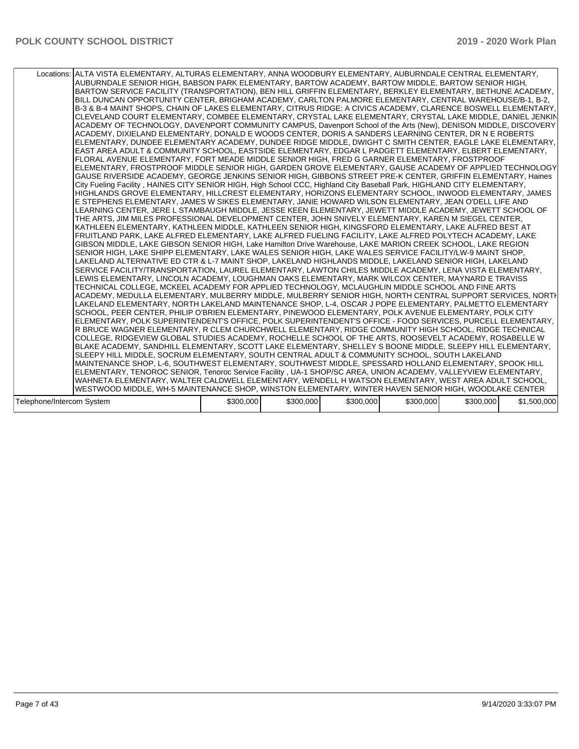| | | | | | | |
|---|---|---|---|---|---|---|
| Locations: | ALTA VISTA ELEMENTARY, ALTURAS ELEMENTARY, ANNA WOODBURY ELEMENTARY, AUBURNDALE CENTRAL ELEMENTARY, AUBURNDALE SENIOR HIGH, BABSON PARK ELEMENTARY, BARTOW ACADEMY, BARTOW MIDDLE, BARTOW SENIOR HIGH, BARTOW SERVICE FACILITY (TRANSPORTATION), BEN HILL GRIFFIN ELEMENTARY, BERKLEY ELEMENTARY, BETHUNE ACADEMY, BILL DUNCAN OPPORTUNITY CENTER, BRIGHAM ACADEMY, CARLTON PALMORE ELEMENTARY, CENTRAL WAREHOUSE/B-1, B-2, B-3 & B-4 MAINT SHOPS, CHAIN OF LAKES ELEMENTARY, CITRUS RIDGE: A CIVICS ACADEMY, CLARENCE BOSWELL ELEMENTARY, CLEVELAND COURT ELEMENTARY, COMBEE ELEMENTARY, CRYSTAL LAKE ELEMENTARY, CRYSTAL LAKE MIDDLE, DANIEL JENKINS ACADEMY OF TECHNOLOGY, DAVENPORT COMMUNITY CAMPUS, Davenport School of the Arts (New), DENISON MIDDLE, DISCOVERY ACADEMY, DIXIELAND ELEMENTARY, DONALD E WOODS CENTER, DORIS A SANDERS LEARNING CENTER, DR N E ROBERTS ELEMENTARY, DUNDEE ELEMENTARY ACADEMY, DUNDEE RIDGE MIDDLE, DWIGHT C SMITH CENTER, EAGLE LAKE ELEMENTARY, EAST AREA ADULT & COMMUNITY SCHOOL, EASTSIDE ELEMENTARY, EDGAR L PADGETT ELEMENTARY, ELBERT ELEMENTARY, FLORAL AVENUE ELEMENTARY, FORT MEADE MIDDLE SENIOR HIGH, FRED G GARNER ELEMENTARY, FROSTPROOF ELEMENTARY, FROSTPROOF MIDDLE SENIOR HIGH, GARDEN GROVE ELEMENTARY, GAUSE ACADEMY OF APPLIED TECHNOLOGY, GAUSE RIVERSIDE ACADEMY, GEORGE JENKINS SENIOR HIGH, GIBBONS STREET PRE-K CENTER, GRIFFIN ELEMENTARY, Haines City Fueling Facility , HAINES CITY SENIOR HIGH, High School CCC, Highland City Baseball Park, HIGHLAND CITY ELEMENTARY, HIGHLANDS GROVE ELEMENTARY, HILLCREST ELEMENTARY, HORIZONS ELEMENTARY SCHOOL, INWOOD ELEMENTARY, JAMES E STEPHENS ELEMENTARY, JAMES W SIKES ELEMENTARY, JANIE HOWARD WILSON ELEMENTARY, JEAN O'DELL LIFE AND LEARNING CENTER, JERE L STAMBAUGH MIDDLE, JESSE KEEN ELEMENTARY, JEWETT MIDDLE ACADEMY, JEWETT SCHOOL OF THE ARTS, JIM MILES PROFESSIONAL DEVELOPMENT CENTER, JOHN SNIVELY ELEMENTARY, KAREN M SIEGEL CENTER, KATHLEEN ELEMENTARY, KATHLEEN MIDDLE, KATHLEEN SENIOR HIGH, KINGSFORD ELEMENTARY, LAKE ALFRED BEST AT FRUITLAND PARK, LAKE ALFRED ELEMENTARY, LAKE ALFRED FUELING FACILITY, LAKE ALFRED POLYTECH ACADEMY, LAKE GIBSON MIDDLE, LAKE GIBSON SENIOR HIGH, Lake Hamilton Drive Warehouse, LAKE MARION CREEK SCHOOL, LAKE REGION SENIOR HIGH, LAKE SHIPP ELEMENTARY, LAKE WALES SENIOR HIGH, LAKE WALES SERVICE FACILITY/LW-9 MAINT SHOP, LAKELAND ALTERNATIVE ED CTR & L-7 MAINT SHOP, LAKELAND HIGHLANDS MIDDLE, LAKELAND SENIOR HIGH, LAKELAND SERVICE FACILITY/TRANSPORTATION, LAUREL ELEMENTARY, LAWTON CHILES MIDDLE ACADEMY, LENA VISTA ELEMENTARY, LEWIS ELEMENTARY, LINCOLN ACADEMY, LOUGHMAN OAKS ELEMENTARY, MARK WILCOX CENTER, MAYNARD E TRAVISS TECHNICAL COLLEGE, MCKEEL ACADEMY FOR APPLIED TECHNOLOGY, MCLAUGHLIN MIDDLE SCHOOL AND FINE ARTS ACADEMY, MEDULLA ELEMENTARY, MULBERRY MIDDLE, MULBERRY SENIOR HIGH, NORTH CENTRAL SUPPORT SERVICES, NORTH LAKELAND ELEMENTARY, NORTH LAKELAND MAINTENANCE SHOP, L-4, OSCAR J POPE ELEMENTARY, PALMETTO ELEMENTARY SCHOOL, PEER CENTER, PHILIP O'BRIEN ELEMENTARY, PINEWOOD ELEMENTARY, POLK AVENUE ELEMENTARY, POLK CITY ELEMENTARY, POLK SUPERINTENDENT'S OFFICE, POLK SUPERINTENDENT'S OFFICE - FOOD SERVICES, PURCELL ELEMENTARY, R BRUCE WAGNER ELEMENTARY, R CLEM CHURCHWELL ELEMENTARY, RIDGE COMMUNITY HIGH SCHOOL, RIDGE TECHNICAL COLLEGE, RIDGEVIEW GLOBAL STUDIES ACADEMY, ROCHELLE SCHOOL OF THE ARTS, ROOSEVELT ACADEMY, ROSABELLE W BLAKE ACADEMY, SANDHILL ELEMENTARY, SCOTT LAKE ELEMENTARY, SHELLEY S BOONE MIDDLE, SLEEPY HILL ELEMENTARY, SLEEPY HILL MIDDLE, SOCRUM ELEMENTARY, SOUTH CENTRAL ADULT & COMMUNITY SCHOOL, SOUTH LAKELAND MAINTENANCE SHOP, L-6, SOUTHWEST ELEMENTARY, SOUTHWEST MIDDLE, SPESSARD HOLLAND ELEMENTARY, SPOOK HILL ELEMENTARY, TENOROC SENIOR, Tenoroc Service Facility , UA-1 SHOP/SC AREA, UNION ACADEMY, VALLEYVIEW ELEMENTARY, WAHNETA ELEMENTARY, WALTER CALDWELL ELEMENTARY, WENDELL H WATSON ELEMENTARY, WEST AREA ADULT SCHOOL, WESTWOOD MIDDLE, WH-5 MAINTENANCE SHOP, WINSTON ELEMENTARY, WINTER HAVEN SENIOR HIGH, WOODLAKE CENTER | | | | | |
| Telephone/Intercom System | | $300,000 | $300,000 | $300,000 | $300,000 | $300,000 | $1,500,000 |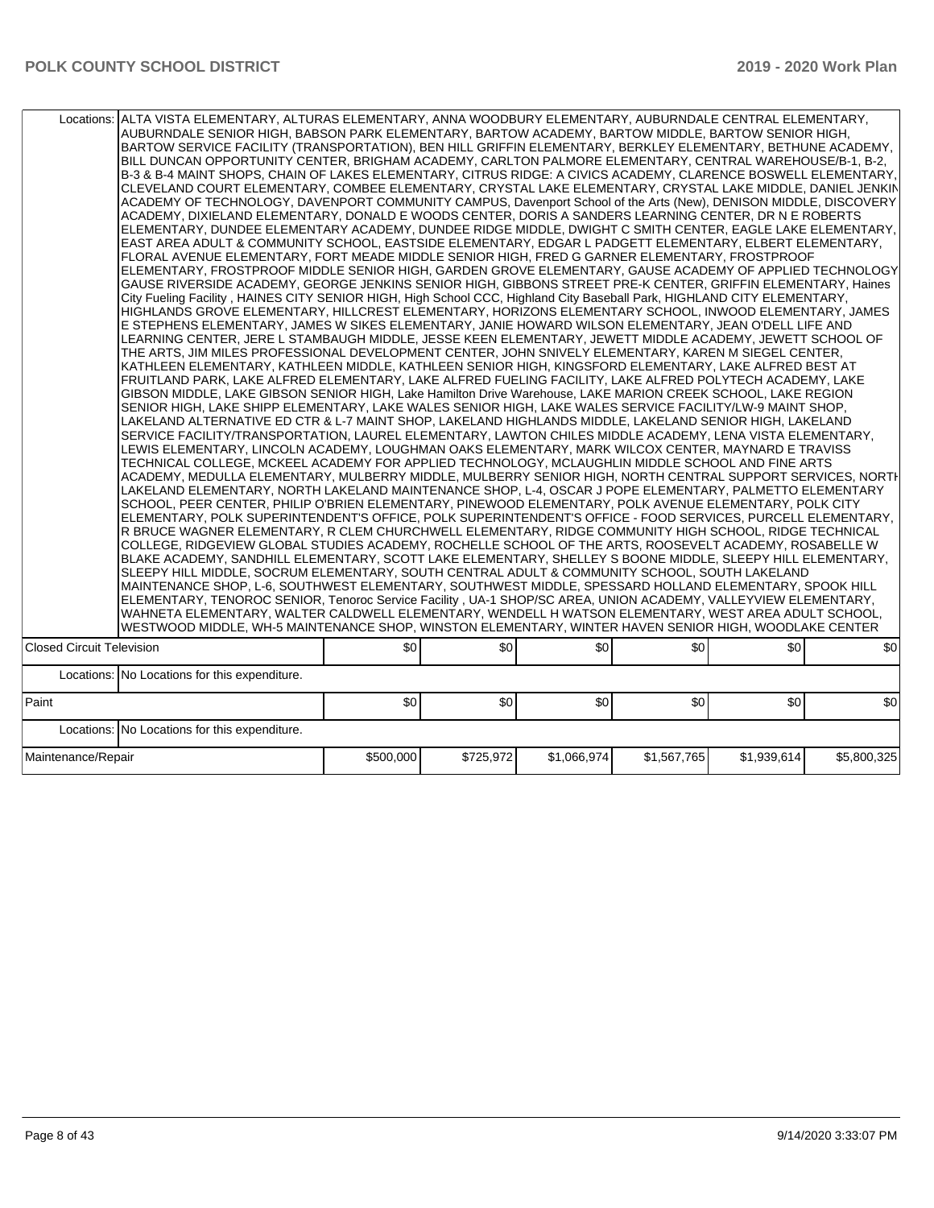| | | | | | | |
|---|---|---|---|---|---|---|
| Locations: | ALTA VISTA ELEMENTARY, ALTURAS ELEMENTARY, ANNA WOODBURY ELEMENTARY, AUBURNDALE CENTRAL ELEMENTARY, AUBURNDALE SENIOR HIGH, BABSON PARK ELEMENTARY, BARTOW ACADEMY, BARTOW MIDDLE, BARTOW SENIOR HIGH, BARTOW SERVICE FACILITY (TRANSPORTATION), BEN HILL GRIFFIN ELEMENTARY, BERKLEY ELEMENTARY, BETHUNE ACADEMY, BILL DUNCAN OPPORTUNITY CENTER, BRIGHAM ACADEMY, CARLTON PALMORE ELEMENTARY, CENTRAL WAREHOUSE/B-1, B-2, B-3 & B-4 MAINT SHOPS, CHAIN OF LAKES ELEMENTARY, CITRUS RIDGE: A CIVICS ACADEMY, CLARENCE BOSWELL ELEMENTARY, CLEVELAND COURT ELEMENTARY, COMBEE ELEMENTARY, CRYSTAL LAKE ELEMENTARY, CRYSTAL LAKE MIDDLE, DANIEL JENKIN ACADEMY OF TECHNOLOGY, DAVENPORT COMMUNITY CAMPUS, Davenport School of the Arts (New), DENISON MIDDLE, DISCOVERY ACADEMY, DIXIELAND ELEMENTARY, DONALD E WOODS CENTER, DORIS A SANDERS LEARNING CENTER, DR N E ROBERTS ELEMENTARY, DUNDEE ELEMENTARY ACADEMY, DUNDEE RIDGE MIDDLE, DWIGHT C SMITH CENTER, EAGLE LAKE ELEMENTARY, EAST AREA ADULT & COMMUNITY SCHOOL, EASTSIDE ELEMENTARY, EDGAR L PADGETT ELEMENTARY, ELBERT ELEMENTARY, FLORAL AVENUE ELEMENTARY, FORT MEADE MIDDLE SENIOR HIGH, FRED G GARNER ELEMENTARY, FROSTPROOF ELEMENTARY, FROSTPROOF MIDDLE SENIOR HIGH, GARDEN GROVE ELEMENTARY, GAUSE ACADEMY OF APPLIED TECHNOLOGY GAUSE RIVERSIDE ACADEMY, GEORGE JENKINS SENIOR HIGH, GIBBONS STREET PRE-K CENTER, GRIFFIN ELEMENTARY, Haines City Fueling Facility , HAINES CITY SENIOR HIGH, High School CCC, Highland City Baseball Park, HIGHLAND CITY ELEMENTARY, HIGHLANDS GROVE ELEMENTARY, HILLCREST ELEMENTARY, HORIZONS ELEMENTARY SCHOOL, INWOOD ELEMENTARY, JAMES E STEPHENS ELEMENTARY, JAMES W SIKES ELEMENTARY, JANIE HOWARD WILSON ELEMENTARY, JEAN O'DELL LIFE AND LEARNING CENTER, JERE L STAMBAUGH MIDDLE, JESSE KEEN ELEMENTARY, JEWETT MIDDLE ACADEMY, JEWETT SCHOOL OF THE ARTS, JIM MILES PROFESSIONAL DEVELOPMENT CENTER, JOHN SNIVELY ELEMENTARY, KAREN M SIEGEL CENTER, KATHLEEN ELEMENTARY, KATHLEEN MIDDLE, KATHLEEN SENIOR HIGH, KINGSFORD ELEMENTARY, LAKE ALFRED BEST AT FRUITLAND PARK, LAKE ALFRED ELEMENTARY, LAKE ALFRED FUELING FACILITY, LAKE ALFRED POLYTECH ACADEMY, LAKE GIBSON MIDDLE, LAKE GIBSON SENIOR HIGH, Lake Hamilton Drive Warehouse, LAKE MARION CREEK SCHOOL, LAKE REGION SENIOR HIGH, LAKE SHIPP ELEMENTARY, LAKE WALES SENIOR HIGH, LAKE WALES SERVICE FACILITY/LW-9 MAINT SHOP, LAKELAND ALTERNATIVE ED CTR & L-7 MAINT SHOP, LAKELAND HIGHLANDS MIDDLE, LAKELAND SENIOR HIGH, LAKELAND SERVICE FACILITY/TRANSPORTATION, LAUREL ELEMENTARY, LAWTON CHILES MIDDLE ACADEMY, LENA VISTA ELEMENTARY, LEWIS ELEMENTARY, LINCOLN ACADEMY, LOUGHMAN OAKS ELEMENTARY, MARK WILCOX CENTER, MAYNARD E TRAVISS TECHNICAL COLLEGE, MCKEEL ACADEMY FOR APPLIED TECHNOLOGY, MCLAUGHLIN MIDDLE SCHOOL AND FINE ARTS ACADEMY, MEDULLA ELEMENTARY, MULBERRY MIDDLE, MULBERRY SENIOR HIGH, NORTH CENTRAL SUPPORT SERVICES, NORTH LAKELAND ELEMENTARY, NORTH LAKELAND MAINTENANCE SHOP, L-4, OSCAR J POPE ELEMENTARY, PALMETTO ELEMENTARY SCHOOL, PEER CENTER, PHILIP O'BRIEN ELEMENTARY, PINEWOOD ELEMENTARY, POLK AVENUE ELEMENTARY, POLK CITY ELEMENTARY, POLK SUPERINTENDENT'S OFFICE, POLK SUPERINTENDENT'S OFFICE - FOOD SERVICES, PURCELL ELEMENTARY, R BRUCE WAGNER ELEMENTARY, R CLEM CHURCHWELL ELEMENTARY, RIDGE COMMUNITY HIGH SCHOOL, RIDGE TECHNICAL COLLEGE, RIDGEVIEW GLOBAL STUDIES ACADEMY, ROCHELLE SCHOOL OF THE ARTS, ROOSEVELT ACADEMY, ROSABELLE W BLAKE ACADEMY, SANDHILL ELEMENTARY, SCOTT LAKE ELEMENTARY, SHELLEY S BOONE MIDDLE, SLEEPY HILL ELEMENTARY, SLEEPY HILL MIDDLE, SOCRUM ELEMENTARY, SOUTH CENTRAL ADULT & COMMUNITY SCHOOL, SOUTH LAKELAND MAINTENANCE SHOP, L-6, SOUTHWEST ELEMENTARY, SOUTHWEST MIDDLE, SPESSARD HOLLAND ELEMENTARY, SPOOK HILL ELEMENTARY, TENOROC SENIOR, Tenoroc Service Facility , UA-1 SHOP/SC AREA, UNION ACADEMY, VALLEYVIEW ELEMENTARY, WAHNETA ELEMENTARY, WALTER CALDWELL ELEMENTARY, WENDELL H WATSON ELEMENTARY, WEST AREA ADULT SCHOOL, WESTWOOD MIDDLE, WH-5 MAINTENANCE SHOP, WINSTON ELEMENTARY, WINTER HAVEN SENIOR HIGH, WOODLAKE CENTER | | | | | |
| Closed Circuit Television | | $0 | $0 | $0 | $0 | $0 | $0 |
| Locations: | No Locations for this expenditure. | | | | | |
| Paint | | $0 | $0 | $0 | $0 | $0 | $0 |
| Locations: | No Locations for this expenditure. | | | | | |
| Maintenance/Repair | | $500,000 | $725,972 | $1,066,974 | $1,567,765 | $1,939,614 | $5,800,325 |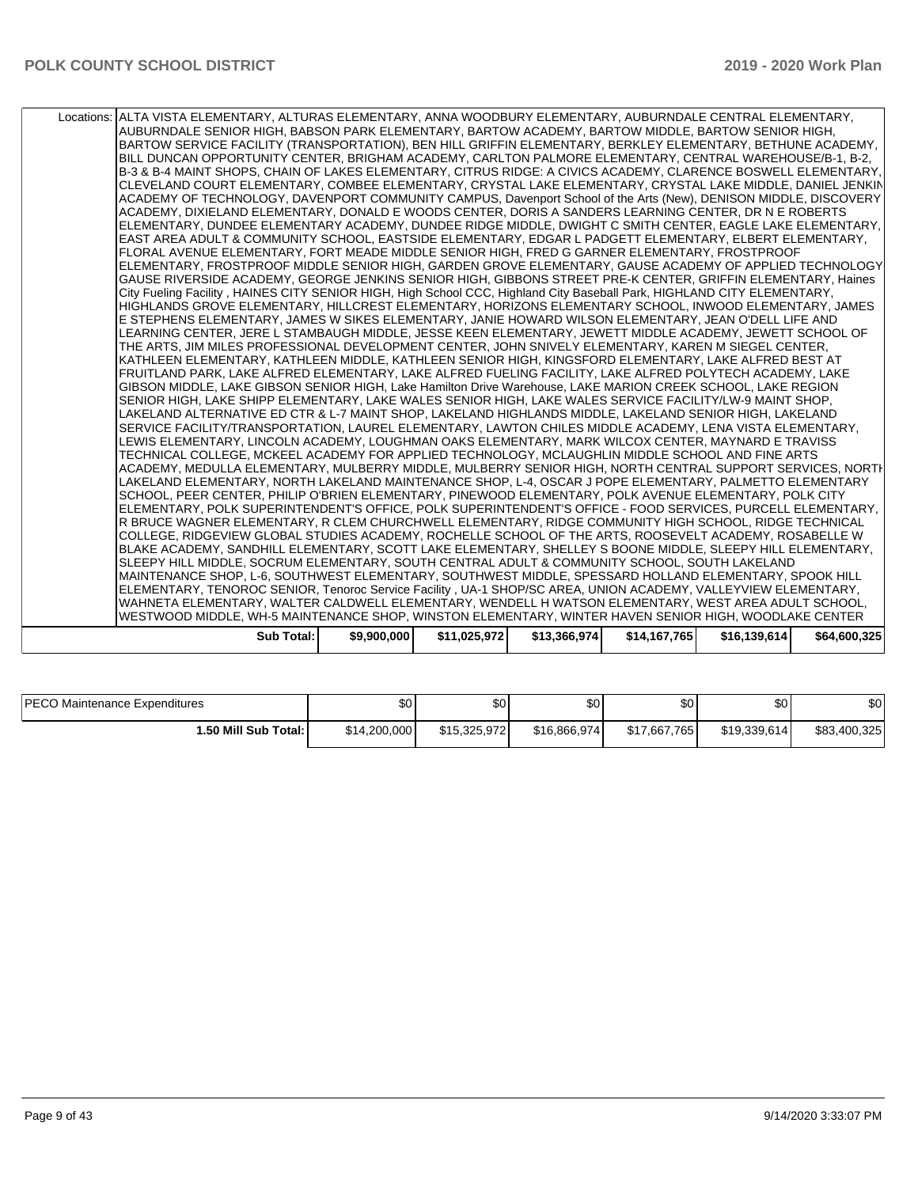| | | | | | | |
|---|---|---|---|---|---|---|
| Locations: | ALTA VISTA ELEMENTARY, ALTURAS ELEMENTARY, ANNA WOODBURY ELEMENTARY, AUBURNDALE CENTRAL ELEMENTARY, AUBURNDALE SENIOR HIGH, BABSON PARK ELEMENTARY, BARTOW ACADEMY, BARTOW MIDDLE, BARTOW SENIOR HIGH, BARTOW SERVICE FACILITY (TRANSPORTATION), BEN HILL GRIFFIN ELEMENTARY, BERKLEY ELEMENTARY, BETHUNE ACADEMY, BILL DUNCAN OPPORTUNITY CENTER, BRIGHAM ACADEMY, CARLTON PALMORE ELEMENTARY, CENTRAL WAREHOUSE/B-1, B-2, B-3 & B-4 MAINT SHOPS, CHAIN OF LAKES ELEMENTARY, CITRUS RIDGE: A CIVICS ACADEMY, CLARENCE BOSWELL ELEMENTARY, CLEVELAND COURT ELEMENTARY, COMBEE ELEMENTARY, CRYSTAL LAKE ELEMENTARY, CRYSTAL LAKE MIDDLE, DANIEL JENKINS ACADEMY OF TECHNOLOGY, DAVENPORT COMMUNITY CAMPUS, Davenport School of the Arts (New), DENISON MIDDLE, DISCOVERY ACADEMY, DIXIELAND ELEMENTARY, DONALD E WOODS CENTER, DORIS A SANDERS LEARNING CENTER, DR N E ROBERTS ELEMENTARY, DUNDEE ELEMENTARY ACADEMY, DUNDEE RIDGE MIDDLE, DWIGHT C SMITH CENTER, EAGLE LAKE ELEMENTARY, EAST AREA ADULT & COMMUNITY SCHOOL, EASTSIDE ELEMENTARY, EDGAR L PADGETT ELEMENTARY, ELBERT ELEMENTARY, FLORAL AVENUE ELEMENTARY, FORT MEADE MIDDLE SENIOR HIGH, FRED G GARNER ELEMENTARY, FROSTPROOF ELEMENTARY, FROSTPROOF MIDDLE SENIOR HIGH, GARDEN GROVE ELEMENTARY, GAUSE ACADEMY OF APPLIED TECHNOLOGY, GAUSE RIVERSIDE ACADEMY, GEORGE JENKINS SENIOR HIGH, GIBBONS STREET PRE-K CENTER, GRIFFIN ELEMENTARY, Haines City Fueling Facility , HAINES CITY SENIOR HIGH, High School CCC, Highland City Baseball Park, HIGHLAND CITY ELEMENTARY, HIGHLANDS GROVE ELEMENTARY, HILLCREST ELEMENTARY, HORIZONS ELEMENTARY SCHOOL, INWOOD ELEMENTARY, JAMES E STEPHENS ELEMENTARY, JAMES W SIKES ELEMENTARY, JANIE HOWARD WILSON ELEMENTARY, JEAN O'DELL LIFE AND LEARNING CENTER, JERE L STAMBAUGH MIDDLE, JESSE KEEN ELEMENTARY, JEWETT MIDDLE ACADEMY, JEWETT SCHOOL OF THE ARTS, JIM MILES PROFESSIONAL DEVELOPMENT CENTER, JOHN SNIVELY ELEMENTARY, KAREN M SIEGEL CENTER, KATHLEEN ELEMENTARY, KATHLEEN MIDDLE, KATHLEEN SENIOR HIGH, KINGSFORD ELEMENTARY, LAKE ALFRED BEST AT FRUITLAND PARK, LAKE ALFRED ELEMENTARY, LAKE ALFRED FUELING FACILITY, LAKE ALFRED POLYTECH ACADEMY, LAKE GIBSON MIDDLE, LAKE GIBSON SENIOR HIGH, Lake Hamilton Drive Warehouse, LAKE MARION CREEK SCHOOL, LAKE REGION SENIOR HIGH, LAKE SHIPP ELEMENTARY, LAKE WALES SENIOR HIGH, LAKE WALES SERVICE FACILITY/LW-9 MAINT SHOP, LAKELAND ALTERNATIVE ED CTR & L-7 MAINT SHOP, LAKELAND HIGHLANDS MIDDLE, LAKELAND SENIOR HIGH, LAKELAND SERVICE FACILITY/TRANSPORTATION, LAUREL ELEMENTARY, LAWTON CHILES MIDDLE ACADEMY, LENA VISTA ELEMENTARY, LEWIS ELEMENTARY, LINCOLN ACADEMY, LOUGHMAN OAKS ELEMENTARY, MARK WILCOX CENTER, MAYNARD E TRAVISS TECHNICAL COLLEGE, MCKEEL ACADEMY FOR APPLIED TECHNOLOGY, MCLAUGHLIN MIDDLE SCHOOL AND FINE ARTS ACADEMY, MEDULLA ELEMENTARY, MULBERRY MIDDLE, MULBERRY SENIOR HIGH, NORTH CENTRAL SUPPORT SERVICES, NORTH LAKELAND ELEMENTARY, NORTH LAKELAND MAINTENANCE SHOP, L-4, OSCAR J POPE ELEMENTARY, PALMETTO ELEMENTARY SCHOOL, PEER CENTER, PHILIP O'BRIEN ELEMENTARY, PINEWOOD ELEMENTARY, POLK AVENUE ELEMENTARY, POLK CITY ELEMENTARY, POLK SUPERINTENDENT'S OFFICE, POLK SUPERINTENDENT'S OFFICE - FOOD SERVICES, PURCELL ELEMENTARY, R BRUCE WAGNER ELEMENTARY, R CLEM CHURCHWELL ELEMENTARY, RIDGE COMMUNITY HIGH SCHOOL, RIDGE TECHNICAL COLLEGE, RIDGEVIEW GLOBAL STUDIES ACADEMY, ROCHELLE SCHOOL OF THE ARTS, ROOSEVELT ACADEMY, ROSABELLE W BLAKE ACADEMY, SANDHILL ELEMENTARY, SCOTT LAKE ELEMENTARY, SHELLEY S BOONE MIDDLE, SLEEPY HILL ELEMENTARY, SLEEPY HILL MIDDLE, SOCRUM ELEMENTARY, SOUTH CENTRAL ADULT & COMMUNITY SCHOOL, SOUTH LAKELAND MAINTENANCE SHOP, L-6, SOUTHWEST ELEMENTARY, SOUTHWEST MIDDLE, SPESSARD HOLLAND ELEMENTARY, SPOOK HILL ELEMENTARY, TENOROC SENIOR, Tenoroc Service Facility , UA-1 SHOP/SC AREA, UNION ACADEMY, VALLEYVIEW ELEMENTARY, WAHNETA ELEMENTARY, WALTER CALDWELL ELEMENTARY, WENDELL H WATSON ELEMENTARY, WEST AREA ADULT SCHOOL, WESTWOOD MIDDLE, WH-5 MAINTENANCE SHOP, WINSTON ELEMENTARY, WINTER HAVEN SENIOR HIGH, WOODLAKE CENTER | | | | | |
| **Sub Total:** | **$9,900,000** | **$11,025,972** | **$13,366,974** | **$14,167,765** | **$16,139,614** | **$64,600,325** |

| | | | | | | |
|---|---|---|---|---|---|---|
| PECO Maintenance Expenditures | $0 | $0 | $0 | $0 | $0 | $0 |
| **1.50 Mill Sub Total:** | $14,200,000 | $15,325,972 | $16,866,974 | $17,667,765 | $19,339,614 | $83,400,325 |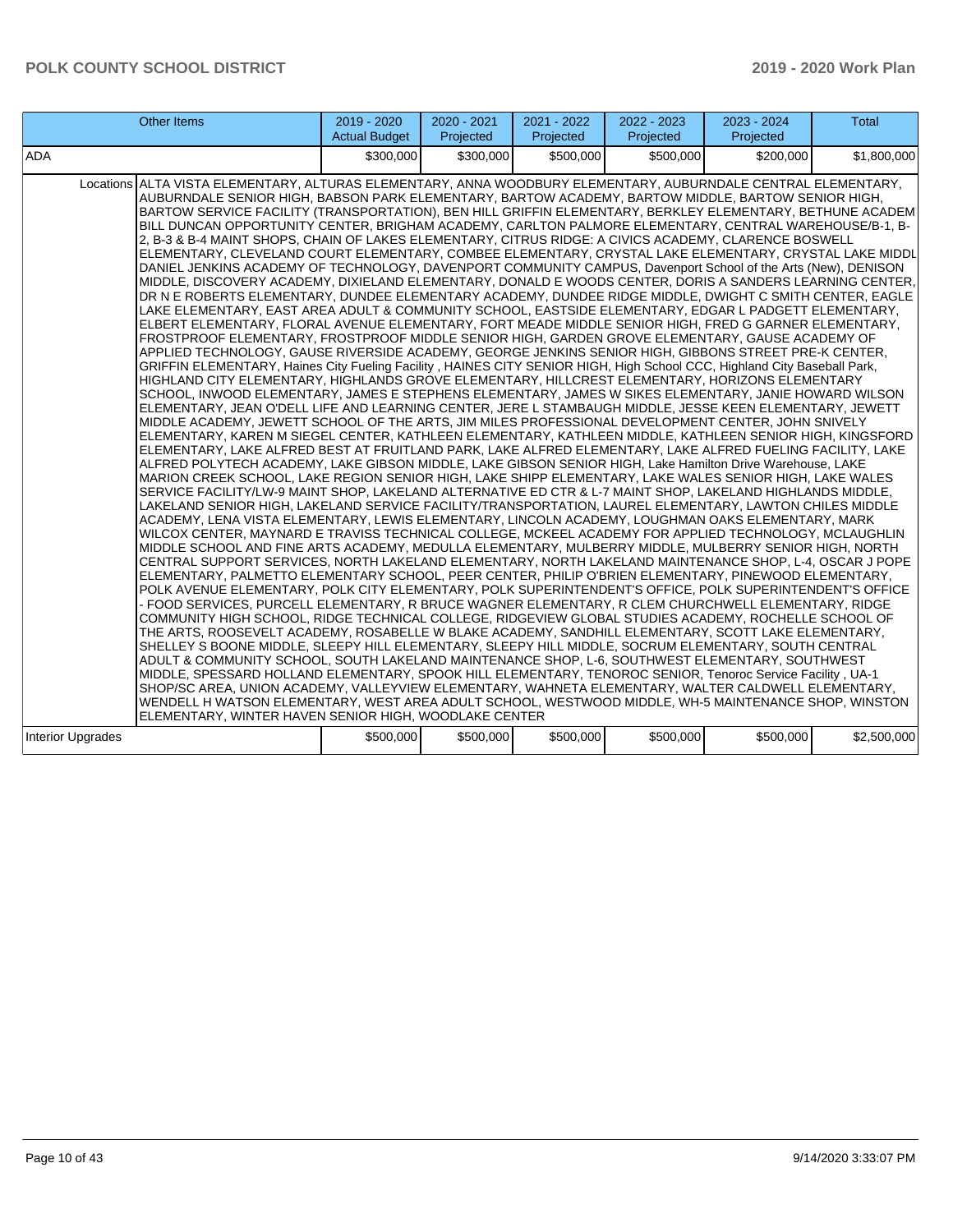| Other Items | | 2019 - 2020 Actual Budget | 2020 - 2021 Projected | 2021 - 2022 Projected | 2022 - 2023 Projected | 2023 - 2024 Projected | Total |
|---|---|---|---|---|---|---|---|
| ADA | | $300,000 | $300,000 | $500,000 | $500,000 | $200,000 | $1,800,000 |
| Locations | ALTA VISTA ELEMENTARY, ALTURAS ELEMENTARY, ANNA WOODBURY ELEMENTARY, AUBURNDALE CENTRAL ELEMENTARY, AUBURNDALE SENIOR HIGH, BABSON PARK ELEMENTARY, BARTOW ACADEMY, BARTOW MIDDLE, BARTOW SENIOR HIGH, BARTOW SERVICE FACILITY (TRANSPORTATION), BEN HILL GRIFFIN ELEMENTARY, BERKLEY ELEMENTARY, BETHUNE ACADEM BILL DUNCAN OPPORTUNITY CENTER, BRIGHAM ACADEMY, CARLTON PALMORE ELEMENTARY, CENTRAL WAREHOUSE/B-1, B-2, B-3 & B-4 MAINT SHOPS, CHAIN OF LAKES ELEMENTARY, CITRUS RIDGE: A CIVICS ACADEMY, CLARENCE BOSWELL ELEMENTARY, CLEVELAND COURT ELEMENTARY, COMBEE ELEMENTARY, CRYSTAL LAKE ELEMENTARY, CRYSTAL LAKE MIDDL DANIEL JENKINS ACADEMY OF TECHNOLOGY, DAVENPORT COMMUNITY CAMPUS, Davenport School of the Arts (New), DENISON MIDDLE, DISCOVERY ACADEMY, DIXIELAND ELEMENTARY, DONALD E WOODS CENTER, DORIS A SANDERS LEARNING CENTER, DR N E ROBERTS ELEMENTARY, DUNDEE ELEMENTARY ACADEMY, DUNDEE RIDGE MIDDLE, DWIGHT C SMITH CENTER, EAGLE LAKE ELEMENTARY, EAST AREA ADULT & COMMUNITY SCHOOL, EASTSIDE ELEMENTARY, EDGAR L PADGETT ELEMENTARY, ELBERT ELEMENTARY, FLORAL AVENUE ELEMENTARY, FORT MEADE MIDDLE SENIOR HIGH, FRED G GARNER ELEMENTARY, FROSTPROOF ELEMENTARY, FROSTPROOF MIDDLE SENIOR HIGH, GARDEN GROVE ELEMENTARY, GAUSE ACADEMY OF APPLIED TECHNOLOGY, GAUSE RIVERSIDE ACADEMY, GEORGE JENKINS SENIOR HIGH, GIBBONS STREET PRE-K CENTER, GRIFFIN ELEMENTARY, Haines City Fueling Facility , HAINES CITY SENIOR HIGH, High School CCC, Highland City Baseball Park, HIGHLAND CITY ELEMENTARY, HIGHLANDS GROVE ELEMENTARY, HILLCREST ELEMENTARY, HORIZONS ELEMENTARY SCHOOL, INWOOD ELEMENTARY, JAMES E STEPHENS ELEMENTARY, JAMES W SIKES ELEMENTARY, JANIE HOWARD WILSON ELEMENTARY, JEAN O'DELL LIFE AND LEARNING CENTER, JERE L STAMBAUGH MIDDLE, JESSE KEEN ELEMENTARY, JEWETT MIDDLE ACADEMY, JEWETT SCHOOL OF THE ARTS, JIM MILES PROFESSIONAL DEVELOPMENT CENTER, JOHN SNIVELY ELEMENTARY, KAREN M SIEGEL CENTER, KATHLEEN ELEMENTARY, KATHLEEN MIDDLE, KATHLEEN SENIOR HIGH, KINGSFORD ELEMENTARY, LAKE ALFRED BEST AT FRUITLAND PARK, LAKE ALFRED ELEMENTARY, LAKE ALFRED FUELING FACILITY, LAKE ALFRED POLYTECH ACADEMY, LAKE GIBSON MIDDLE, LAKE GIBSON SENIOR HIGH, Lake Hamilton Drive Warehouse, LAKE MARION CREEK SCHOOL, LAKE REGION SENIOR HIGH, LAKE SHIPP ELEMENTARY, LAKE WALES SENIOR HIGH, LAKE WALES SERVICE FACILITY/LW-9 MAINT SHOP, LAKELAND ALTERNATIVE ED CTR & L-7 MAINT SHOP, LAKELAND HIGHLANDS MIDDLE, LAKELAND SENIOR HIGH, LAKELAND SERVICE FACILITY/TRANSPORTATION, LAUREL ELEMENTARY, LAWTON CHILES MIDDLE ACADEMY, LENA VISTA ELEMENTARY, LEWIS ELEMENTARY, LINCOLN ACADEMY, LOUGHMAN OAKS ELEMENTARY, MARK WILCOX CENTER, MAYNARD E TRAVISS TECHNICAL COLLEGE, MCKEEL ACADEMY FOR APPLIED TECHNOLOGY, MCLAUGHLIN MIDDLE SCHOOL AND FINE ARTS ACADEMY, MEDULLA ELEMENTARY, MULBERRY MIDDLE, MULBERRY SENIOR HIGH, NORTH CENTRAL SUPPORT SERVICES, NORTH LAKELAND ELEMENTARY, NORTH LAKELAND MAINTENANCE SHOP, L-4, OSCAR J POPE ELEMENTARY, PALMETTO ELEMENTARY SCHOOL, PEER CENTER, PHILIP O'BRIEN ELEMENTARY, PINEWOOD ELEMENTARY, POLK AVENUE ELEMENTARY, POLK CITY ELEMENTARY, POLK SUPERINTENDENT'S OFFICE, POLK SUPERINTENDENT'S OFFICE - FOOD SERVICES, PURCELL ELEMENTARY, R BRUCE WAGNER ELEMENTARY, R CLEM CHURCHWELL ELEMENTARY, RIDGE COMMUNITY HIGH SCHOOL, RIDGE TECHNICAL COLLEGE, RIDGEVIEW GLOBAL STUDIES ACADEMY, ROCHELLE SCHOOL OF THE ARTS, ROOSEVELT ACADEMY, ROSABELLE W BLAKE ACADEMY, SANDHILL ELEMENTARY, SCOTT LAKE ELEMENTARY, SHELLEY S BOONE MIDDLE, SLEEPY HILL ELEMENTARY, SLEEPY HILL MIDDLE, SOCRUM ELEMENTARY, SOUTH CENTRAL ADULT & COMMUNITY SCHOOL, SOUTH LAKELAND MAINTENANCE SHOP, L-6, SOUTHWEST ELEMENTARY, SOUTHWEST MIDDLE, SPESSARD HOLLAND ELEMENTARY, SPOOK HILL ELEMENTARY, TENOROC SENIOR, Tenoroc Service Facility , UA-1 SHOP/SC AREA, UNION ACADEMY, VALLEYVIEW ELEMENTARY, WAHNETA ELEMENTARY, WALTER CALDWELL ELEMENTARY, WENDELL H WATSON ELEMENTARY, WEST AREA ADULT SCHOOL, WESTWOOD MIDDLE, WH-5 MAINTENANCE SHOP, WINSTON ELEMENTARY, WINTER HAVEN SENIOR HIGH, WOODLAKE CENTER | | | | | | |
| Interior Upgrades | | $500,000 | $500,000 | $500,000 | $500,000 | $500,000 | $2,500,000 |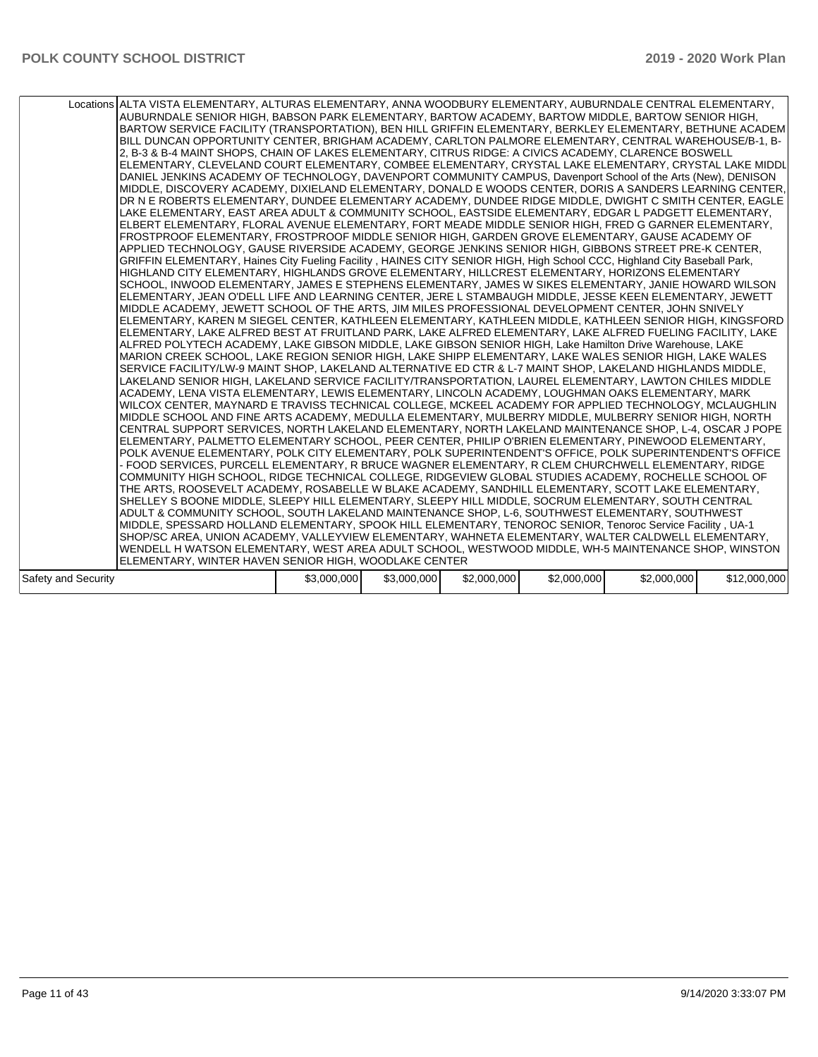| | Locations | | | | | | |
|---|---|---|---|---|---|---|---|
| | ALTA VISTA ELEMENTARY, ALTURAS ELEMENTARY, ANNA WOODBURY ELEMENTARY, AUBURNDALE CENTRAL ELEMENTARY, AUBURNDALE SENIOR HIGH, BABSON PARK ELEMENTARY, BARTOW ACADEMY, BARTOW MIDDLE, BARTOW SENIOR HIGH, BARTOW SERVICE FACILITY (TRANSPORTATION), BEN HILL GRIFFIN ELEMENTARY, BERKLEY ELEMENTARY, BETHUNE ACADEM BILL DUNCAN OPPORTUNITY CENTER, BRIGHAM ACADEMY, CARLTON PALMORE ELEMENTARY, CENTRAL WAREHOUSE/B-1, B-2, B-3 & B-4 MAINT SHOPS, CHAIN OF LAKES ELEMENTARY, CITRUS RIDGE: A CIVICS ACADEMY, CLARENCE BOSWELL ELEMENTARY, CLEVELAND COURT ELEMENTARY, COMBEE ELEMENTARY, CRYSTAL LAKE ELEMENTARY, CRYSTAL LAKE MIDDL DANIEL JENKINS ACADEMY OF TECHNOLOGY, DAVENPORT COMMUNITY CAMPUS, Davenport School of the Arts (New), DENISON MIDDLE, DISCOVERY ACADEMY, DIXIELAND ELEMENTARY, DONALD E WOODS CENTER, DORIS A SANDERS LEARNING CENTER, DR N E ROBERTS ELEMENTARY, DUNDEE ELEMENTARY ACADEMY, DUNDEE RIDGE MIDDLE, DWIGHT C SMITH CENTER, EAGLE LAKE ELEMENTARY, EAST AREA ADULT & COMMUNITY SCHOOL, EASTSIDE ELEMENTARY, EDGAR L PADGETT ELEMENTARY, ELBERT ELEMENTARY, FLORAL AVENUE ELEMENTARY, FORT MEADE MIDDLE SENIOR HIGH, FRED G GARNER ELEMENTARY, FROSTPROOF ELEMENTARY, FROSTPROOF MIDDLE SENIOR HIGH, GARDEN GROVE ELEMENTARY, GAUSE ACADEMY OF APPLIED TECHNOLOGY, GAUSE RIVERSIDE ACADEMY, GEORGE JENKINS SENIOR HIGH, GIBBONS STREET PRE-K CENTER, GRIFFIN ELEMENTARY, Haines City Fueling Facility , HAINES CITY SENIOR HIGH, High School CCC, Highland City Baseball Park, HIGHLAND CITY ELEMENTARY, HIGHLANDS GROVE ELEMENTARY, HILLCREST ELEMENTARY, HORIZONS ELEMENTARY SCHOOL, INWOOD ELEMENTARY, JAMES E STEPHENS ELEMENTARY, JAMES W SIKES ELEMENTARY, JANIE HOWARD WILSON ELEMENTARY, JEAN O'DELL LIFE AND LEARNING CENTER, JERE L STAMBAUGH MIDDLE, JESSE KEEN ELEMENTARY, JEWETT MIDDLE ACADEMY, JEWETT SCHOOL OF THE ARTS, JIM MILES PROFESSIONAL DEVELOPMENT CENTER, JOHN SNIVELY ELEMENTARY, KAREN M SIEGEL CENTER, KATHLEEN ELEMENTARY, KATHLEEN MIDDLE, KATHLEEN SENIOR HIGH, KINGSFORD ELEMENTARY, LAKE ALFRED BEST AT FRUITLAND PARK, LAKE ALFRED ELEMENTARY, LAKE ALFRED FUELING FACILITY, LAKE ALFRED POLYTECH ACADEMY, LAKE GIBSON MIDDLE, LAKE GIBSON SENIOR HIGH, Lake Hamilton Drive Warehouse, LAKE MARION CREEK SCHOOL, LAKE REGION SENIOR HIGH, LAKE SHIPP ELEMENTARY, LAKE WALES SENIOR HIGH, LAKE WALES SERVICE FACILITY/LW-9 MAINT SHOP, LAKELAND ALTERNATIVE ED CTR & L-7 MAINT SHOP, LAKELAND HIGHLANDS MIDDLE, LAKELAND SENIOR HIGH, LAKELAND SERVICE FACILITY/TRANSPORTATION, LAUREL ELEMENTARY, LAWTON CHILES MIDDLE ACADEMY, LENA VISTA ELEMENTARY, LEWIS ELEMENTARY, LINCOLN ACADEMY, LOUGHMAN OAKS ELEMENTARY, MARK WILCOX CENTER, MAYNARD E TRAVISS TECHNICAL COLLEGE, MCKEEL ACADEMY FOR APPLIED TECHNOLOGY, MCLAUGHLIN MIDDLE SCHOOL AND FINE ARTS ACADEMY, MEDULLA ELEMENTARY, MULBERRY MIDDLE, MULBERRY SENIOR HIGH, NORTH CENTRAL SUPPORT SERVICES, NORTH LAKELAND ELEMENTARY, NORTH LAKELAND MAINTENANCE SHOP, L-4, OSCAR J POPE ELEMENTARY, PALMETTO ELEMENTARY SCHOOL, PEER CENTER, PHILIP O'BRIEN ELEMENTARY, PINEWOOD ELEMENTARY, POLK AVENUE ELEMENTARY, POLK CITY ELEMENTARY, POLK SUPERINTENDENT'S OFFICE, POLK SUPERINTENDENT'S OFFICE - FOOD SERVICES, PURCELL ELEMENTARY, R BRUCE WAGNER ELEMENTARY, R CLEM CHURCHWELL ELEMENTARY, RIDGE COMMUNITY HIGH SCHOOL, RIDGE TECHNICAL COLLEGE, RIDGEVIEW GLOBAL STUDIES ACADEMY, ROCHELLE SCHOOL OF THE ARTS, ROOSEVELT ACADEMY, ROSABELLE W BLAKE ACADEMY, SANDHILL ELEMENTARY, SCOTT LAKE ELEMENTARY, SHELLEY S BOONE MIDDLE, SLEEPY HILL ELEMENTARY, SLEEPY HILL MIDDLE, SOCRUM ELEMENTARY, SOUTH CENTRAL ADULT & COMMUNITY SCHOOL, SOUTH LAKELAND MAINTENANCE SHOP, L-6, SOUTHWEST ELEMENTARY, SOUTHWEST MIDDLE, SPESSARD HOLLAND ELEMENTARY, SPOOK HILL ELEMENTARY, TENOROC SENIOR, Tenoroc Service Facility , UA-1 SHOP/SC AREA, UNION ACADEMY, VALLEYVIEW ELEMENTARY, WAHNETA ELEMENTARY, WALTER CALDWELL ELEMENTARY, WENDELL H WATSON ELEMENTARY, WEST AREA ADULT SCHOOL, WESTWOOD MIDDLE, WH-5 MAINTENANCE SHOP, WINSTON ELEMENTARY, WINTER HAVEN SENIOR HIGH, WOODLAKE CENTER | | | | | | |
| Safety and Security | | $3,000,000 | $3,000,000 | $2,000,000 | $2,000,000 | $2,000,000 | $12,000,000 |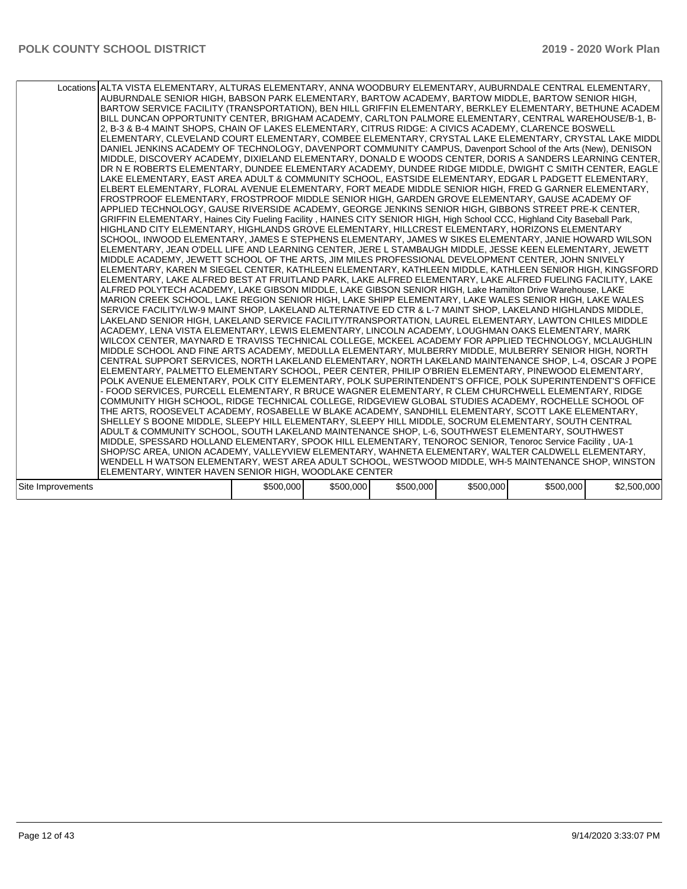| | Locations | | | | | |
|---|---|---|---|---|---|---|
| | ALTA VISTA ELEMENTARY, ALTURAS ELEMENTARY, ANNA WOODBURY ELEMENTARY, AUBURNDALE CENTRAL ELEMENTARY, AUBURNDALE SENIOR HIGH, BABSON PARK ELEMENTARY, BARTOW ACADEMY, BARTOW MIDDLE, BARTOW SENIOR HIGH, BARTOW SERVICE FACILITY (TRANSPORTATION), BEN HILL GRIFFIN ELEMENTARY, BERKLEY ELEMENTARY, BETHUNE ACADEM BILL DUNCAN OPPORTUNITY CENTER, BRIGHAM ACADEMY, CARLTON PALMORE ELEMENTARY, CENTRAL WAREHOUSE/B-1, B-2, B-3 & B-4 MAINT SHOPS, CHAIN OF LAKES ELEMENTARY, CITRUS RIDGE: A CIVICS ACADEMY, CLARENCE BOSWELL ELEMENTARY, CLEVELAND COURT ELEMENTARY, COMBEE ELEMENTARY, CRYSTAL LAKE ELEMENTARY, CRYSTAL LAKE MIDDL DANIEL JENKINS ACADEMY OF TECHNOLOGY, DAVENPORT COMMUNITY CAMPUS, Davenport School of the Arts (New), DENISON MIDDLE, DISCOVERY ACADEMY, DIXIELAND ELEMENTARY, DONALD E WOODS CENTER, DORIS A SANDERS LEARNING CENTER, DR N E ROBERTS ELEMENTARY, DUNDEE ELEMENTARY ACADEMY, DUNDEE RIDGE MIDDLE, DWIGHT C SMITH CENTER, EAGLE LAKE ELEMENTARY, EAST AREA ADULT & COMMUNITY SCHOOL, EASTSIDE ELEMENTARY, EDGAR L PADGETT ELEMENTARY, ELBERT ELEMENTARY, FLORAL AVENUE ELEMENTARY, FORT MEADE MIDDLE SENIOR HIGH, FRED G GARNER ELEMENTARY, FROSTPROOF ELEMENTARY, FROSTPROOF MIDDLE SENIOR HIGH, GARDEN GROVE ELEMENTARY, GAUSE ACADEMY OF APPLIED TECHNOLOGY, GAUSE RIVERSIDE ACADEMY, GEORGE JENKINS SENIOR HIGH, GIBBONS STREET PRE-K CENTER, GRIFFIN ELEMENTARY, Haines City Fueling Facility , HAINES CITY SENIOR HIGH, High School CCC, Highland City Baseball Park, HIGHLAND CITY ELEMENTARY, HIGHLANDS GROVE ELEMENTARY, HILLCREST ELEMENTARY, HORIZONS ELEMENTARY SCHOOL, INWOOD ELEMENTARY, JAMES E STEPHENS ELEMENTARY, JAMES W SIKES ELEMENTARY, JANIE HOWARD WILSON ELEMENTARY, JEAN O'DELL LIFE AND LEARNING CENTER, JERE L STAMBAUGH MIDDLE, JESSE KEEN ELEMENTARY, JEWETT MIDDLE ACADEMY, JEWETT SCHOOL OF THE ARTS, JIM MILES PROFESSIONAL DEVELOPMENT CENTER, JOHN SNIVELY ELEMENTARY, KAREN M SIEGEL CENTER, KATHLEEN ELEMENTARY, KATHLEEN MIDDLE, KATHLEEN SENIOR HIGH, KINGSFORD ELEMENTARY, LAKE ALFRED BEST AT FRUITLAND PARK, LAKE ALFRED ELEMENTARY, LAKE ALFRED FUELING FACILITY, LAKE ALFRED POLYTECH ACADEMY, LAKE GIBSON MIDDLE, LAKE GIBSON SENIOR HIGH, Lake Hamilton Drive Warehouse, LAKE MARION CREEK SCHOOL, LAKE REGION SENIOR HIGH, LAKE SHIPP ELEMENTARY, LAKE WALES SENIOR HIGH, LAKE WALES SERVICE FACILITY/LW-9 MAINT SHOP, LAKELAND ALTERNATIVE ED CTR & L-7 MAINT SHOP, LAKELAND HIGHLANDS MIDDLE, LAKELAND SENIOR HIGH, LAKELAND SERVICE FACILITY/TRANSPORTATION, LAUREL ELEMENTARY, LAWTON CHILES MIDDLE ACADEMY, LENA VISTA ELEMENTARY, LEWIS ELEMENTARY, LINCOLN ACADEMY, LOUGHMAN OAKS ELEMENTARY, MARK WILCOX CENTER, MAYNARD E TRAVISS TECHNICAL COLLEGE, MCKEEL ACADEMY FOR APPLIED TECHNOLOGY, MCLAUGHLIN MIDDLE SCHOOL AND FINE ARTS ACADEMY, MEDULLA ELEMENTARY, MULBERRY MIDDLE, MULBERRY SENIOR HIGH, NORTH CENTRAL SUPPORT SERVICES, NORTH LAKELAND ELEMENTARY, NORTH LAKELAND MAINTENANCE SHOP, L-4, OSCAR J POPE ELEMENTARY, PALMETTO ELEMENTARY SCHOOL, PEER CENTER, PHILIP O'BRIEN ELEMENTARY, PINEWOOD ELEMENTARY, POLK AVENUE ELEMENTARY, POLK CITY ELEMENTARY, POLK SUPERINTENDENT'S OFFICE, POLK SUPERINTENDENT'S OFFICE - FOOD SERVICES, PURCELL ELEMENTARY, R BRUCE WAGNER ELEMENTARY, R CLEM CHURCHWELL ELEMENTARY, RIDGE COMMUNITY HIGH SCHOOL, RIDGE TECHNICAL COLLEGE, RIDGEVIEW GLOBAL STUDIES ACADEMY, ROCHELLE SCHOOL OF THE ARTS, ROOSEVELT ACADEMY, ROSABELLE W BLAKE ACADEMY, SANDHILL ELEMENTARY, SCOTT LAKE ELEMENTARY, SHELLEY S BOONE MIDDLE, SLEEPY HILL ELEMENTARY, SLEEPY HILL MIDDLE, SOCRUM ELEMENTARY, SOUTH CENTRAL ADULT & COMMUNITY SCHOOL, SOUTH LAKELAND MAINTENANCE SHOP, L-6, SOUTHWEST ELEMENTARY, SOUTHWEST MIDDLE, SPESSARD HOLLAND ELEMENTARY, SPOOK HILL ELEMENTARY, TENOROC SENIOR, Tenoroc Service Facility , UA-1 SHOP/SC AREA, UNION ACADEMY, VALLEYVIEW ELEMENTARY, WAHNETA ELEMENTARY, WALTER CALDWELL ELEMENTARY, WENDELL H WATSON ELEMENTARY, WEST AREA ADULT SCHOOL, WESTWOOD MIDDLE, WH-5 MAINTENANCE SHOP, WINSTON ELEMENTARY, WINTER HAVEN SENIOR HIGH, WOODLAKE CENTER | | | | | |
| Site Improvements | | $500,000 | $500,000 | $500,000 | $500,000 | $500,000 | $2,500,000 |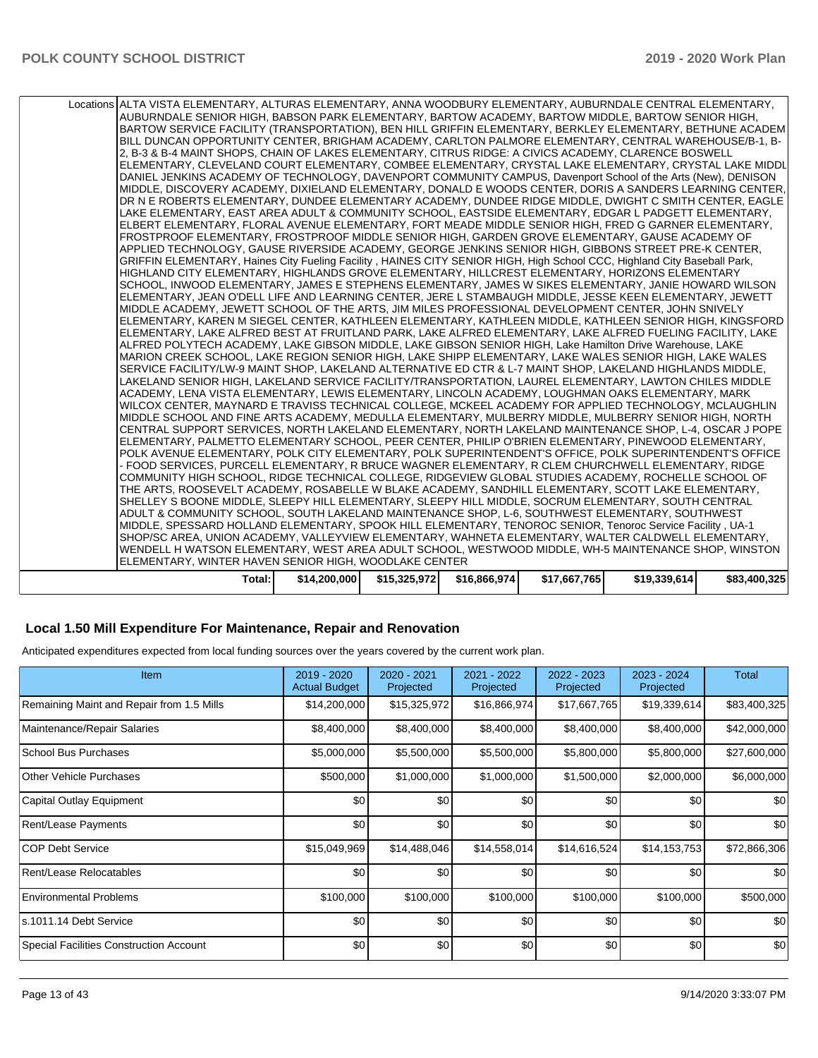| | | | | | | |
|---|---|---|---|---|---|---|
| Locations | ALTA VISTA ELEMENTARY, ALTURAS ELEMENTARY, ANNA WOODBURY ELEMENTARY, AUBURNDALE CENTRAL ELEMENTARY, AUBURNDALE SENIOR HIGH, BABSON PARK ELEMENTARY, BARTOW ACADEMY, BARTOW MIDDLE, BARTOW SENIOR HIGH, BARTOW SERVICE FACILITY (TRANSPORTATION), BEN HILL GRIFFIN ELEMENTARY, BERKLEY ELEMENTARY, BETHUNE ACADEM BILL DUNCAN OPPORTUNITY CENTER, BRIGHAM ACADEMY, CARLTON PALMORE ELEMENTARY, CENTRAL WAREHOUSE/B-1, B-2, B-3 & B-4 MAINT SHOPS, CHAIN OF LAKES ELEMENTARY, CITRUS RIDGE: A CIVICS ACADEMY, CLARENCE BOSWELL ELEMENTARY, CLEVELAND COURT ELEMENTARY, COMBEE ELEMENTARY, CRYSTAL LAKE ELEMENTARY, CRYSTAL LAKE MIDDL DANIEL JENKINS ACADEMY OF TECHNOLOGY, DAVENPORT COMMUNITY CAMPUS, Davenport School of the Arts (New), DENISON MIDDLE, DISCOVERY ACADEMY, DIXIELAND ELEMENTARY, DONALD E WOODS CENTER, DORIS A SANDERS LEARNING CENTER, DR N E ROBERTS ELEMENTARY, DUNDEE ELEMENTARY ACADEMY, DUNDEE RIDGE MIDDLE, DWIGHT C SMITH CENTER, EAGLE LAKE ELEMENTARY, EAST AREA ADULT & COMMUNITY SCHOOL, EASTSIDE ELEMENTARY, EDGAR L PADGETT ELEMENTARY, ELBERT ELEMENTARY, FLORAL AVENUE ELEMENTARY, FORT MEADE MIDDLE SENIOR HIGH, FRED G GARNER ELEMENTARY, FROSTPROOF ELEMENTARY, FROSTPROOF MIDDLE SENIOR HIGH, GARDEN GROVE ELEMENTARY, GAUSE ACADEMY OF APPLIED TECHNOLOGY, GAUSE RIVERSIDE ACADEMY, GEORGE JENKINS SENIOR HIGH, GIBBONS STREET PRE-K CENTER, GRIFFIN ELEMENTARY, Haines City Fueling Facility , HAINES CITY SENIOR HIGH, High School CCC, Highland City Baseball Park, HIGHLAND CITY ELEMENTARY, HIGHLANDS GROVE ELEMENTARY, HILLCREST ELEMENTARY, HORIZONS ELEMENTARY SCHOOL, INWOOD ELEMENTARY, JAMES E STEPHENS ELEMENTARY, JAMES W SIKES ELEMENTARY, JANIE HOWARD WILSON ELEMENTARY, JEAN O'DELL LIFE AND LEARNING CENTER, JERE L STAMBAUGH MIDDLE, JESSE KEEN ELEMENTARY, JEWETT MIDDLE ACADEMY, JEWETT SCHOOL OF THE ARTS, JIM MILES PROFESSIONAL DEVELOPMENT CENTER, JOHN SNIVELY ELEMENTARY, KAREN M SIEGEL CENTER, KATHLEEN ELEMENTARY, KATHLEEN MIDDLE, KATHLEEN SENIOR HIGH, KINGSFORD ELEMENTARY, LAKE ALFRED BEST AT FRUITLAND PARK, LAKE ALFRED ELEMENTARY, LAKE ALFRED FUELING FACILITY, LAKE ALFRED POLYTECH ACADEMY, LAKE GIBSON MIDDLE, LAKE GIBSON SENIOR HIGH, Lake Hamilton Drive Warehouse, LAKE MARION CREEK SCHOOL, LAKE REGION SENIOR HIGH, LAKE SHIPP ELEMENTARY, LAKE WALES SENIOR HIGH, LAKE WALES SERVICE FACILITY/LW-9 MAINT SHOP, LAKELAND ALTERNATIVE ED CTR & L-7 MAINT SHOP, LAKELAND HIGHLANDS MIDDLE, LAKELAND SENIOR HIGH, LAKELAND SERVICE FACILITY/TRANSPORTATION, LAUREL ELEMENTARY, LAWTON CHILES MIDDLE ACADEMY, LENA VISTA ELEMENTARY, LEWIS ELEMENTARY, LINCOLN ACADEMY, LOUGHMAN OAKS ELEMENTARY, MARK WILCOX CENTER, MAYNARD E TRAVISS TECHNICAL COLLEGE, MCKEEL ACADEMY FOR APPLIED TECHNOLOGY, MCLAUGHLIN MIDDLE SCHOOL AND FINE ARTS ACADEMY, MEDULLA ELEMENTARY, MULBERRY MIDDLE, MULBERRY SENIOR HIGH, NORTH CENTRAL SUPPORT SERVICES, NORTH LAKELAND ELEMENTARY, NORTH LAKELAND MAINTENANCE SHOP, L-4, OSCAR J POPE ELEMENTARY, PALMETTO ELEMENTARY SCHOOL, PEER CENTER, PHILIP O'BRIEN ELEMENTARY, PINEWOOD ELEMENTARY, POLK AVENUE ELEMENTARY, POLK CITY ELEMENTARY, POLK SUPERINTENDENT'S OFFICE, POLK SUPERINTENDENT'S OFFICE - FOOD SERVICES, PURCELL ELEMENTARY, R BRUCE WAGNER ELEMENTARY, R CLEM CHURCHWELL ELEMENTARY, RIDGE COMMUNITY HIGH SCHOOL, RIDGE TECHNICAL COLLEGE, RIDGEVIEW GLOBAL STUDIES ACADEMY, ROCHELLE SCHOOL OF THE ARTS, ROOSEVELT ACADEMY, ROSABELLE W BLAKE ACADEMY, SANDHILL ELEMENTARY, SCOTT LAKE ELEMENTARY, SHELLEY S BOONE MIDDLE, SLEEPY HILL ELEMENTARY, SLEEPY HILL MIDDLE, SOCRUM ELEMENTARY, SOUTH CENTRAL ADULT & COMMUNITY SCHOOL, SOUTH LAKELAND MAINTENANCE SHOP, L-6, SOUTHWEST ELEMENTARY, SOUTHWEST MIDDLE, SPESSARD HOLLAND ELEMENTARY, SPOOK HILL ELEMENTARY, TENOROC SENIOR, Tenoroc Service Facility , UA-1 SHOP/SC AREA, UNION ACADEMY, VALLEYVIEW ELEMENTARY, WAHNETA ELEMENTARY, WALTER CALDWELL ELEMENTARY, WENDELL H WATSON ELEMENTARY, WEST AREA ADULT SCHOOL, WESTWOOD MIDDLE, WH-5 MAINTENANCE SHOP, WINSTON ELEMENTARY, WINTER HAVEN SENIOR HIGH, WOODLAKE CENTER | | | | | |
| Total: | $14,200,000 | $15,325,972 | $16,866,974 | $17,667,765 | $19,339,614 | $83,400,325 |

## Local 1.50 Mill Expenditure For Maintenance, Repair and Renovation

Anticipated expenditures expected from local funding sources over the years covered by the current work plan.

| Item | 2019 - 2020 Actual Budget | 2020 - 2021 Projected | 2021 - 2022 Projected | 2022 - 2023 Projected | 2023 - 2024 Projected | Total |
|---|---|---|---|---|---|---|
| Remaining Maint and Repair from 1.5 Mills | $14,200,000 | $15,325,972 | $16,866,974 | $17,667,765 | $19,339,614 | $83,400,325 |
| Maintenance/Repair Salaries | $8,400,000 | $8,400,000 | $8,400,000 | $8,400,000 | $8,400,000 | $42,000,000 |
| School Bus Purchases | $5,000,000 | $5,500,000 | $5,500,000 | $5,800,000 | $5,800,000 | $27,600,000 |
| Other Vehicle Purchases | $500,000 | $1,000,000 | $1,000,000 | $1,500,000 | $2,000,000 | $6,000,000 |
| Capital Outlay Equipment | $0 | $0 | $0 | $0 | $0 | $0 |
| Rent/Lease Payments | $0 | $0 | $0 | $0 | $0 | $0 |
| COP Debt Service | $15,049,969 | $14,488,046 | $14,558,014 | $14,616,524 | $14,153,753 | $72,866,306 |
| Rent/Lease Relocatables | $0 | $0 | $0 | $0 | $0 | $0 |
| Environmental Problems | $100,000 | $100,000 | $100,000 | $100,000 | $100,000 | $500,000 |
| s.1011.14 Debt Service | $0 | $0 | $0 | $0 | $0 | $0 |
| Special Facilities Construction Account | $0 | $0 | $0 | $0 | $0 | $0 |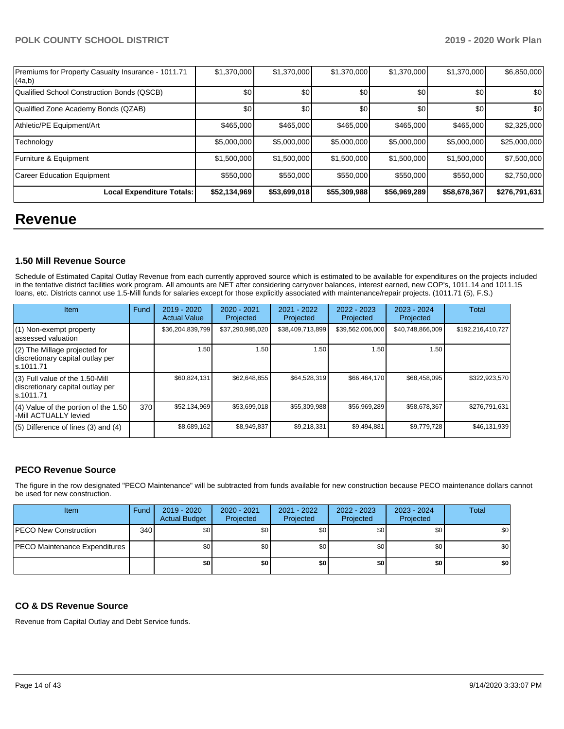| | | | | | | |
|---|---|---|---|---|---|---|
| Premiums for Property Casualty Insurance - 1011.71 (4a,b) | $1,370,000 | $1,370,000 | $1,370,000 | $1,370,000 | $1,370,000 | $6,850,000 |
| Qualified School Construction Bonds (QSCB) | $0 | $0 | $0 | $0 | $0 | $0 |
| Qualified Zone Academy Bonds (QZAB) | $0 | $0 | $0 | $0 | $0 | $0 |
| Athletic/PE Equipment/Art | $465,000 | $465,000 | $465,000 | $465,000 | $465,000 | $2,325,000 |
| Technology | $5,000,000 | $5,000,000 | $5,000,000 | $5,000,000 | $5,000,000 | $25,000,000 |
| Furniture & Equipment | $1,500,000 | $1,500,000 | $1,500,000 | $1,500,000 | $1,500,000 | $7,500,000 |
| Career Education Equipment | $550,000 | $550,000 | $550,000 | $550,000 | $550,000 | $2,750,000 |
| **Local Expenditure Totals:** | **$52,134,969** | **$53,699,018** | **$55,309,988** | **$56,969,289** | **$58,678,367** | **$276,791,631** |

# Revenue

### 1.50 Mill Revenue Source

Schedule of Estimated Capital Outlay Revenue from each currently approved source which is estimated to be available for expenditures on the projects included in the tentative district facilities work program. All amounts are NET after considering carryover balances, interest earned, new COP's, 1011.14 and 1011.15 loans, etc. Districts cannot use 1.5-Mill funds for salaries except for those explicitly associated with maintenance/repair projects. (1011.71 (5), F.S.)

| Item | Fund | 2019 - 2020 Actual Value | 2020 - 2021 Projected | 2021 - 2022 Projected | 2022 - 2023 Projected | 2023 - 2024 Projected | Total |
|---|---|---|---|---|---|---|---|
| (1) Non-exempt property assessed valuation | | $36,204,839,799 | $37,290,985,020 | $38,409,713,899 | $39,562,006,000 | $40,748,866,009 | $192,216,410,727 |
| (2) The Millage projected for discretionary capital outlay per s.1011.71 | | 1.50 | 1.50 | 1.50 | 1.50 | 1.50 | |
| (3) Full value of the 1.50-Mill discretionary capital outlay per s.1011.71 | | $60,824,131 | $62,648,855 | $64,528,319 | $66,464,170 | $68,458,095 | $322,923,570 |
| (4) Value of the portion of the 1.50 -Mill ACTUALLY levied | 370 | $52,134,969 | $53,699,018 | $55,309,988 | $56,969,289 | $58,678,367 | $276,791,631 |
| (5) Difference of lines (3) and (4) | | $8,689,162 | $8,949,837 | $9,218,331 | $9,494,881 | $9,779,728 | $46,131,939 |

### PECO Revenue Source

The figure in the row designated "PECO Maintenance" will be subtracted from funds available for new construction because PECO maintenance dollars cannot be used for new construction.

| Item | Fund | 2019 - 2020 Actual Budget | 2020 - 2021 Projected | 2021 - 2022 Projected | 2022 - 2023 Projected | 2023 - 2024 Projected | Total |
|---|---|---|---|---|---|---|---|
| PECO New Construction | 340 | $0 | $0 | $0 | $0 | $0 | $0 |
| PECO Maintenance Expenditures | | $0 | $0 | $0 | $0 | $0 | $0 |
| | | **$0** | **$0** | **$0** | **$0** | **$0** | **$0** |

### CO & DS Revenue Source

Revenue from Capital Outlay and Debt Service funds.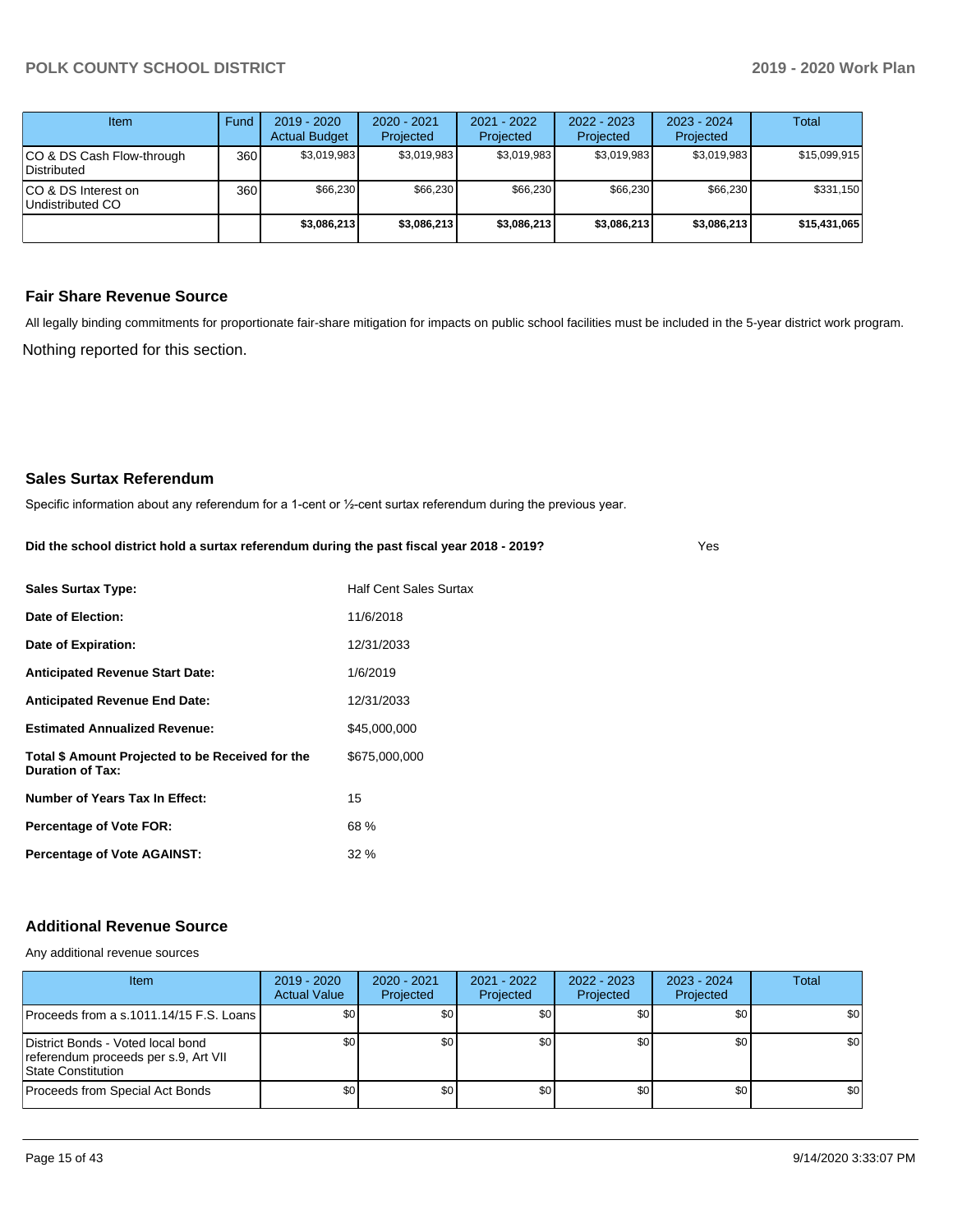| Item | Fund | 2019 - 2020 Actual Budget | 2020 - 2021 Projected | 2021 - 2022 Projected | 2022 - 2023 Projected | 2023 - 2024 Projected | Total |
|---|---|---|---|---|---|---|---|
| CO & DS Cash Flow-through Distributed | 360 | $3,019,983 | $3,019,983 | $3,019,983 | $3,019,983 | $3,019,983 | $15,099,915 |
| CO & DS Interest on Undistributed CO | 360 | $66,230 | $66,230 | $66,230 | $66,230 | $66,230 | $331,150 |
| | | **$3,086,213** | **$3,086,213** | **$3,086,213** | **$3,086,213** | **$3,086,213** | **$15,431,065** |

## Fair Share Revenue Source

All legally binding commitments for proportionate fair-share mitigation for impacts on public school facilities must be included in the 5-year district work program.

Nothing reported for this section.

## Sales Surtax Referendum

Specific information about any referendum for a 1-cent or ½-cent surtax referendum during the previous year.

**Did the school district hold a surtax referendum during the past fiscal year 2018 - 2019?** Yes

| | |
|---|---|
| **Sales Surtax Type:** | Half Cent Sales Surtax |
| **Date of Election:** | 11/6/2018 |
| **Date of Expiration:** | 12/31/2033 |
| **Anticipated Revenue Start Date:** | 1/6/2019 |
| **Anticipated Revenue End Date:** | 12/31/2033 |
| **Estimated Annualized Revenue:** | $45,000,000 |
| **Total $ Amount Projected to be Received for the Duration of Tax:** | $675,000,000 |
| **Number of Years Tax In Effect:** | 15 |
| **Percentage of Vote FOR:** | 68 % |
| **Percentage of Vote AGAINST:** | 32 % |

## Additional Revenue Source

Any additional revenue sources

| Item | 2019 - 2020 Actual Value | 2020 - 2021 Projected | 2021 - 2022 Projected | 2022 - 2023 Projected | 2023 - 2024 Projected | Total |
|---|---|---|---|---|---|---|
| Proceeds from a s.1011.14/15 F.S. Loans | $0 | $0 | $0 | $0 | $0 | $0 |
| District Bonds - Voted local bond referendum proceeds per s.9, Art VII State Constitution | $0 | $0 | $0 | $0 | $0 | $0 |
| Proceeds from Special Act Bonds | $0 | $0 | $0 | $0 | $0 | $0 |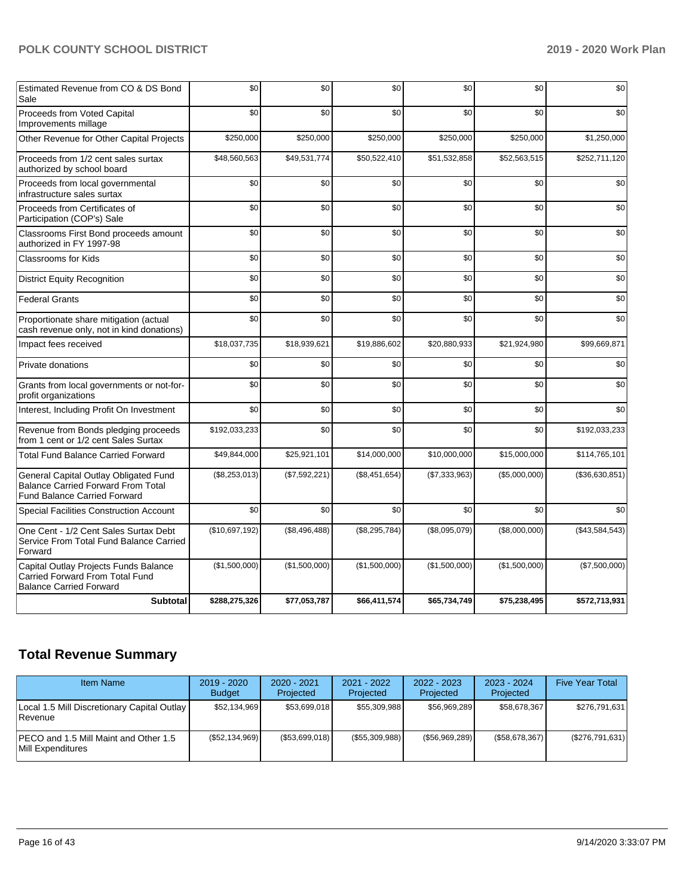| | | | | | | |
|---|---|---|---|---|---|---|
| Estimated Revenue from CO & DS Bond Sale | $0 | $0 | $0 | $0 | $0 | $0 |
| Proceeds from Voted Capital Improvements millage | $0 | $0 | $0 | $0 | $0 | $0 |
| Other Revenue for Other Capital Projects | $250,000 | $250,000 | $250,000 | $250,000 | $250,000 | $1,250,000 |
| Proceeds from 1/2 cent sales surtax authorized by school board | $48,560,563 | $49,531,774 | $50,522,410 | $51,532,858 | $52,563,515 | $252,711,120 |
| Proceeds from local governmental infrastructure sales surtax | $0 | $0 | $0 | $0 | $0 | $0 |
| Proceeds from Certificates of Participation (COP's) Sale | $0 | $0 | $0 | $0 | $0 | $0 |
| Classrooms First Bond proceeds amount authorized in FY 1997-98 | $0 | $0 | $0 | $0 | $0 | $0 |
| Classrooms for Kids | $0 | $0 | $0 | $0 | $0 | $0 |
| District Equity Recognition | $0 | $0 | $0 | $0 | $0 | $0 |
| Federal Grants | $0 | $0 | $0 | $0 | $0 | $0 |
| Proportionate share mitigation (actual cash revenue only, not in kind donations) | $0 | $0 | $0 | $0 | $0 | $0 |
| Impact fees received | $18,037,735 | $18,939,621 | $19,886,602 | $20,880,933 | $21,924,980 | $99,669,871 |
| Private donations | $0 | $0 | $0 | $0 | $0 | $0 |
| Grants from local governments or not-for-profit organizations | $0 | $0 | $0 | $0 | $0 | $0 |
| Interest, Including Profit On Investment | $0 | $0 | $0 | $0 | $0 | $0 |
| Revenue from Bonds pledging proceeds from 1 cent or 1/2 cent Sales Surtax | $192,033,233 | $0 | $0 | $0 | $0 | $192,033,233 |
| Total Fund Balance Carried Forward | $49,844,000 | $25,921,101 | $14,000,000 | $10,000,000 | $15,000,000 | $114,765,101 |
| General Capital Outlay Obligated Fund Balance Carried Forward From Total Fund Balance Carried Forward | ($8,253,013) | ($7,592,221) | ($8,451,654) | ($7,333,963) | ($5,000,000) | ($36,630,851) |
| Special Facilities Construction Account | $0 | $0 | $0 | $0 | $0 | $0 |
| One Cent - 1/2 Cent Sales Surtax Debt Service From Total Fund Balance Carried Forward | ($10,697,192) | ($8,496,488) | ($8,295,784) | ($8,095,079) | ($8,000,000) | ($43,584,543) |
| Capital Outlay Projects Funds Balance Carried Forward From Total Fund Balance Carried Forward | ($1,500,000) | ($1,500,000) | ($1,500,000) | ($1,500,000) | ($1,500,000) | ($7,500,000) |
| **Subtotal** | **$288,275,326** | **$77,053,787** | **$66,411,574** | **$65,734,749** | **$75,238,495** | **$572,713,931** |

## Total Revenue Summary

| Item Name | 2019 - 2020 Budget | 2020 - 2021 Projected | 2021 - 2022 Projected | 2022 - 2023 Projected | 2023 - 2024 Projected | Five Year Total |
|---|---|---|---|---|---|---|
| Local 1.5 Mill Discretionary Capital Outlay Revenue | $52,134,969 | $53,699,018 | $55,309,988 | $56,969,289 | $58,678,367 | $276,791,631 |
| PECO and 1.5 Mill Maint and Other 1.5 Mill Expenditures | ($52,134,969) | ($53,699,018) | ($55,309,988) | ($56,969,289) | ($58,678,367) | ($276,791,631) |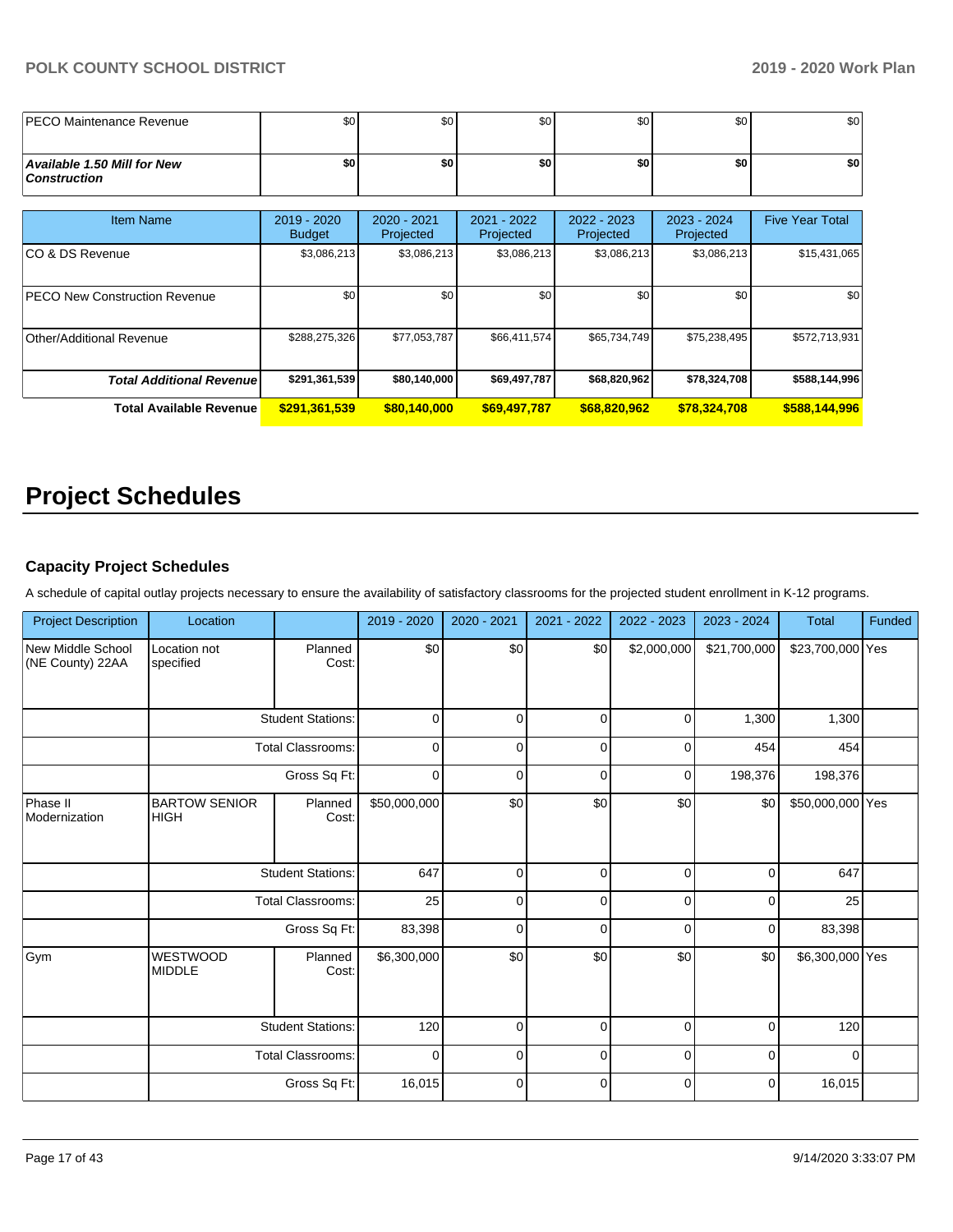| | | | | | | |
|---|---|---|---|---|---|---|
| PECO Maintenance Revenue | $0 | $0 | $0 | $0 | $0 | $0 |
| ***Available 1.50 Mill for New Construction*** | **$0** | **$0** | **$0** | **$0** | **$0** | **$0** |

| Item Name | 2019 - 2020 Budget | 2020 - 2021 Projected | 2021 - 2022 Projected | 2022 - 2023 Projected | 2023 - 2024 Projected | Five Year Total |
|---|---|---|---|---|---|---|
| CO & DS Revenue | $3,086,213 | $3,086,213 | $3,086,213 | $3,086,213 | $3,086,213 | $15,431,065 |
| PECO New Construction Revenue | $0 | $0 | $0 | $0 | $0 | $0 |
| Other/Additional Revenue | $288,275,326 | $77,053,787 | $66,411,574 | $65,734,749 | $75,238,495 | $572,713,931 |
| ***Total Additional Revenue*** | **$291,361,539** | **$80,140,000** | **$69,497,787** | **$68,820,962** | **$78,324,708** | **$588,144,996** |
| **Total Available Revenue** | **$291,361,539** | **$80,140,000** | **$69,497,787** | **$68,820,962** | **$78,324,708** | **$588,144,996** |

# Project Schedules

### Capacity Project Schedules

A schedule of capital outlay projects necessary to ensure the availability of satisfactory classrooms for the projected student enrollment in K-12 programs.

| Project Description | Location | | 2019 - 2020 | 2020 - 2021 | 2021 - 2022 | 2022 - 2023 | 2023 - 2024 | Total | Funded |
|---|---|---|---|---|---|---|---|---|---|
| New Middle School (NE County) 22AA | Location not specified | Planned Cost: | $0 | $0 | $0 | $2,000,000 | $21,700,000 | $23,700,000 | Yes |
| | | Student Stations: | 0 | 0 | 0 | 0 | 1,300 | 1,300 | |
| | | Total Classrooms: | 0 | 0 | 0 | 0 | 454 | 454 | |
| | | Gross Sq Ft: | 0 | 0 | 0 | 0 | 198,376 | 198,376 | |
| Phase II Modernization | BARTOW SENIOR HIGH | Planned Cost: | $50,000,000 | $0 | $0 | $0 | $0 | $50,000,000 | Yes |
| | | Student Stations: | 647 | 0 | 0 | 0 | 0 | 647 | |
| | | Total Classrooms: | 25 | 0 | 0 | 0 | 0 | 25 | |
| | | Gross Sq Ft: | 83,398 | 0 | 0 | 0 | 0 | 83,398 | |
| Gym | WESTWOOD MIDDLE | Planned Cost: | $6,300,000 | $0 | $0 | $0 | $0 | $6,300,000 | Yes |
| | | Student Stations: | 120 | 0 | 0 | 0 | 0 | 120 | |
| | | Total Classrooms: | 0 | 0 | 0 | 0 | 0 | 0 | |
| | | Gross Sq Ft: | 16,015 | 0 | 0 | 0 | 0 | 16,015 | |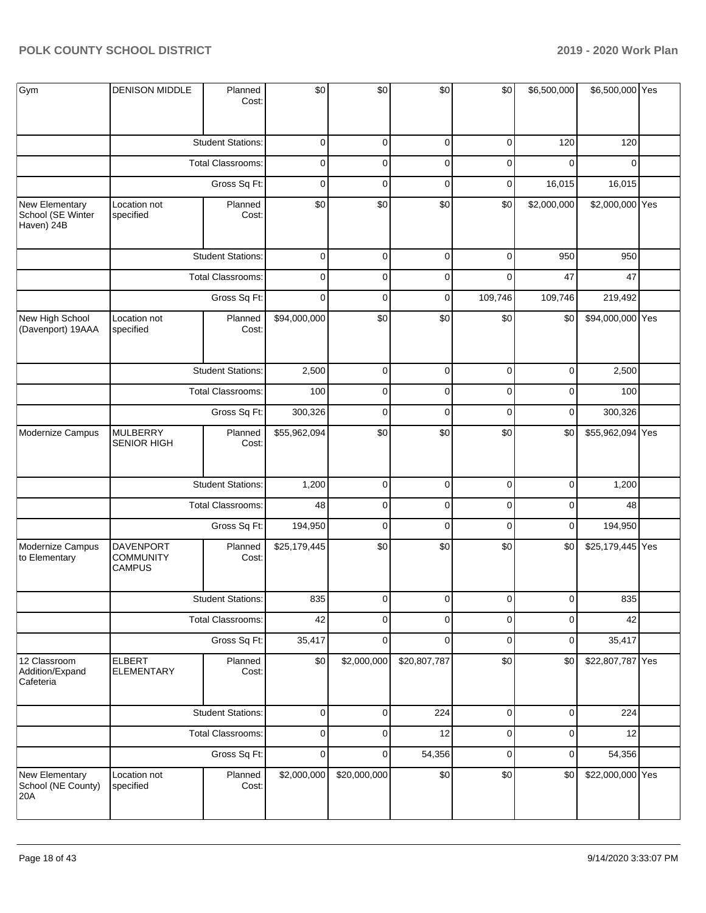| | | | | | | | | | |
|---|---|---|---|---|---|---|---|---|---|
| Gym | DENISON MIDDLE | Planned Cost: | $0 | $0 | $0 | $0 | $6,500,000 | $6,500,000 | Yes |
| | | Student Stations: | 0 | 0 | 0 | 0 | 120 | 120 | |
| | | Total Classrooms: | 0 | 0 | 0 | 0 | 0 | 0 | |
| | | Gross Sq Ft: | 0 | 0 | 0 | 0 | 16,015 | 16,015 | |
| New Elementary School (SE Winter Haven) 24B | Location not specified | Planned Cost: | $0 | $0 | $0 | $0 | $2,000,000 | $2,000,000 | Yes |
| | | Student Stations: | 0 | 0 | 0 | 0 | 950 | 950 | |
| | | Total Classrooms: | 0 | 0 | 0 | 0 | 47 | 47 | |
| | | Gross Sq Ft: | 0 | 0 | 0 | 109,746 | 109,746 | 219,492 | |
| New High School (Davenport) 19AAA | Location not specified | Planned Cost: | $94,000,000 | $0 | $0 | $0 | $0 | $94,000,000 | Yes |
| | | Student Stations: | 2,500 | 0 | 0 | 0 | 0 | 2,500 | |
| | | Total Classrooms: | 100 | 0 | 0 | 0 | 0 | 100 | |
| | | Gross Sq Ft: | 300,326 | 0 | 0 | 0 | 0 | 300,326 | |
| Modernize Campus | MULBERRY SENIOR HIGH | Planned Cost: | $55,962,094 | $0 | $0 | $0 | $0 | $55,962,094 | Yes |
| | | Student Stations: | 1,200 | 0 | 0 | 0 | 0 | 1,200 | |
| | | Total Classrooms: | 48 | 0 | 0 | 0 | 0 | 48 | |
| | | Gross Sq Ft: | 194,950 | 0 | 0 | 0 | 0 | 194,950 | |
| Modernize Campus to Elementary | DAVENPORT COMMUNITY CAMPUS | Planned Cost: | $25,179,445 | $0 | $0 | $0 | $0 | $25,179,445 | Yes |
| | | Student Stations: | 835 | 0 | 0 | 0 | 0 | 835 | |
| | | Total Classrooms: | 42 | 0 | 0 | 0 | 0 | 42 | |
| | | Gross Sq Ft: | 35,417 | 0 | 0 | 0 | 0 | 35,417 | |
| 12 Classroom Addition/Expand Cafeteria | ELBERT ELEMENTARY | Planned Cost: | $0 | $2,000,000 | $20,807,787 | $0 | $0 | $22,807,787 | Yes |
| | | Student Stations: | 0 | 0 | 224 | 0 | 0 | 224 | |
| | | Total Classrooms: | 0 | 0 | 12 | 0 | 0 | 12 | |
| | | Gross Sq Ft: | 0 | 0 | 54,356 | 0 | 0 | 54,356 | |
| New Elementary School (NE County) 20A | Location not specified | Planned Cost: | $2,000,000 | $20,000,000 | $0 | $0 | $0 | $22,000,000 | Yes |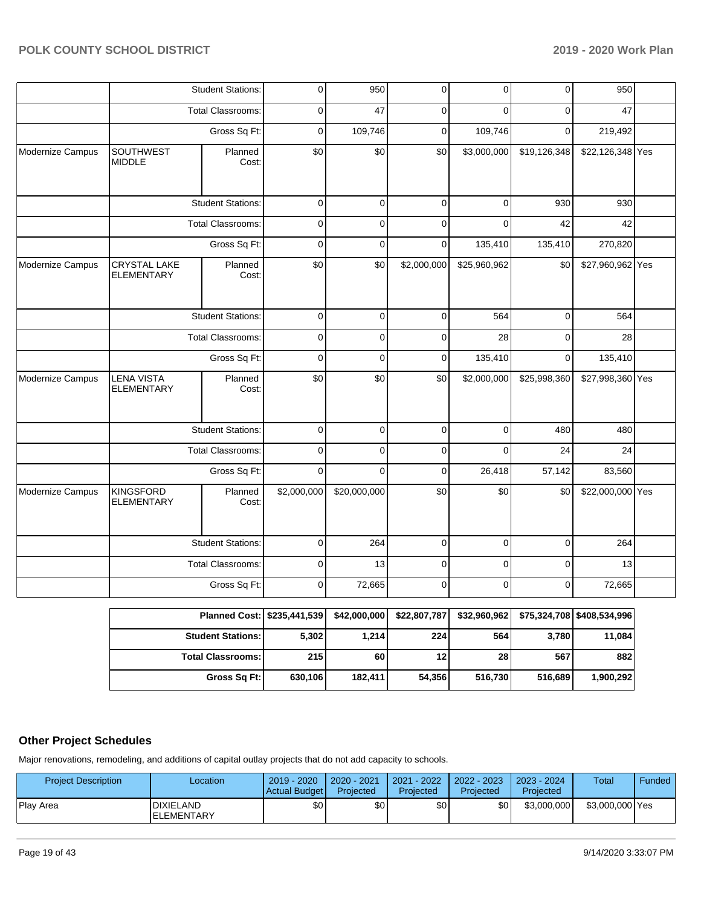| | | | | | | | | |
|---|---|---|---|---|---|---|---|---|
| | | Student Stations: | 0 | 950 | 0 | 0 | 0 | 950 | |
| | | Total Classrooms: | 0 | 47 | 0 | 0 | 0 | 47 | |
| | | Gross Sq Ft: | 0 | 109,746 | 0 | 109,746 | 0 | 219,492 | |
| Modernize Campus | SOUTHWEST MIDDLE | Planned Cost: | $0 | $0 | $0 | $3,000,000 | $19,126,348 | $22,126,348 | Yes |
| | | Student Stations: | 0 | 0 | 0 | 0 | 930 | 930 | |
| | | Total Classrooms: | 0 | 0 | 0 | 0 | 42 | 42 | |
| | | Gross Sq Ft: | 0 | 0 | 0 | 135,410 | 135,410 | 270,820 | |
| Modernize Campus | CRYSTAL LAKE ELEMENTARY | Planned Cost: | $0 | $0 | $2,000,000 | $25,960,962 | $0 | $27,960,962 | Yes |
| | | Student Stations: | 0 | 0 | 0 | 564 | 0 | 564 | |
| | | Total Classrooms: | 0 | 0 | 0 | 28 | 0 | 28 | |
| | | Gross Sq Ft: | 0 | 0 | 0 | 135,410 | 0 | 135,410 | |
| Modernize Campus | LENA VISTA ELEMENTARY | Planned Cost: | $0 | $0 | $0 | $2,000,000 | $25,998,360 | $27,998,360 | Yes |
| | | Student Stations: | 0 | 0 | 0 | 0 | 480 | 480 | |
| | | Total Classrooms: | 0 | 0 | 0 | 0 | 24 | 24 | |
| | | Gross Sq Ft: | 0 | 0 | 0 | 26,418 | 57,142 | 83,560 | |
| Modernize Campus | KINGSFORD ELEMENTARY | Planned Cost: | $2,000,000 | $20,000,000 | $0 | $0 | $0 | $22,000,000 | Yes |
| | | Student Stations: | 0 | 264 | 0 | 0 | 0 | 264 | |
| | | Total Classrooms: | 0 | 13 | 0 | 0 | 0 | 13 | |
| | | Gross Sq Ft: | 0 | 72,665 | 0 | 0 | 0 | 72,665 | |

| | | | | | | |
|---|---|---|---|---|---|---|
| Planned Cost: | $235,441,539 | $42,000,000 | $22,807,787 | $32,960,962 | $75,324,708 | $408,534,996 |
| Student Stations: | 5,302 | 1,214 | 224 | 564 | 3,780 | 11,084 |
| Total Classrooms: | 215 | 60 | 12 | 28 | 567 | 882 |
| Gross Sq Ft: | 630,106 | 182,411 | 54,356 | 516,730 | 516,689 | 1,900,292 |

## Other Project Schedules

Major renovations, remodeling, and additions of capital outlay projects that do not add capacity to schools.

| Project Description | Location | 2019 - 2020 Actual Budget | 2020 - 2021 Projected | 2021 - 2022 Projected | 2022 - 2023 Projected | 2023 - 2024 Projected | Total | Funded |
|---|---|---|---|---|---|---|---|---|
| Play Area | DIXIELAND ELEMENTARY | $0 | $0 | $0 | $0 | $3,000,000 | $3,000,000 | Yes |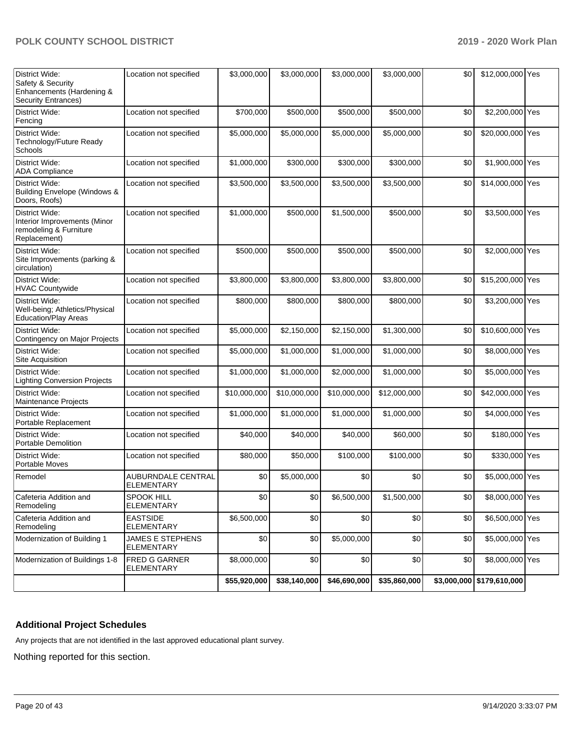| | | | | | | | | |
|---|---|---|---|---|---|---|---|---|
| District Wide: Safety & Security Enhancements (Hardening & Security Entrances) | Location not specified | $3,000,000 | $3,000,000 | $3,000,000 | $3,000,000 | $0 | $12,000,000 | Yes |
| District Wide: Fencing | Location not specified | $700,000 | $500,000 | $500,000 | $500,000 | $0 | $2,200,000 | Yes |
| District Wide: Technology/Future Ready Schools | Location not specified | $5,000,000 | $5,000,000 | $5,000,000 | $5,000,000 | $0 | $20,000,000 | Yes |
| District Wide: ADA Compliance | Location not specified | $1,000,000 | $300,000 | $300,000 | $300,000 | $0 | $1,900,000 | Yes |
| District Wide: Building Envelope (Windows & Doors, Roofs) | Location not specified | $3,500,000 | $3,500,000 | $3,500,000 | $3,500,000 | $0 | $14,000,000 | Yes |
| District Wide: Interior Improvements (Minor remodeling & Furniture Replacement) | Location not specified | $1,000,000 | $500,000 | $1,500,000 | $500,000 | $0 | $3,500,000 | Yes |
| District Wide: Site Improvements (parking & circulation) | Location not specified | $500,000 | $500,000 | $500,000 | $500,000 | $0 | $2,000,000 | Yes |
| District Wide: HVAC Countywide | Location not specified | $3,800,000 | $3,800,000 | $3,800,000 | $3,800,000 | $0 | $15,200,000 | Yes |
| District Wide: Well-being; Athletics/Physical Education/Play Areas | Location not specified | $800,000 | $800,000 | $800,000 | $800,000 | $0 | $3,200,000 | Yes |
| District Wide: Contingency on Major Projects | Location not specified | $5,000,000 | $2,150,000 | $2,150,000 | $1,300,000 | $0 | $10,600,000 | Yes |
| District Wide: Site Acquisition | Location not specified | $5,000,000 | $1,000,000 | $1,000,000 | $1,000,000 | $0 | $8,000,000 | Yes |
| District Wide: Lighting Conversion Projects | Location not specified | $1,000,000 | $1,000,000 | $2,000,000 | $1,000,000 | $0 | $5,000,000 | Yes |
| District Wide: Maintenance Projects | Location not specified | $10,000,000 | $10,000,000 | $10,000,000 | $12,000,000 | $0 | $42,000,000 | Yes |
| District Wide: Portable Replacement | Location not specified | $1,000,000 | $1,000,000 | $1,000,000 | $1,000,000 | $0 | $4,000,000 | Yes |
| District Wide: Portable Demolition | Location not specified | $40,000 | $40,000 | $40,000 | $60,000 | $0 | $180,000 | Yes |
| District Wide: Portable Moves | Location not specified | $80,000 | $50,000 | $100,000 | $100,000 | $0 | $330,000 | Yes |
| Remodel | AUBURNDALE CENTRAL ELEMENTARY | $0 | $5,000,000 | $0 | $0 | $0 | $5,000,000 | Yes |
| Cafeteria Addition and Remodeling | SPOOK HILL ELEMENTARY | $0 | $0 | $6,500,000 | $1,500,000 | $0 | $8,000,000 | Yes |
| Cafeteria Addition and Remodeling | EASTSIDE ELEMENTARY | $6,500,000 | $0 | $0 | $0 | $0 | $6,500,000 | Yes |
| Modernization of Building 1 | JAMES E STEPHENS ELEMENTARY | $0 | $0 | $5,000,000 | $0 | $0 | $5,000,000 | Yes |
| Modernization of Buildings 1-8 | FRED G GARNER ELEMENTARY | $8,000,000 | $0 | $0 | $0 | $0 | $8,000,000 | Yes |
| | | $55,920,000 | $38,140,000 | $46,690,000 | $35,860,000 | $3,000,000 | $179,610,000 | |

### Additional Project Schedules

Any projects that are not identified in the last approved educational plant survey.

Nothing reported for this section.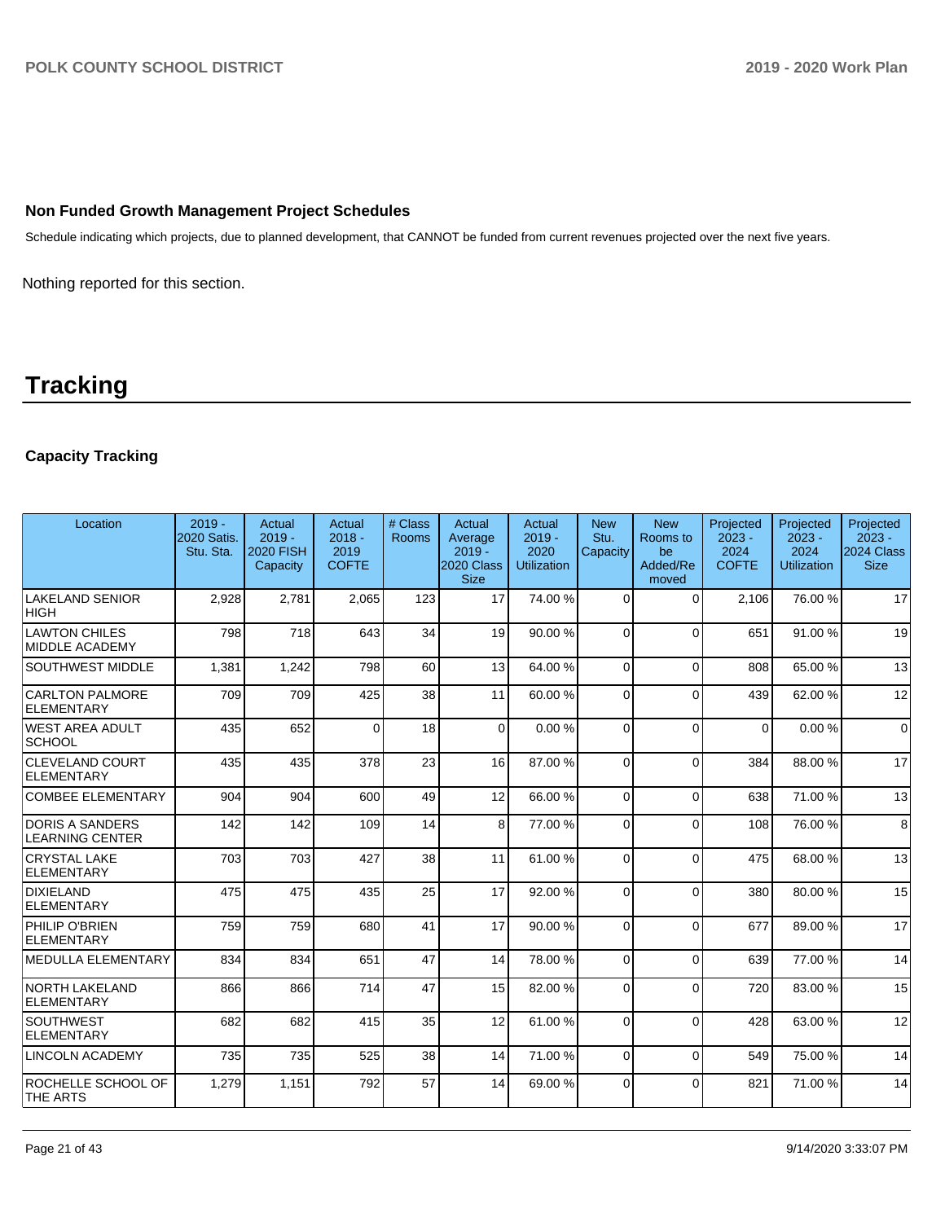### Non Funded Growth Management Project Schedules

Schedule indicating which projects, due to planned development, that CANNOT be funded from current revenues projected over the next five years.

Nothing reported for this section.

# Tracking

### Capacity Tracking

| Location | 2019 - 2020 Satis. Stu. Sta. | Actual 2019 - 2020 FISH Capacity | Actual 2018 - 2019 COFTE | # Class Rooms | Actual Average 2019 - 2020 Class Size | Actual 2019 - 2020 Utilization | New Stu. Capacity | New Rooms to be Added/Removed | Projected 2023 - 2024 COFTE | Projected 2023 - 2024 Utilization | Projected 2023 - 2024 Class Size |
|---|---|---|---|---|---|---|---|---|---|---|---|
| LAKELAND SENIOR HIGH | 2,928 | 2,781 | 2,065 | 123 | 17 | 74.00 % | 0 | 0 | 2,106 | 76.00 % | 17 |
| LAWTON CHILES MIDDLE ACADEMY | 798 | 718 | 643 | 34 | 19 | 90.00 % | 0 | 0 | 651 | 91.00 % | 19 |
| SOUTHWEST MIDDLE | 1,381 | 1,242 | 798 | 60 | 13 | 64.00 % | 0 | 0 | 808 | 65.00 % | 13 |
| CARLTON PALMORE ELEMENTARY | 709 | 709 | 425 | 38 | 11 | 60.00 % | 0 | 0 | 439 | 62.00 % | 12 |
| WEST AREA ADULT SCHOOL | 435 | 652 | 0 | 18 | 0 | 0.00 % | 0 | 0 | 0 | 0.00 % | 0 |
| CLEVELAND COURT ELEMENTARY | 435 | 435 | 378 | 23 | 16 | 87.00 % | 0 | 0 | 384 | 88.00 % | 17 |
| COMBEE ELEMENTARY | 904 | 904 | 600 | 49 | 12 | 66.00 % | 0 | 0 | 638 | 71.00 % | 13 |
| DORIS A SANDERS LEARNING CENTER | 142 | 142 | 109 | 14 | 8 | 77.00 % | 0 | 0 | 108 | 76.00 % | 8 |
| CRYSTAL LAKE ELEMENTARY | 703 | 703 | 427 | 38 | 11 | 61.00 % | 0 | 0 | 475 | 68.00 % | 13 |
| DIXIELAND ELEMENTARY | 475 | 475 | 435 | 25 | 17 | 92.00 % | 0 | 0 | 380 | 80.00 % | 15 |
| PHILIP O'BRIEN ELEMENTARY | 759 | 759 | 680 | 41 | 17 | 90.00 % | 0 | 0 | 677 | 89.00 % | 17 |
| MEDULLA ELEMENTARY | 834 | 834 | 651 | 47 | 14 | 78.00 % | 0 | 0 | 639 | 77.00 % | 14 |
| NORTH LAKELAND ELEMENTARY | 866 | 866 | 714 | 47 | 15 | 82.00 % | 0 | 0 | 720 | 83.00 % | 15 |
| SOUTHWEST ELEMENTARY | 682 | 682 | 415 | 35 | 12 | 61.00 % | 0 | 0 | 428 | 63.00 % | 12 |
| LINCOLN ACADEMY | 735 | 735 | 525 | 38 | 14 | 71.00 % | 0 | 0 | 549 | 75.00 % | 14 |
| ROCHELLE SCHOOL OF THE ARTS | 1,279 | 1,151 | 792 | 57 | 14 | 69.00 % | 0 | 0 | 821 | 71.00 % | 14 |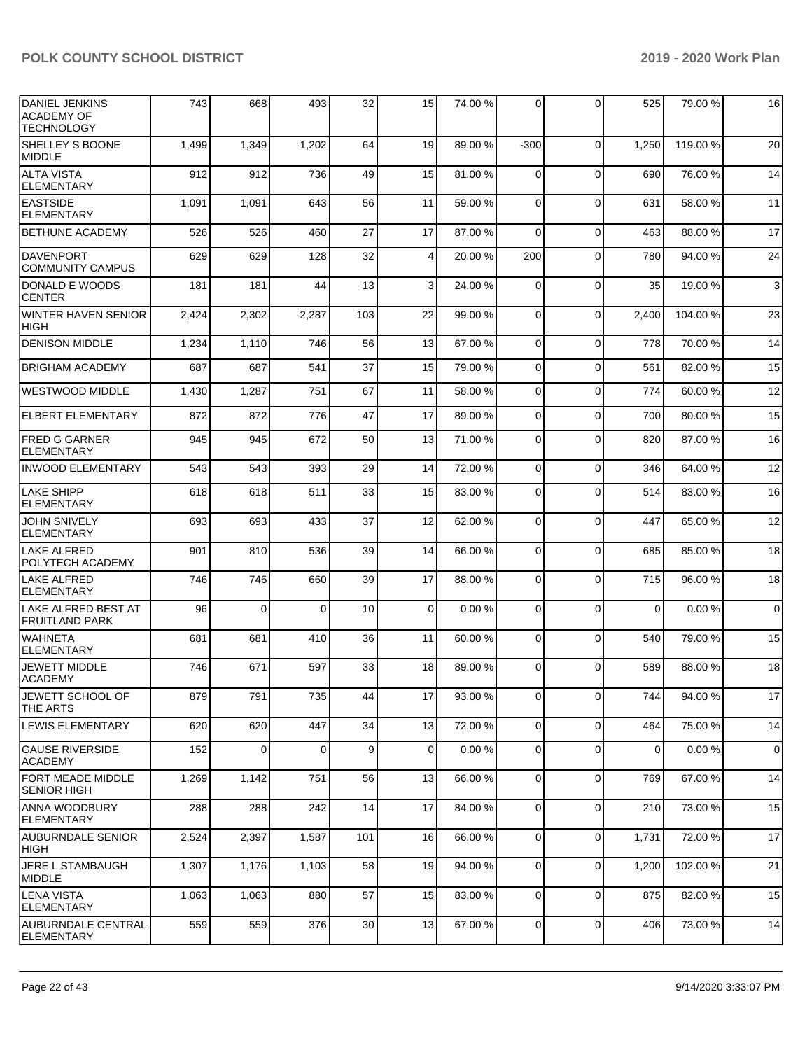| | | | | | | | | | | |
|---|---|---|---|---|---|---|---|---|---|---|
| DANIEL JENKINS ACADEMY OF TECHNOLOGY | 743 | 668 | 493 | 32 | 15 | 74.00 % | 0 | 0 | 525 | 79.00 % | 16 |
| SHELLEY S BOONE MIDDLE | 1,499 | 1,349 | 1,202 | 64 | 19 | 89.00 % | -300 | 0 | 1,250 | 119.00 % | 20 |
| ALTA VISTA ELEMENTARY | 912 | 912 | 736 | 49 | 15 | 81.00 % | 0 | 0 | 690 | 76.00 % | 14 |
| EASTSIDE ELEMENTARY | 1,091 | 1,091 | 643 | 56 | 11 | 59.00 % | 0 | 0 | 631 | 58.00 % | 11 |
| BETHUNE ACADEMY | 526 | 526 | 460 | 27 | 17 | 87.00 % | 0 | 0 | 463 | 88.00 % | 17 |
| DAVENPORT COMMUNITY CAMPUS | 629 | 629 | 128 | 32 | 4 | 20.00 % | 200 | 0 | 780 | 94.00 % | 24 |
| DONALD E WOODS CENTER | 181 | 181 | 44 | 13 | 3 | 24.00 % | 0 | 0 | 35 | 19.00 % | 3 |
| WINTER HAVEN SENIOR HIGH | 2,424 | 2,302 | 2,287 | 103 | 22 | 99.00 % | 0 | 0 | 2,400 | 104.00 % | 23 |
| DENISON MIDDLE | 1,234 | 1,110 | 746 | 56 | 13 | 67.00 % | 0 | 0 | 778 | 70.00 % | 14 |
| BRIGHAM ACADEMY | 687 | 687 | 541 | 37 | 15 | 79.00 % | 0 | 0 | 561 | 82.00 % | 15 |
| WESTWOOD MIDDLE | 1,430 | 1,287 | 751 | 67 | 11 | 58.00 % | 0 | 0 | 774 | 60.00 % | 12 |
| ELBERT ELEMENTARY | 872 | 872 | 776 | 47 | 17 | 89.00 % | 0 | 0 | 700 | 80.00 % | 15 |
| FRED G GARNER ELEMENTARY | 945 | 945 | 672 | 50 | 13 | 71.00 % | 0 | 0 | 820 | 87.00 % | 16 |
| INWOOD ELEMENTARY | 543 | 543 | 393 | 29 | 14 | 72.00 % | 0 | 0 | 346 | 64.00 % | 12 |
| LAKE SHIPP ELEMENTARY | 618 | 618 | 511 | 33 | 15 | 83.00 % | 0 | 0 | 514 | 83.00 % | 16 |
| JOHN SNIVELY ELEMENTARY | 693 | 693 | 433 | 37 | 12 | 62.00 % | 0 | 0 | 447 | 65.00 % | 12 |
| LAKE ALFRED POLYTECH ACADEMY | 901 | 810 | 536 | 39 | 14 | 66.00 % | 0 | 0 | 685 | 85.00 % | 18 |
| LAKE ALFRED ELEMENTARY | 746 | 746 | 660 | 39 | 17 | 88.00 % | 0 | 0 | 715 | 96.00 % | 18 |
| LAKE ALFRED BEST AT FRUITLAND PARK | 96 | 0 | 0 | 10 | 0 | 0.00 % | 0 | 0 | 0 | 0.00 % | 0 |
| WAHNETA ELEMENTARY | 681 | 681 | 410 | 36 | 11 | 60.00 % | 0 | 0 | 540 | 79.00 % | 15 |
| JEWETT MIDDLE ACADEMY | 746 | 671 | 597 | 33 | 18 | 89.00 % | 0 | 0 | 589 | 88.00 % | 18 |
| JEWETT SCHOOL OF THE ARTS | 879 | 791 | 735 | 44 | 17 | 93.00 % | 0 | 0 | 744 | 94.00 % | 17 |
| LEWIS ELEMENTARY | 620 | 620 | 447 | 34 | 13 | 72.00 % | 0 | 0 | 464 | 75.00 % | 14 |
| GAUSE RIVERSIDE ACADEMY | 152 | 0 | 0 | 9 | 0 | 0.00 % | 0 | 0 | 0 | 0.00 % | 0 |
| FORT MEADE MIDDLE SENIOR HIGH | 1,269 | 1,142 | 751 | 56 | 13 | 66.00 % | 0 | 0 | 769 | 67.00 % | 14 |
| ANNA WOODBURY ELEMENTARY | 288 | 288 | 242 | 14 | 17 | 84.00 % | 0 | 0 | 210 | 73.00 % | 15 |
| AUBURNDALE SENIOR HIGH | 2,524 | 2,397 | 1,587 | 101 | 16 | 66.00 % | 0 | 0 | 1,731 | 72.00 % | 17 |
| JERE L STAMBAUGH MIDDLE | 1,307 | 1,176 | 1,103 | 58 | 19 | 94.00 % | 0 | 0 | 1,200 | 102.00 % | 21 |
| LENA VISTA ELEMENTARY | 1,063 | 1,063 | 880 | 57 | 15 | 83.00 % | 0 | 0 | 875 | 82.00 % | 15 |
| AUBURNDALE CENTRAL ELEMENTARY | 559 | 559 | 376 | 30 | 13 | 67.00 % | 0 | 0 | 406 | 73.00 % | 14 |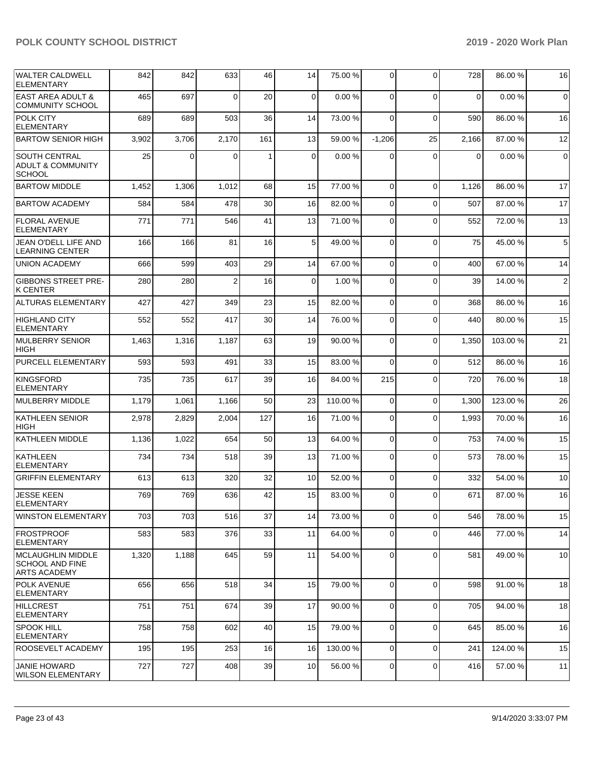| WALTER CALDWELL ELEMENTARY | 842 | 842 | 633 | 46 | 14 | 75.00 % | 0 | 0 | 728 | 86.00 % | 16 |
|---|---|---|---|---|---|---|---|---|---|---|---|
| EAST AREA ADULT & COMMUNITY SCHOOL | 465 | 697 | 0 | 20 | 0 | 0.00 % | 0 | 0 | 0 | 0.00 % | 0 |
| POLK CITY ELEMENTARY | 689 | 689 | 503 | 36 | 14 | 73.00 % | 0 | 0 | 590 | 86.00 % | 16 |
| BARTOW SENIOR HIGH | 3,902 | 3,706 | 2,170 | 161 | 13 | 59.00 % | -1,206 | 25 | 2,166 | 87.00 % | 12 |
| SOUTH CENTRAL ADULT & COMMUNITY SCHOOL | 25 | 0 | 0 | 1 | 0 | 0.00 % | 0 | 0 | 0 | 0.00 % | 0 |
| BARTOW MIDDLE | 1,452 | 1,306 | 1,012 | 68 | 15 | 77.00 % | 0 | 0 | 1,126 | 86.00 % | 17 |
| BARTOW ACADEMY | 584 | 584 | 478 | 30 | 16 | 82.00 % | 0 | 0 | 507 | 87.00 % | 17 |
| FLORAL AVENUE ELEMENTARY | 771 | 771 | 546 | 41 | 13 | 71.00 % | 0 | 0 | 552 | 72.00 % | 13 |
| JEAN O'DELL LIFE AND LEARNING CENTER | 166 | 166 | 81 | 16 | 5 | 49.00 % | 0 | 0 | 75 | 45.00 % | 5 |
| UNION ACADEMY | 666 | 599 | 403 | 29 | 14 | 67.00 % | 0 | 0 | 400 | 67.00 % | 14 |
| GIBBONS STREET PRE-K CENTER | 280 | 280 | 2 | 16 | 0 | 1.00 % | 0 | 0 | 39 | 14.00 % | 2 |
| ALTURAS ELEMENTARY | 427 | 427 | 349 | 23 | 15 | 82.00 % | 0 | 0 | 368 | 86.00 % | 16 |
| HIGHLAND CITY ELEMENTARY | 552 | 552 | 417 | 30 | 14 | 76.00 % | 0 | 0 | 440 | 80.00 % | 15 |
| MULBERRY SENIOR HIGH | 1,463 | 1,316 | 1,187 | 63 | 19 | 90.00 % | 0 | 0 | 1,350 | 103.00 % | 21 |
| PURCELL ELEMENTARY | 593 | 593 | 491 | 33 | 15 | 83.00 % | 0 | 0 | 512 | 86.00 % | 16 |
| KINGSFORD ELEMENTARY | 735 | 735 | 617 | 39 | 16 | 84.00 % | 215 | 0 | 720 | 76.00 % | 18 |
| MULBERRY MIDDLE | 1,179 | 1,061 | 1,166 | 50 | 23 | 110.00 % | 0 | 0 | 1,300 | 123.00 % | 26 |
| KATHLEEN SENIOR HIGH | 2,978 | 2,829 | 2,004 | 127 | 16 | 71.00 % | 0 | 0 | 1,993 | 70.00 % | 16 |
| KATHLEEN MIDDLE | 1,136 | 1,022 | 654 | 50 | 13 | 64.00 % | 0 | 0 | 753 | 74.00 % | 15 |
| KATHLEEN ELEMENTARY | 734 | 734 | 518 | 39 | 13 | 71.00 % | 0 | 0 | 573 | 78.00 % | 15 |
| GRIFFIN ELEMENTARY | 613 | 613 | 320 | 32 | 10 | 52.00 % | 0 | 0 | 332 | 54.00 % | 10 |
| JESSE KEEN ELEMENTARY | 769 | 769 | 636 | 42 | 15 | 83.00 % | 0 | 0 | 671 | 87.00 % | 16 |
| WINSTON ELEMENTARY | 703 | 703 | 516 | 37 | 14 | 73.00 % | 0 | 0 | 546 | 78.00 % | 15 |
| FROSTPROOF ELEMENTARY | 583 | 583 | 376 | 33 | 11 | 64.00 % | 0 | 0 | 446 | 77.00 % | 14 |
| MCLAUGHLIN MIDDLE SCHOOL AND FINE ARTS ACADEMY | 1,320 | 1,188 | 645 | 59 | 11 | 54.00 % | 0 | 0 | 581 | 49.00 % | 10 |
| POLK AVENUE ELEMENTARY | 656 | 656 | 518 | 34 | 15 | 79.00 % | 0 | 0 | 598 | 91.00 % | 18 |
| HILLCREST ELEMENTARY | 751 | 751 | 674 | 39 | 17 | 90.00 % | 0 | 0 | 705 | 94.00 % | 18 |
| SPOOK HILL ELEMENTARY | 758 | 758 | 602 | 40 | 15 | 79.00 % | 0 | 0 | 645 | 85.00 % | 16 |
| ROOSEVELT ACADEMY | 195 | 195 | 253 | 16 | 16 | 130.00 % | 0 | 0 | 241 | 124.00 % | 15 |
| JANIE HOWARD WILSON ELEMENTARY | 727 | 727 | 408 | 39 | 10 | 56.00 % | 0 | 0 | 416 | 57.00 % | 11 |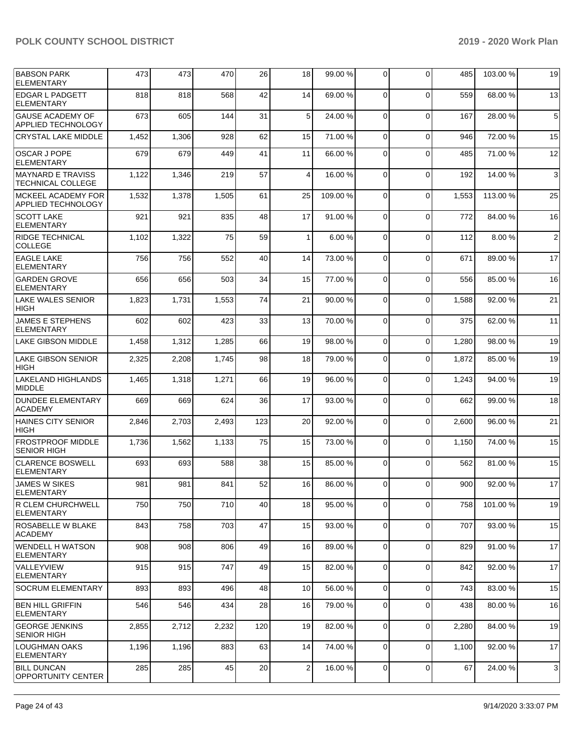| | | | | | | | | | | |
|---|---|---|---|---|---|---|---|---|---|---|
| BABSON PARK ELEMENTARY | 473 | 473 | 470 | 26 | 18 | 99.00 % | 0 | 0 | 485 | 103.00 % | 19 |
| EDGAR L PADGETT ELEMENTARY | 818 | 818 | 568 | 42 | 14 | 69.00 % | 0 | 0 | 559 | 68.00 % | 13 |
| GAUSE ACADEMY OF APPLIED TECHNOLOGY | 673 | 605 | 144 | 31 | 5 | 24.00 % | 0 | 0 | 167 | 28.00 % | 5 |
| CRYSTAL LAKE MIDDLE | 1,452 | 1,306 | 928 | 62 | 15 | 71.00 % | 0 | 0 | 946 | 72.00 % | 15 |
| OSCAR J POPE ELEMENTARY | 679 | 679 | 449 | 41 | 11 | 66.00 % | 0 | 0 | 485 | 71.00 % | 12 |
| MAYNARD E TRAVISS TECHNICAL COLLEGE | 1,122 | 1,346 | 219 | 57 | 4 | 16.00 % | 0 | 0 | 192 | 14.00 % | 3 |
| MCKEEL ACADEMY FOR APPLIED TECHNOLOGY | 1,532 | 1,378 | 1,505 | 61 | 25 | 109.00 % | 0 | 0 | 1,553 | 113.00 % | 25 |
| SCOTT LAKE ELEMENTARY | 921 | 921 | 835 | 48 | 17 | 91.00 % | 0 | 0 | 772 | 84.00 % | 16 |
| RIDGE TECHNICAL COLLEGE | 1,102 | 1,322 | 75 | 59 | 1 | 6.00 % | 0 | 0 | 112 | 8.00 % | 2 |
| EAGLE LAKE ELEMENTARY | 756 | 756 | 552 | 40 | 14 | 73.00 % | 0 | 0 | 671 | 89.00 % | 17 |
| GARDEN GROVE ELEMENTARY | 656 | 656 | 503 | 34 | 15 | 77.00 % | 0 | 0 | 556 | 85.00 % | 16 |
| LAKE WALES SENIOR HIGH | 1,823 | 1,731 | 1,553 | 74 | 21 | 90.00 % | 0 | 0 | 1,588 | 92.00 % | 21 |
| JAMES E STEPHENS ELEMENTARY | 602 | 602 | 423 | 33 | 13 | 70.00 % | 0 | 0 | 375 | 62.00 % | 11 |
| LAKE GIBSON MIDDLE | 1,458 | 1,312 | 1,285 | 66 | 19 | 98.00 % | 0 | 0 | 1,280 | 98.00 % | 19 |
| LAKE GIBSON SENIOR HIGH | 2,325 | 2,208 | 1,745 | 98 | 18 | 79.00 % | 0 | 0 | 1,872 | 85.00 % | 19 |
| LAKELAND HIGHLANDS MIDDLE | 1,465 | 1,318 | 1,271 | 66 | 19 | 96.00 % | 0 | 0 | 1,243 | 94.00 % | 19 |
| DUNDEE ELEMENTARY ACADEMY | 669 | 669 | 624 | 36 | 17 | 93.00 % | 0 | 0 | 662 | 99.00 % | 18 |
| HAINES CITY SENIOR HIGH | 2,846 | 2,703 | 2,493 | 123 | 20 | 92.00 % | 0 | 0 | 2,600 | 96.00 % | 21 |
| FROSTPROOF MIDDLE SENIOR HIGH | 1,736 | 1,562 | 1,133 | 75 | 15 | 73.00 % | 0 | 0 | 1,150 | 74.00 % | 15 |
| CLARENCE BOSWELL ELEMENTARY | 693 | 693 | 588 | 38 | 15 | 85.00 % | 0 | 0 | 562 | 81.00 % | 15 |
| JAMES W SIKES ELEMENTARY | 981 | 981 | 841 | 52 | 16 | 86.00 % | 0 | 0 | 900 | 92.00 % | 17 |
| R CLEM CHURCHWELL ELEMENTARY | 750 | 750 | 710 | 40 | 18 | 95.00 % | 0 | 0 | 758 | 101.00 % | 19 |
| ROSABELLE W BLAKE ACADEMY | 843 | 758 | 703 | 47 | 15 | 93.00 % | 0 | 0 | 707 | 93.00 % | 15 |
| WENDELL H WATSON ELEMENTARY | 908 | 908 | 806 | 49 | 16 | 89.00 % | 0 | 0 | 829 | 91.00 % | 17 |
| VALLEYVIEW ELEMENTARY | 915 | 915 | 747 | 49 | 15 | 82.00 % | 0 | 0 | 842 | 92.00 % | 17 |
| SOCRUM ELEMENTARY | 893 | 893 | 496 | 48 | 10 | 56.00 % | 0 | 0 | 743 | 83.00 % | 15 |
| BEN HILL GRIFFIN ELEMENTARY | 546 | 546 | 434 | 28 | 16 | 79.00 % | 0 | 0 | 438 | 80.00 % | 16 |
| GEORGE JENKINS SENIOR HIGH | 2,855 | 2,712 | 2,232 | 120 | 19 | 82.00 % | 0 | 0 | 2,280 | 84.00 % | 19 |
| LOUGHMAN OAKS ELEMENTARY | 1,196 | 1,196 | 883 | 63 | 14 | 74.00 % | 0 | 0 | 1,100 | 92.00 % | 17 |
| BILL DUNCAN OPPORTUNITY CENTER | 285 | 285 | 45 | 20 | 2 | 16.00 % | 0 | 0 | 67 | 24.00 % | 3 |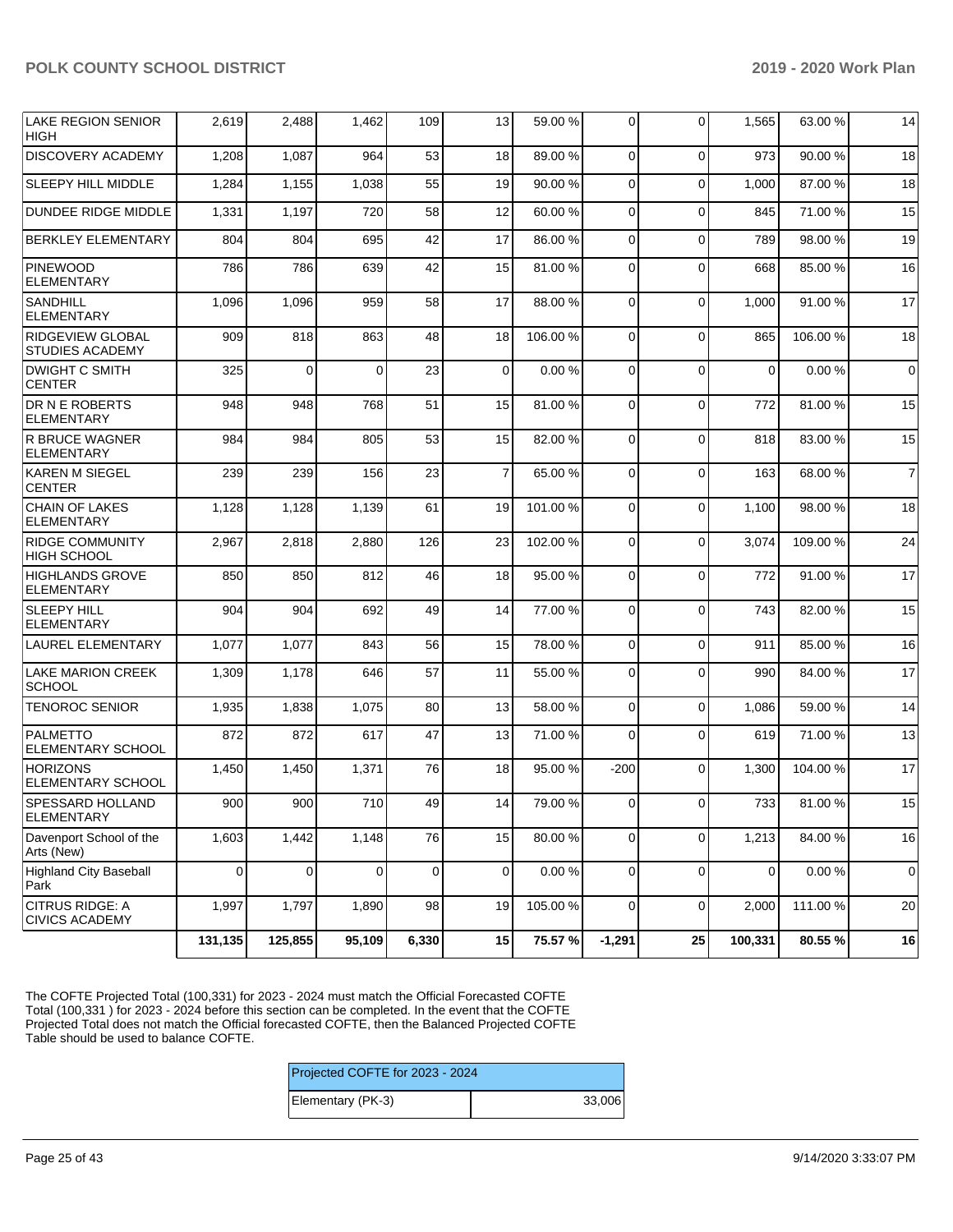| | | | | | | | | | | |
|---|---|---|---|---|---|---|---|---|---|---|
| LAKE REGION SENIOR HIGH | 2,619 | 2,488 | 1,462 | 109 | 13 | 59.00 % | 0 | 0 | 1,565 | 63.00 % | 14 |
| DISCOVERY ACADEMY | 1,208 | 1,087 | 964 | 53 | 18 | 89.00 % | 0 | 0 | 973 | 90.00 % | 18 |
| SLEEPY HILL MIDDLE | 1,284 | 1,155 | 1,038 | 55 | 19 | 90.00 % | 0 | 0 | 1,000 | 87.00 % | 18 |
| DUNDEE RIDGE MIDDLE | 1,331 | 1,197 | 720 | 58 | 12 | 60.00 % | 0 | 0 | 845 | 71.00 % | 15 |
| BERKLEY ELEMENTARY | 804 | 804 | 695 | 42 | 17 | 86.00 % | 0 | 0 | 789 | 98.00 % | 19 |
| PINEWOOD ELEMENTARY | 786 | 786 | 639 | 42 | 15 | 81.00 % | 0 | 0 | 668 | 85.00 % | 16 |
| SANDHILL ELEMENTARY | 1,096 | 1,096 | 959 | 58 | 17 | 88.00 % | 0 | 0 | 1,000 | 91.00 % | 17 |
| RIDGEVIEW GLOBAL STUDIES ACADEMY | 909 | 818 | 863 | 48 | 18 | 106.00 % | 0 | 0 | 865 | 106.00 % | 18 |
| DWIGHT C SMITH CENTER | 325 | 0 | 0 | 23 | 0 | 0.00 % | 0 | 0 | 0 | 0.00 % | 0 |
| DR N E ROBERTS ELEMENTARY | 948 | 948 | 768 | 51 | 15 | 81.00 % | 0 | 0 | 772 | 81.00 % | 15 |
| R BRUCE WAGNER ELEMENTARY | 984 | 984 | 805 | 53 | 15 | 82.00 % | 0 | 0 | 818 | 83.00 % | 15 |
| KAREN M SIEGEL CENTER | 239 | 239 | 156 | 23 | 7 | 65.00 % | 0 | 0 | 163 | 68.00 % | 7 |
| CHAIN OF LAKES ELEMENTARY | 1,128 | 1,128 | 1,139 | 61 | 19 | 101.00 % | 0 | 0 | 1,100 | 98.00 % | 18 |
| RIDGE COMMUNITY HIGH SCHOOL | 2,967 | 2,818 | 2,880 | 126 | 23 | 102.00 % | 0 | 0 | 3,074 | 109.00 % | 24 |
| HIGHLANDS GROVE ELEMENTARY | 850 | 850 | 812 | 46 | 18 | 95.00 % | 0 | 0 | 772 | 91.00 % | 17 |
| SLEEPY HILL ELEMENTARY | 904 | 904 | 692 | 49 | 14 | 77.00 % | 0 | 0 | 743 | 82.00 % | 15 |
| LAUREL ELEMENTARY | 1,077 | 1,077 | 843 | 56 | 15 | 78.00 % | 0 | 0 | 911 | 85.00 % | 16 |
| LAKE MARION CREEK SCHOOL | 1,309 | 1,178 | 646 | 57 | 11 | 55.00 % | 0 | 0 | 990 | 84.00 % | 17 |
| TENOROC SENIOR | 1,935 | 1,838 | 1,075 | 80 | 13 | 58.00 % | 0 | 0 | 1,086 | 59.00 % | 14 |
| PALMETTO ELEMENTARY SCHOOL | 872 | 872 | 617 | 47 | 13 | 71.00 % | 0 | 0 | 619 | 71.00 % | 13 |
| HORIZONS ELEMENTARY SCHOOL | 1,450 | 1,450 | 1,371 | 76 | 18 | 95.00 % | -200 | 0 | 1,300 | 104.00 % | 17 |
| SPESSARD HOLLAND ELEMENTARY | 900 | 900 | 710 | 49 | 14 | 79.00 % | 0 | 0 | 733 | 81.00 % | 15 |
| Davenport School of the Arts (New) | 1,603 | 1,442 | 1,148 | 76 | 15 | 80.00 % | 0 | 0 | 1,213 | 84.00 % | 16 |
| Highland City Baseball Park | 0 | 0 | 0 | 0 | 0 | 0.00 % | 0 | 0 | 0 | 0.00 % | 0 |
| CITRUS RIDGE: A CIVICS ACADEMY | 1,997 | 1,797 | 1,890 | 98 | 19 | 105.00 % | 0 | 0 | 2,000 | 111.00 % | 20 |
| | **131,135** | **125,855** | **95,109** | **6,330** | **15** | **75.57 %** | **-1,291** | **25** | **100,331** | **80.55 %** | **16** |

The COFTE Projected Total (100,331) for 2023 - 2024 must match the Official Forecasted COFTE Total (100,331 ) for 2023 - 2024 before this section can be completed. In the event that the COFTE Projected Total does not match the Official forecasted COFTE, then the Balanced Projected COFTE Table should be used to balance COFTE.

| Projected COFTE for 2023 - 2024 | |
|---|---|
| Elementary (PK-3) | 33,006 |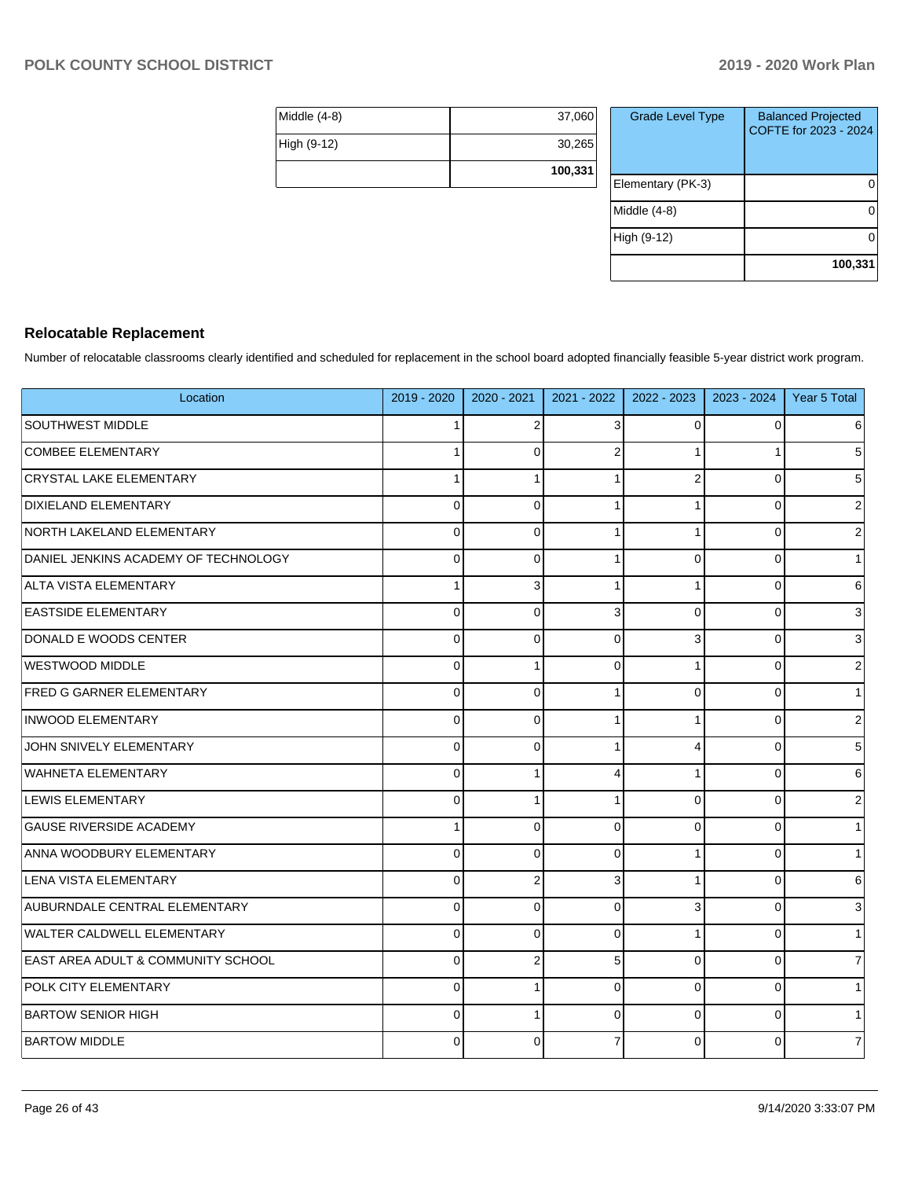| | |
|---|---|
| Middle (4-8) | 37,060 |
| High (9-12) | 30,265 |
| | **100,331** |

| Grade Level Type | Balanced Projected COFTE for 2023 - 2024 |
|---|---|
| Elementary (PK-3) | 0 |
| Middle (4-8) | 0 |
| High (9-12) | 0 |
| | **100,331** |

### Relocatable Replacement

Number of relocatable classrooms clearly identified and scheduled for replacement in the school board adopted financially feasible 5-year district work program.

| Location | 2019 - 2020 | 2020 - 2021 | 2021 - 2022 | 2022 - 2023 | 2023 - 2024 | Year 5 Total |
|---|---|---|---|---|---|---|
| SOUTHWEST MIDDLE | 1 | 2 | 3 | 0 | 0 | 6 |
| COMBEE ELEMENTARY | 1 | 0 | 2 | 1 | 1 | 5 |
| CRYSTAL LAKE ELEMENTARY | 1 | 1 | 1 | 2 | 0 | 5 |
| DIXIELAND ELEMENTARY | 0 | 0 | 1 | 1 | 0 | 2 |
| NORTH LAKELAND ELEMENTARY | 0 | 0 | 1 | 1 | 0 | 2 |
| DANIEL JENKINS ACADEMY OF TECHNOLOGY | 0 | 0 | 1 | 0 | 0 | 1 |
| ALTA VISTA ELEMENTARY | 1 | 3 | 1 | 1 | 0 | 6 |
| EASTSIDE ELEMENTARY | 0 | 0 | 3 | 0 | 0 | 3 |
| DONALD E WOODS CENTER | 0 | 0 | 0 | 3 | 0 | 3 |
| WESTWOOD MIDDLE | 0 | 1 | 0 | 1 | 0 | 2 |
| FRED G GARNER ELEMENTARY | 0 | 0 | 1 | 0 | 0 | 1 |
| INWOOD ELEMENTARY | 0 | 0 | 1 | 1 | 0 | 2 |
| JOHN SNIVELY ELEMENTARY | 0 | 0 | 1 | 4 | 0 | 5 |
| WAHNETA ELEMENTARY | 0 | 1 | 4 | 1 | 0 | 6 |
| LEWIS ELEMENTARY | 0 | 1 | 1 | 0 | 0 | 2 |
| GAUSE RIVERSIDE ACADEMY | 1 | 0 | 0 | 0 | 0 | 1 |
| ANNA WOODBURY ELEMENTARY | 0 | 0 | 0 | 1 | 0 | 1 |
| LENA VISTA ELEMENTARY | 0 | 2 | 3 | 1 | 0 | 6 |
| AUBURNDALE CENTRAL ELEMENTARY | 0 | 0 | 0 | 3 | 0 | 3 |
| WALTER CALDWELL ELEMENTARY | 0 | 0 | 0 | 1 | 0 | 1 |
| EAST AREA ADULT & COMMUNITY SCHOOL | 0 | 2 | 5 | 0 | 0 | 7 |
| POLK CITY ELEMENTARY | 0 | 1 | 0 | 0 | 0 | 1 |
| BARTOW SENIOR HIGH | 0 | 1 | 0 | 0 | 0 | 1 |
| BARTOW MIDDLE | 0 | 0 | 7 | 0 | 0 | 7 |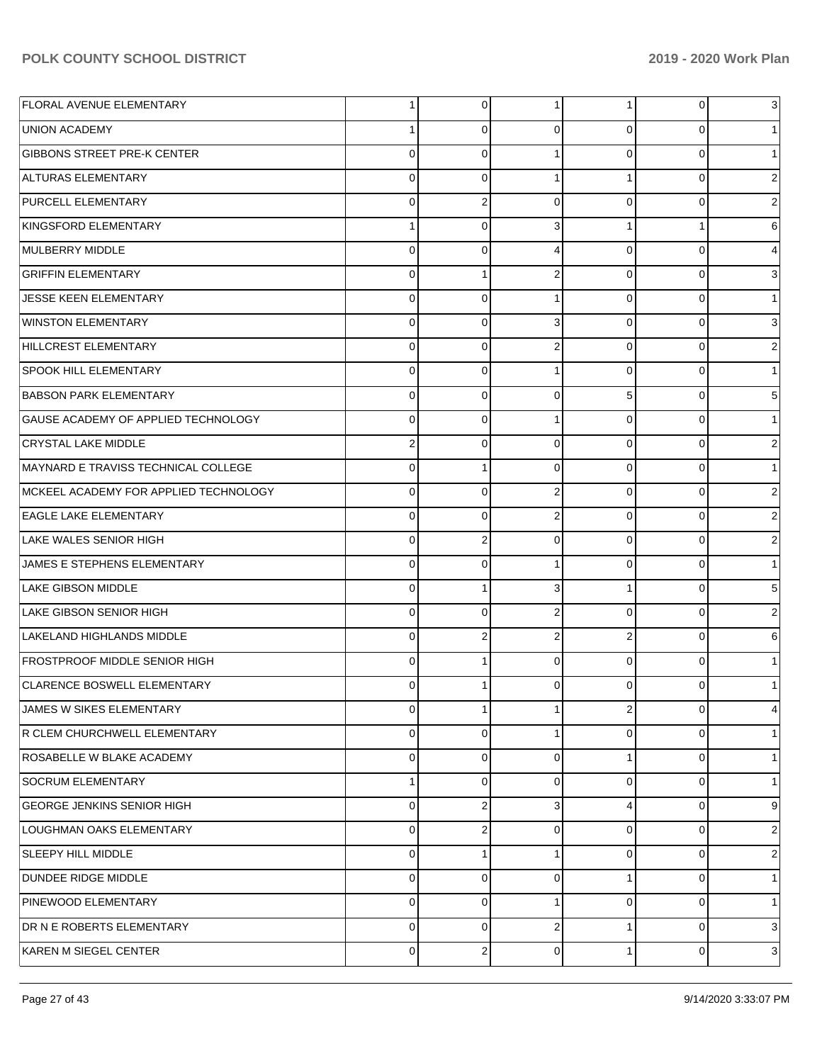| | | | | | | |
|---|---|---|---|---|---|---|
| FLORAL AVENUE ELEMENTARY | 1 | 0 | 1 | 1 | 0 | 3 |
| UNION ACADEMY | 1 | 0 | 0 | 0 | 0 | 1 |
| GIBBONS STREET PRE-K CENTER | 0 | 0 | 1 | 0 | 0 | 1 |
| ALTURAS ELEMENTARY | 0 | 0 | 1 | 1 | 0 | 2 |
| PURCELL ELEMENTARY | 0 | 2 | 0 | 0 | 0 | 2 |
| KINGSFORD ELEMENTARY | 1 | 0 | 3 | 1 | 1 | 6 |
| MULBERRY MIDDLE | 0 | 0 | 4 | 0 | 0 | 4 |
| GRIFFIN ELEMENTARY | 0 | 1 | 2 | 0 | 0 | 3 |
| JESSE KEEN ELEMENTARY | 0 | 0 | 1 | 0 | 0 | 1 |
| WINSTON ELEMENTARY | 0 | 0 | 3 | 0 | 0 | 3 |
| HILLCREST ELEMENTARY | 0 | 0 | 2 | 0 | 0 | 2 |
| SPOOK HILL ELEMENTARY | 0 | 0 | 1 | 0 | 0 | 1 |
| BABSON PARK ELEMENTARY | 0 | 0 | 0 | 5 | 0 | 5 |
| GAUSE ACADEMY OF APPLIED TECHNOLOGY | 0 | 0 | 1 | 0 | 0 | 1 |
| CRYSTAL LAKE MIDDLE | 2 | 0 | 0 | 0 | 0 | 2 |
| MAYNARD E TRAVISS TECHNICAL COLLEGE | 0 | 1 | 0 | 0 | 0 | 1 |
| MCKEEL ACADEMY FOR APPLIED TECHNOLOGY | 0 | 0 | 2 | 0 | 0 | 2 |
| EAGLE LAKE ELEMENTARY | 0 | 0 | 2 | 0 | 0 | 2 |
| LAKE WALES SENIOR HIGH | 0 | 2 | 0 | 0 | 0 | 2 |
| JAMES E STEPHENS ELEMENTARY | 0 | 0 | 1 | 0 | 0 | 1 |
| LAKE GIBSON MIDDLE | 0 | 1 | 3 | 1 | 0 | 5 |
| LAKE GIBSON SENIOR HIGH | 0 | 0 | 2 | 0 | 0 | 2 |
| LAKELAND HIGHLANDS MIDDLE | 0 | 2 | 2 | 2 | 0 | 6 |
| FROSTPROOF MIDDLE SENIOR HIGH | 0 | 1 | 0 | 0 | 0 | 1 |
| CLARENCE BOSWELL ELEMENTARY | 0 | 1 | 0 | 0 | 0 | 1 |
| JAMES W SIKES ELEMENTARY | 0 | 1 | 1 | 2 | 0 | 4 |
| R CLEM CHURCHWELL ELEMENTARY | 0 | 0 | 1 | 0 | 0 | 1 |
| ROSABELLE W BLAKE ACADEMY | 0 | 0 | 0 | 1 | 0 | 1 |
| SOCRUM ELEMENTARY | 1 | 0 | 0 | 0 | 0 | 1 |
| GEORGE JENKINS SENIOR HIGH | 0 | 2 | 3 | 4 | 0 | 9 |
| LOUGHMAN OAKS ELEMENTARY | 0 | 2 | 0 | 0 | 0 | 2 |
| SLEEPY HILL MIDDLE | 0 | 1 | 1 | 0 | 0 | 2 |
| DUNDEE RIDGE MIDDLE | 0 | 0 | 0 | 1 | 0 | 1 |
| PINEWOOD ELEMENTARY | 0 | 0 | 1 | 0 | 0 | 1 |
| DR N E ROBERTS ELEMENTARY | 0 | 0 | 2 | 1 | 0 | 3 |
| KAREN M SIEGEL CENTER | 0 | 2 | 0 | 1 | 0 | 3 |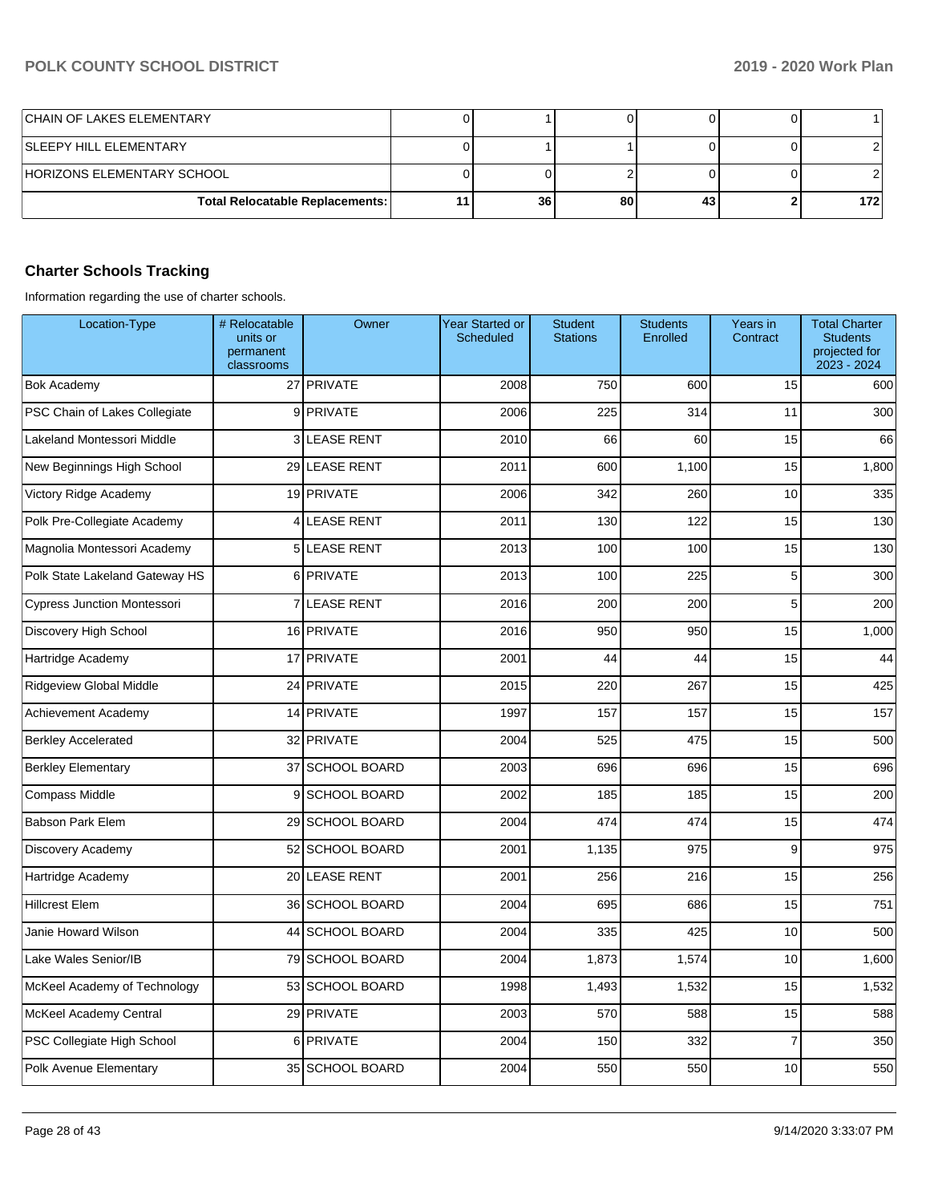| | | | | | | |
|---|---|---|---|---|---|---|
| CHAIN OF LAKES ELEMENTARY | 0 | 1 | 0 | 0 | 0 | 1 |
| SLEEPY HILL ELEMENTARY | 0 | 1 | 1 | 0 | 0 | 2 |
| HORIZONS ELEMENTARY SCHOOL | 0 | 0 | 2 | 0 | 0 | 2 |
| **Total Relocatable Replacements:** | **11** | **36** | **80** | **43** | **2** | **172** |

## Charter Schools Tracking

Information regarding the use of charter schools.

| Location-Type | # Relocatable units or permanent classrooms | Owner | Year Started or Scheduled | Student Stations | Students Enrolled | Years in Contract | Total Charter Students projected for 2023 - 2024 |
|---|---|---|---|---|---|---|---|
| Bok Academy | 27 | PRIVATE | 2008 | 750 | 600 | 15 | 600 |
| PSC Chain of Lakes Collegiate | 9 | PRIVATE | 2006 | 225 | 314 | 11 | 300 |
| Lakeland Montessori Middle | 3 | LEASE RENT | 2010 | 66 | 60 | 15 | 66 |
| New Beginnings High School | 29 | LEASE RENT | 2011 | 600 | 1,100 | 15 | 1,800 |
| Victory Ridge Academy | 19 | PRIVATE | 2006 | 342 | 260 | 10 | 335 |
| Polk Pre-Collegiate Academy | 4 | LEASE RENT | 2011 | 130 | 122 | 15 | 130 |
| Magnolia Montessori Academy | 5 | LEASE RENT | 2013 | 100 | 100 | 15 | 130 |
| Polk State Lakeland Gateway HS | 6 | PRIVATE | 2013 | 100 | 225 | 5 | 300 |
| Cypress Junction Montessori | 7 | LEASE RENT | 2016 | 200 | 200 | 5 | 200 |
| Discovery High School | 16 | PRIVATE | 2016 | 950 | 950 | 15 | 1,000 |
| Hartridge Academy | 17 | PRIVATE | 2001 | 44 | 44 | 15 | 44 |
| Ridgeview Global Middle | 24 | PRIVATE | 2015 | 220 | 267 | 15 | 425 |
| Achievement Academy | 14 | PRIVATE | 1997 | 157 | 157 | 15 | 157 |
| Berkley Accelerated | 32 | PRIVATE | 2004 | 525 | 475 | 15 | 500 |
| Berkley Elementary | 37 | SCHOOL BOARD | 2003 | 696 | 696 | 15 | 696 |
| Compass Middle | 9 | SCHOOL BOARD | 2002 | 185 | 185 | 15 | 200 |
| Babson Park Elem | 29 | SCHOOL BOARD | 2004 | 474 | 474 | 15 | 474 |
| Discovery Academy | 52 | SCHOOL BOARD | 2001 | 1,135 | 975 | 9 | 975 |
| Hartridge Academy | 20 | LEASE RENT | 2001 | 256 | 216 | 15 | 256 |
| Hillcrest Elem | 36 | SCHOOL BOARD | 2004 | 695 | 686 | 15 | 751 |
| Janie Howard Wilson | 44 | SCHOOL BOARD | 2004 | 335 | 425 | 10 | 500 |
| Lake Wales Senior/IB | 79 | SCHOOL BOARD | 2004 | 1,873 | 1,574 | 10 | 1,600 |
| McKeel Academy of Technology | 53 | SCHOOL BOARD | 1998 | 1,493 | 1,532 | 15 | 1,532 |
| McKeel Academy Central | 29 | PRIVATE | 2003 | 570 | 588 | 15 | 588 |
| PSC Collegiate High School | 6 | PRIVATE | 2004 | 150 | 332 | 7 | 350 |
| Polk Avenue Elementary | 35 | SCHOOL BOARD | 2004 | 550 | 550 | 10 | 550 |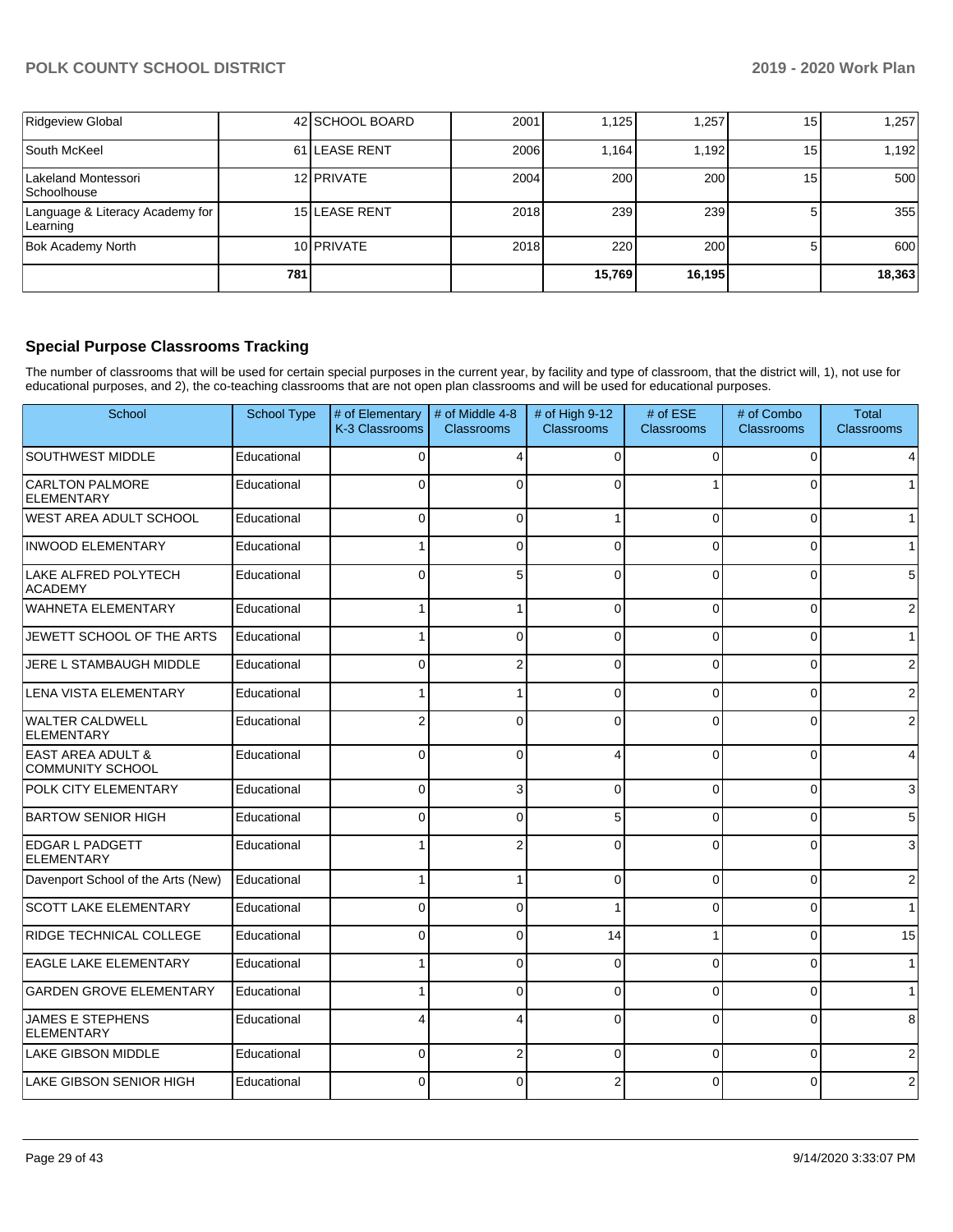| Ridgeview Global | 42 | SCHOOL BOARD | 2001 | 1,125 | 1,257 | 15 | 1,257 |
|---|---|---|---|---|---|---|---|
| South McKeel | 61 | LEASE RENT | 2006 | 1,164 | 1,192 | 15 | 1,192 |
| Lakeland Montessori Schoolhouse | 12 | PRIVATE | 2004 | 200 | 200 | 15 | 500 |
| Language & Literacy Academy for Learning | 15 | LEASE RENT | 2018 | 239 | 239 | 5 | 355 |
| Bok Academy North | 10 | PRIVATE | 2018 | 220 | 200 | 5 | 600 |
| | 781 | | | 15,769 | 16,195 | | 18,363 |

## Special Purpose Classrooms Tracking

The number of classrooms that will be used for certain special purposes in the current year, by facility and type of classroom, that the district will, 1), not use for educational purposes, and 2), the co-teaching classrooms that are not open plan classrooms and will be used for educational purposes.

| School | School Type | # of Elementary K-3 Classrooms | # of Middle 4-8 Classrooms | # of High 9-12 Classrooms | # of ESE Classrooms | # of Combo Classrooms | Total Classrooms |
|---|---|---|---|---|---|---|---|
| SOUTHWEST MIDDLE | Educational | 0 | 4 | 0 | 0 | 0 | 4 |
| CARLTON PALMORE ELEMENTARY | Educational | 0 | 0 | 0 | 1 | 0 | 1 |
| WEST AREA ADULT SCHOOL | Educational | 0 | 0 | 1 | 0 | 0 | 1 |
| INWOOD ELEMENTARY | Educational | 1 | 0 | 0 | 0 | 0 | 1 |
| LAKE ALFRED POLYTECH ACADEMY | Educational | 0 | 5 | 0 | 0 | 0 | 5 |
| WAHNETA ELEMENTARY | Educational | 1 | 1 | 0 | 0 | 0 | 2 |
| JEWETT SCHOOL OF THE ARTS | Educational | 1 | 0 | 0 | 0 | 0 | 1 |
| JERE L STAMBAUGH MIDDLE | Educational | 0 | 2 | 0 | 0 | 0 | 2 |
| LENA VISTA ELEMENTARY | Educational | 1 | 1 | 0 | 0 | 0 | 2 |
| WALTER CALDWELL ELEMENTARY | Educational | 2 | 0 | 0 | 0 | 0 | 2 |
| EAST AREA ADULT & COMMUNITY SCHOOL | Educational | 0 | 0 | 4 | 0 | 0 | 4 |
| POLK CITY ELEMENTARY | Educational | 0 | 3 | 0 | 0 | 0 | 3 |
| BARTOW SENIOR HIGH | Educational | 0 | 0 | 5 | 0 | 0 | 5 |
| EDGAR L PADGETT ELEMENTARY | Educational | 1 | 2 | 0 | 0 | 0 | 3 |
| Davenport School of the Arts (New) | Educational | 1 | 1 | 0 | 0 | 0 | 2 |
| SCOTT LAKE ELEMENTARY | Educational | 0 | 0 | 1 | 0 | 0 | 1 |
| RIDGE TECHNICAL COLLEGE | Educational | 0 | 0 | 14 | 1 | 0 | 15 |
| EAGLE LAKE ELEMENTARY | Educational | 1 | 0 | 0 | 0 | 0 | 1 |
| GARDEN GROVE ELEMENTARY | Educational | 1 | 0 | 0 | 0 | 0 | 1 |
| JAMES E STEPHENS ELEMENTARY | Educational | 4 | 4 | 0 | 0 | 0 | 8 |
| LAKE GIBSON MIDDLE | Educational | 0 | 2 | 0 | 0 | 0 | 2 |
| LAKE GIBSON SENIOR HIGH | Educational | 0 | 0 | 2 | 0 | 0 | 2 |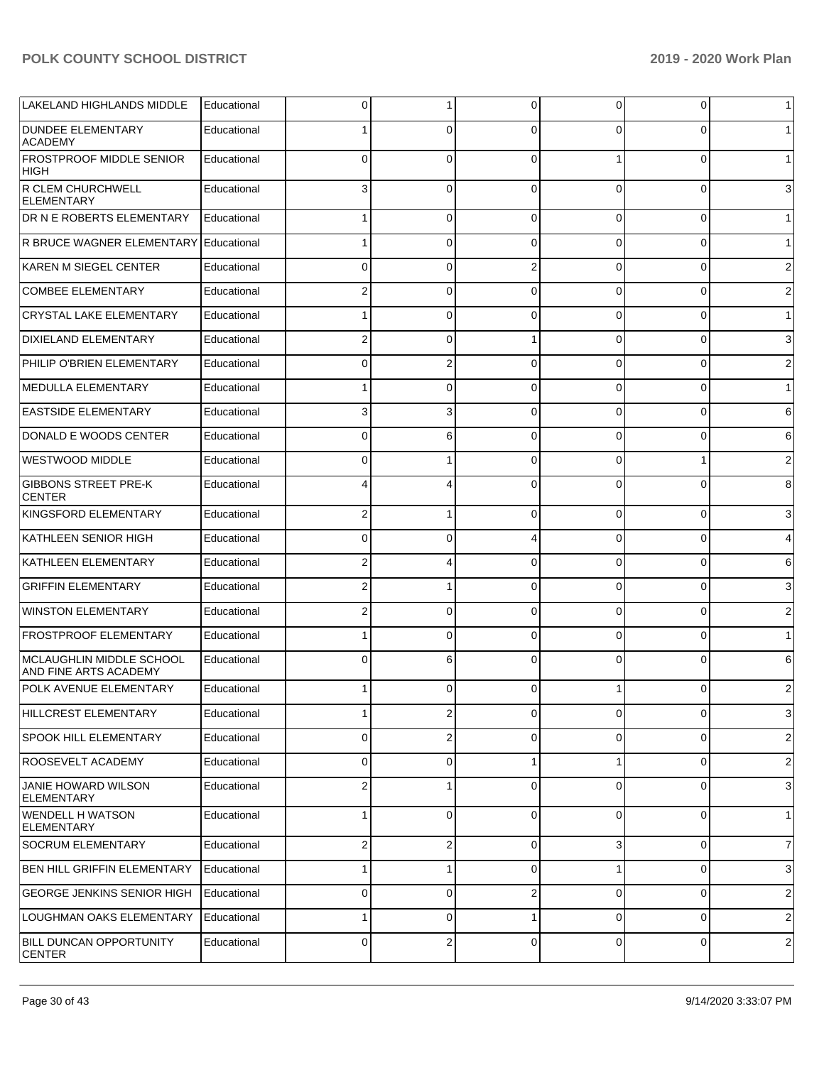| LAKELAND HIGHLANDS MIDDLE | Educational | 0 | 1 | 0 | 0 | 0 | 1 |
|---|---|---|---|---|---|---|---|
| DUNDEE ELEMENTARY ACADEMY | Educational | 1 | 0 | 0 | 0 | 0 | 1 |
| FROSTPROOF MIDDLE SENIOR HIGH | Educational | 0 | 0 | 0 | 1 | 0 | 1 |
| R CLEM CHURCHWELL ELEMENTARY | Educational | 3 | 0 | 0 | 0 | 0 | 3 |
| DR N E ROBERTS ELEMENTARY | Educational | 1 | 0 | 0 | 0 | 0 | 1 |
| R BRUCE WAGNER ELEMENTARY | Educational | 1 | 0 | 0 | 0 | 0 | 1 |
| KAREN M SIEGEL CENTER | Educational | 0 | 0 | 2 | 0 | 0 | 2 |
| COMBEE ELEMENTARY | Educational | 2 | 0 | 0 | 0 | 0 | 2 |
| CRYSTAL LAKE ELEMENTARY | Educational | 1 | 0 | 0 | 0 | 0 | 1 |
| DIXIELAND ELEMENTARY | Educational | 2 | 0 | 1 | 0 | 0 | 3 |
| PHILIP O'BRIEN ELEMENTARY | Educational | 0 | 2 | 0 | 0 | 0 | 2 |
| MEDULLA ELEMENTARY | Educational | 1 | 0 | 0 | 0 | 0 | 1 |
| EASTSIDE ELEMENTARY | Educational | 3 | 3 | 0 | 0 | 0 | 6 |
| DONALD E WOODS CENTER | Educational | 0 | 6 | 0 | 0 | 0 | 6 |
| WESTWOOD MIDDLE | Educational | 0 | 1 | 0 | 0 | 1 | 2 |
| GIBBONS STREET PRE-K CENTER | Educational | 4 | 4 | 0 | 0 | 0 | 8 |
| KINGSFORD ELEMENTARY | Educational | 2 | 1 | 0 | 0 | 0 | 3 |
| KATHLEEN SENIOR HIGH | Educational | 0 | 0 | 4 | 0 | 0 | 4 |
| KATHLEEN ELEMENTARY | Educational | 2 | 4 | 0 | 0 | 0 | 6 |
| GRIFFIN ELEMENTARY | Educational | 2 | 1 | 0 | 0 | 0 | 3 |
| WINSTON ELEMENTARY | Educational | 2 | 0 | 0 | 0 | 0 | 2 |
| FROSTPROOF ELEMENTARY | Educational | 1 | 0 | 0 | 0 | 0 | 1 |
| MCLAUGHLIN MIDDLE SCHOOL AND FINE ARTS ACADEMY | Educational | 0 | 6 | 0 | 0 | 0 | 6 |
| POLK AVENUE ELEMENTARY | Educational | 1 | 0 | 0 | 1 | 0 | 2 |
| HILLCREST ELEMENTARY | Educational | 1 | 2 | 0 | 0 | 0 | 3 |
| SPOOK HILL ELEMENTARY | Educational | 0 | 2 | 0 | 0 | 0 | 2 |
| ROOSEVELT ACADEMY | Educational | 0 | 0 | 1 | 1 | 0 | 2 |
| JANIE HOWARD WILSON ELEMENTARY | Educational | 2 | 1 | 0 | 0 | 0 | 3 |
| WENDELL H WATSON ELEMENTARY | Educational | 1 | 0 | 0 | 0 | 0 | 1 |
| SOCRUM ELEMENTARY | Educational | 2 | 2 | 0 | 3 | 0 | 7 |
| BEN HILL GRIFFIN ELEMENTARY | Educational | 1 | 1 | 0 | 1 | 0 | 3 |
| GEORGE JENKINS SENIOR HIGH | Educational | 0 | 0 | 2 | 0 | 0 | 2 |
| LOUGHMAN OAKS ELEMENTARY | Educational | 1 | 0 | 1 | 0 | 0 | 2 |
| BILL DUNCAN OPPORTUNITY CENTER | Educational | 0 | 2 | 0 | 0 | 0 | 2 |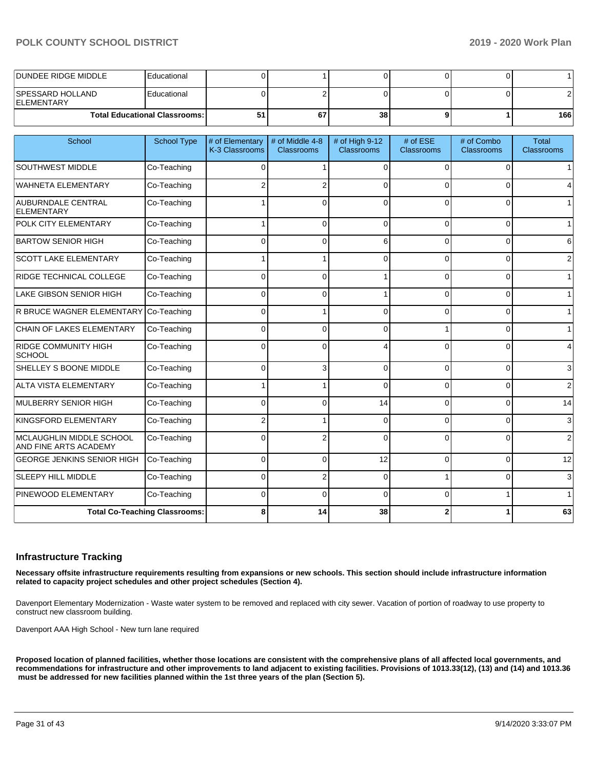| DUNDEE RIDGE MIDDLE | Educational | 0 | 1 | 0 | 0 | 0 | 1 |
|---|---|---|---|---|---|---|---|
| SPESSARD HOLLAND ELEMENTARY | Educational | 0 | 2 | 0 | 0 | 0 | 2 |
| Total Educational Classrooms: | | 51 | 67 | 38 | 9 | 1 | 166 |

| School | School Type | # of Elementary K-3 Classrooms | # of Middle 4-8 Classrooms | # of High 9-12 Classrooms | # of ESE Classrooms | # of Combo Classrooms | Total Classrooms |
|---|---|---|---|---|---|---|---|
| SOUTHWEST MIDDLE | Co-Teaching | 0 | 1 | 0 | 0 | 0 | 1 |
| WAHNETA ELEMENTARY | Co-Teaching | 2 | 2 | 0 | 0 | 0 | 4 |
| AUBURNDALE CENTRAL ELEMENTARY | Co-Teaching | 1 | 0 | 0 | 0 | 0 | 1 |
| POLK CITY ELEMENTARY | Co-Teaching | 1 | 0 | 0 | 0 | 0 | 1 |
| BARTOW SENIOR HIGH | Co-Teaching | 0 | 0 | 6 | 0 | 0 | 6 |
| SCOTT LAKE ELEMENTARY | Co-Teaching | 1 | 1 | 0 | 0 | 0 | 2 |
| RIDGE TECHNICAL COLLEGE | Co-Teaching | 0 | 0 | 1 | 0 | 0 | 1 |
| LAKE GIBSON SENIOR HIGH | Co-Teaching | 0 | 0 | 1 | 0 | 0 | 1 |
| R BRUCE WAGNER ELEMENTARY | Co-Teaching | 0 | 1 | 0 | 0 | 0 | 1 |
| CHAIN OF LAKES ELEMENTARY | Co-Teaching | 0 | 0 | 0 | 1 | 0 | 1 |
| RIDGE COMMUNITY HIGH SCHOOL | Co-Teaching | 0 | 0 | 4 | 0 | 0 | 4 |
| SHELLEY S BOONE MIDDLE | Co-Teaching | 0 | 3 | 0 | 0 | 0 | 3 |
| ALTA VISTA ELEMENTARY | Co-Teaching | 1 | 1 | 0 | 0 | 0 | 2 |
| MULBERRY SENIOR HIGH | Co-Teaching | 0 | 0 | 14 | 0 | 0 | 14 |
| KINGSFORD ELEMENTARY | Co-Teaching | 2 | 1 | 0 | 0 | 0 | 3 |
| MCLAUGHLIN MIDDLE SCHOOL AND FINE ARTS ACADEMY | Co-Teaching | 0 | 2 | 0 | 0 | 0 | 2 |
| GEORGE JENKINS SENIOR HIGH | Co-Teaching | 0 | 0 | 12 | 0 | 0 | 12 |
| SLEEPY HILL MIDDLE | Co-Teaching | 0 | 2 | 0 | 1 | 0 | 3 |
| PINEWOOD ELEMENTARY | Co-Teaching | 0 | 0 | 0 | 0 | 1 | 1 |
| Total Co-Teaching Classrooms: | | 8 | 14 | 38 | 2 | 1 | 63 |

## Infrastructure Tracking

**Necessary offsite infrastructure requirements resulting from expansions or new schools. This section should include infrastructure information related to capacity project schedules and other project schedules (Section 4).**

Davenport Elementary Modernization - Waste water system to be removed and replaced with city sewer. Vacation of portion of roadway to use property to construct new classroom building.

Davenport AAA High School - New turn lane required

**Proposed location of planned facilities, whether those locations are consistent with the comprehensive plans of all affected local governments, and recommendations for infrastructure and other improvements to land adjacent to existing facilities. Provisions of 1013.33(12), (13) and (14) and 1013.36 must be addressed for new facilities planned within the 1st three years of the plan (Section 5).**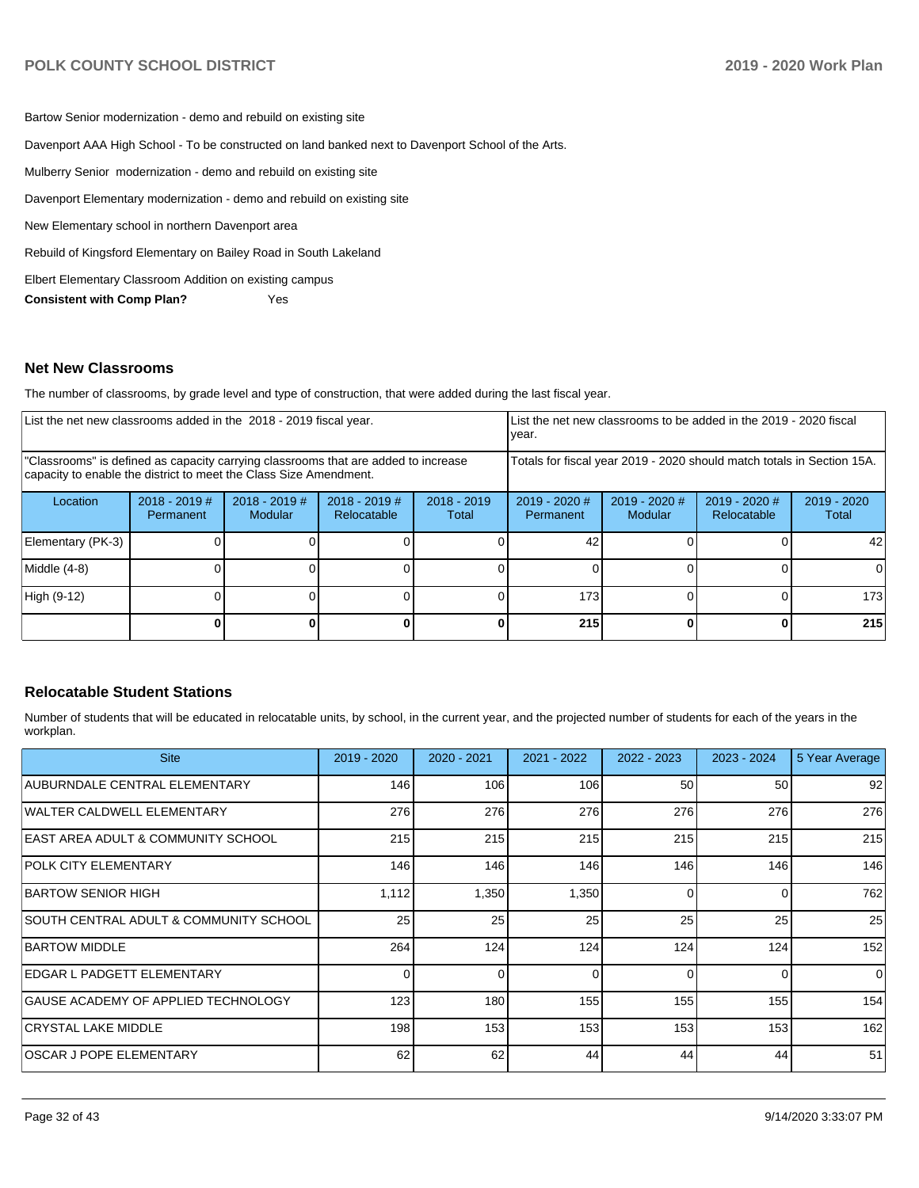Bartow Senior modernization - demo and rebuild on existing site

Davenport AAA High School - To be constructed on land banked next to Davenport School of the Arts.

Mulberry Senior modernization - demo and rebuild on existing site

Davenport Elementary modernization - demo and rebuild on existing site

New Elementary school in northern Davenport area

Rebuild of Kingsford Elementary on Bailey Road in South Lakeland

Elbert Elementary Classroom Addition on existing campus

**Consistent with Comp Plan?** Yes

## Net New Classrooms

The number of classrooms, by grade level and type of construction, that were added during the last fiscal year.

| List the net new classrooms added in the 2018 - 2019 fiscal year. | | | | | List the net new classrooms to be added in the 2019 - 2020 fiscal year. | | | |
|---|---|---|---|---|---|---|---|---|
| "Classrooms" is defined as capacity carrying classrooms that are added to increase capacity to enable the district to meet the Class Size Amendment. | | | | | Totals for fiscal year 2019 - 2020 should match totals in Section 15A. | | | |
| Location | 2018 - 2019 # Permanent | 2018 - 2019 # Modular | 2018 - 2019 # Relocatable | 2018 - 2019 Total | 2019 - 2020 # Permanent | 2019 - 2020 # Modular | 2019 - 2020 # Relocatable | 2019 - 2020 Total |
| Elementary (PK-3) | 0 | 0 | 0 | 0 | 42 | 0 | 0 | 42 |
| Middle (4-8) | 0 | 0 | 0 | 0 | 0 | 0 | 0 | 0 |
| High (9-12) | 0 | 0 | 0 | 0 | 173 | 0 | 0 | 173 |
| | **0** | **0** | **0** | **0** | **215** | **0** | **0** | **215** |

## Relocatable Student Stations

Number of students that will be educated in relocatable units, by school, in the current year, and the projected number of students for each of the years in the workplan.

| Site | 2019 - 2020 | 2020 - 2021 | 2021 - 2022 | 2022 - 2023 | 2023 - 2024 | 5 Year Average |
|---|---|---|---|---|---|---|
| AUBURNDALE CENTRAL ELEMENTARY | 146 | 106 | 106 | 50 | 50 | 92 |
| WALTER CALDWELL ELEMENTARY | 276 | 276 | 276 | 276 | 276 | 276 |
| EAST AREA ADULT & COMMUNITY SCHOOL | 215 | 215 | 215 | 215 | 215 | 215 |
| POLK CITY ELEMENTARY | 146 | 146 | 146 | 146 | 146 | 146 |
| BARTOW SENIOR HIGH | 1,112 | 1,350 | 1,350 | 0 | 0 | 762 |
| SOUTH CENTRAL ADULT & COMMUNITY SCHOOL | 25 | 25 | 25 | 25 | 25 | 25 |
| BARTOW MIDDLE | 264 | 124 | 124 | 124 | 124 | 152 |
| EDGAR L PADGETT ELEMENTARY | 0 | 0 | 0 | 0 | 0 | 0 |
| GAUSE ACADEMY OF APPLIED TECHNOLOGY | 123 | 180 | 155 | 155 | 155 | 154 |
| CRYSTAL LAKE MIDDLE | 198 | 153 | 153 | 153 | 153 | 162 |
| OSCAR J POPE ELEMENTARY | 62 | 62 | 44 | 44 | 44 | 51 |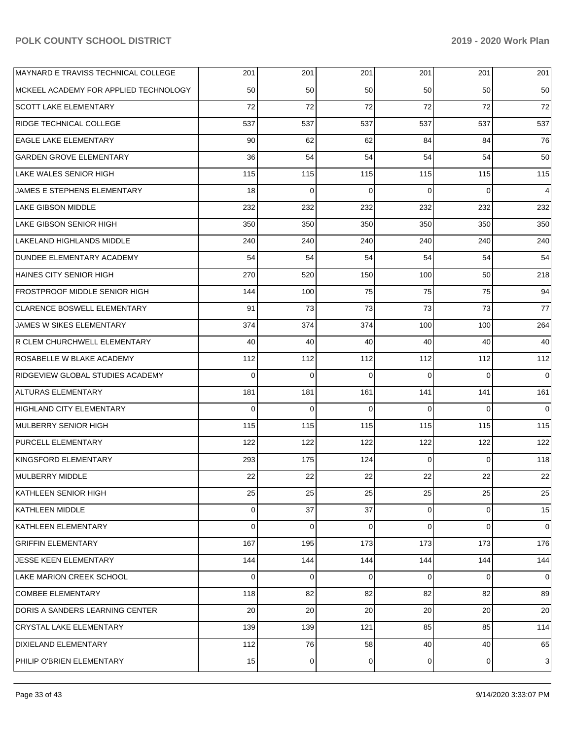| | | | | | | |
|---|---|---|---|---|---|---|
| MAYNARD E TRAVISS TECHNICAL COLLEGE | 201 | 201 | 201 | 201 | 201 | 201 |
| MCKEEL ACADEMY FOR APPLIED TECHNOLOGY | 50 | 50 | 50 | 50 | 50 | 50 |
| SCOTT LAKE ELEMENTARY | 72 | 72 | 72 | 72 | 72 | 72 |
| RIDGE TECHNICAL COLLEGE | 537 | 537 | 537 | 537 | 537 | 537 |
| EAGLE LAKE ELEMENTARY | 90 | 62 | 62 | 84 | 84 | 76 |
| GARDEN GROVE ELEMENTARY | 36 | 54 | 54 | 54 | 54 | 50 |
| LAKE WALES SENIOR HIGH | 115 | 115 | 115 | 115 | 115 | 115 |
| JAMES E STEPHENS ELEMENTARY | 18 | 0 | 0 | 0 | 0 | 4 |
| LAKE GIBSON MIDDLE | 232 | 232 | 232 | 232 | 232 | 232 |
| LAKE GIBSON SENIOR HIGH | 350 | 350 | 350 | 350 | 350 | 350 |
| LAKELAND HIGHLANDS MIDDLE | 240 | 240 | 240 | 240 | 240 | 240 |
| DUNDEE ELEMENTARY ACADEMY | 54 | 54 | 54 | 54 | 54 | 54 |
| HAINES CITY SENIOR HIGH | 270 | 520 | 150 | 100 | 50 | 218 |
| FROSTPROOF MIDDLE SENIOR HIGH | 144 | 100 | 75 | 75 | 75 | 94 |
| CLARENCE BOSWELL ELEMENTARY | 91 | 73 | 73 | 73 | 73 | 77 |
| JAMES W SIKES ELEMENTARY | 374 | 374 | 374 | 100 | 100 | 264 |
| R CLEM CHURCHWELL ELEMENTARY | 40 | 40 | 40 | 40 | 40 | 40 |
| ROSABELLE W BLAKE ACADEMY | 112 | 112 | 112 | 112 | 112 | 112 |
| RIDGEVIEW GLOBAL STUDIES ACADEMY | 0 | 0 | 0 | 0 | 0 | 0 |
| ALTURAS ELEMENTARY | 181 | 181 | 161 | 141 | 141 | 161 |
| HIGHLAND CITY ELEMENTARY | 0 | 0 | 0 | 0 | 0 | 0 |
| MULBERRY SENIOR HIGH | 115 | 115 | 115 | 115 | 115 | 115 |
| PURCELL ELEMENTARY | 122 | 122 | 122 | 122 | 122 | 122 |
| KINGSFORD ELEMENTARY | 293 | 175 | 124 | 0 | 0 | 118 |
| MULBERRY MIDDLE | 22 | 22 | 22 | 22 | 22 | 22 |
| KATHLEEN SENIOR HIGH | 25 | 25 | 25 | 25 | 25 | 25 |
| KATHLEEN MIDDLE | 0 | 37 | 37 | 0 | 0 | 15 |
| KATHLEEN ELEMENTARY | 0 | 0 | 0 | 0 | 0 | 0 |
| GRIFFIN ELEMENTARY | 167 | 195 | 173 | 173 | 173 | 176 |
| JESSE KEEN ELEMENTARY | 144 | 144 | 144 | 144 | 144 | 144 |
| LAKE MARION CREEK SCHOOL | 0 | 0 | 0 | 0 | 0 | 0 |
| COMBEE ELEMENTARY | 118 | 82 | 82 | 82 | 82 | 89 |
| DORIS A SANDERS LEARNING CENTER | 20 | 20 | 20 | 20 | 20 | 20 |
| CRYSTAL LAKE ELEMENTARY | 139 | 139 | 121 | 85 | 85 | 114 |
| DIXIELAND ELEMENTARY | 112 | 76 | 58 | 40 | 40 | 65 |
| PHILIP O'BRIEN ELEMENTARY | 15 | 0 | 0 | 0 | 0 | 3 |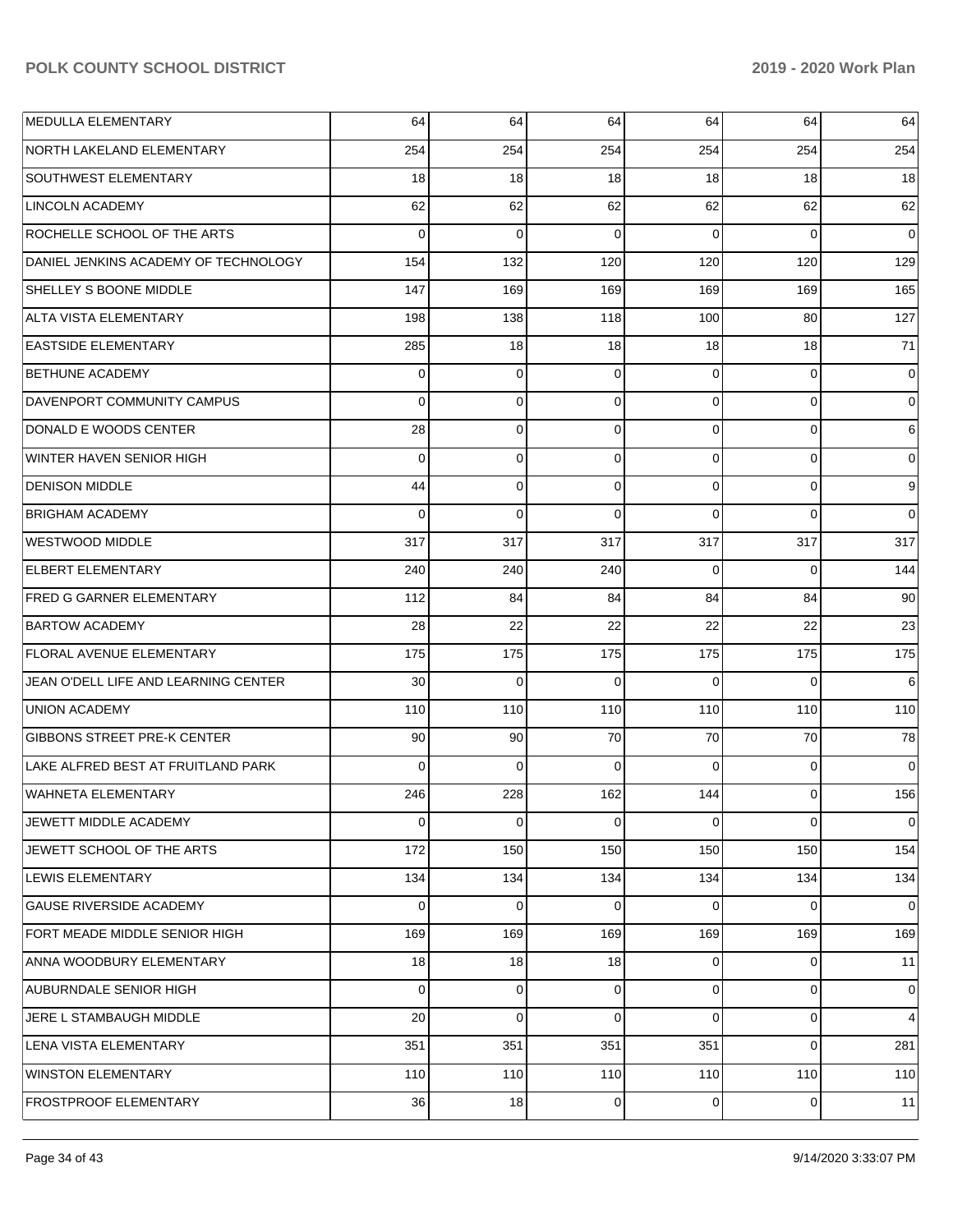| | | | | | | |
|---|---|---|---|---|---|---|
| MEDULLA ELEMENTARY | 64 | 64 | 64 | 64 | 64 | 64 |
| NORTH LAKELAND ELEMENTARY | 254 | 254 | 254 | 254 | 254 | 254 |
| SOUTHWEST ELEMENTARY | 18 | 18 | 18 | 18 | 18 | 18 |
| LINCOLN ACADEMY | 62 | 62 | 62 | 62 | 62 | 62 |
| ROCHELLE SCHOOL OF THE ARTS | 0 | 0 | 0 | 0 | 0 | 0 |
| DANIEL JENKINS ACADEMY OF TECHNOLOGY | 154 | 132 | 120 | 120 | 120 | 129 |
| SHELLEY S BOONE MIDDLE | 147 | 169 | 169 | 169 | 169 | 165 |
| ALTA VISTA ELEMENTARY | 198 | 138 | 118 | 100 | 80 | 127 |
| EASTSIDE ELEMENTARY | 285 | 18 | 18 | 18 | 18 | 71 |
| BETHUNE ACADEMY | 0 | 0 | 0 | 0 | 0 | 0 |
| DAVENPORT COMMUNITY CAMPUS | 0 | 0 | 0 | 0 | 0 | 0 |
| DONALD E WOODS CENTER | 28 | 0 | 0 | 0 | 0 | 6 |
| WINTER HAVEN SENIOR HIGH | 0 | 0 | 0 | 0 | 0 | 0 |
| DENISON MIDDLE | 44 | 0 | 0 | 0 | 0 | 9 |
| BRIGHAM ACADEMY | 0 | 0 | 0 | 0 | 0 | 0 |
| WESTWOOD MIDDLE | 317 | 317 | 317 | 317 | 317 | 317 |
| ELBERT ELEMENTARY | 240 | 240 | 240 | 0 | 0 | 144 |
| FRED G GARNER ELEMENTARY | 112 | 84 | 84 | 84 | 84 | 90 |
| BARTOW ACADEMY | 28 | 22 | 22 | 22 | 22 | 23 |
| FLORAL AVENUE ELEMENTARY | 175 | 175 | 175 | 175 | 175 | 175 |
| JEAN O'DELL LIFE AND LEARNING CENTER | 30 | 0 | 0 | 0 | 0 | 6 |
| UNION ACADEMY | 110 | 110 | 110 | 110 | 110 | 110 |
| GIBBONS STREET PRE-K CENTER | 90 | 90 | 70 | 70 | 70 | 78 |
| LAKE ALFRED BEST AT FRUITLAND PARK | 0 | 0 | 0 | 0 | 0 | 0 |
| WAHNETA ELEMENTARY | 246 | 228 | 162 | 144 | 0 | 156 |
| JEWETT MIDDLE ACADEMY | 0 | 0 | 0 | 0 | 0 | 0 |
| JEWETT SCHOOL OF THE ARTS | 172 | 150 | 150 | 150 | 150 | 154 |
| LEWIS ELEMENTARY | 134 | 134 | 134 | 134 | 134 | 134 |
| GAUSE RIVERSIDE ACADEMY | 0 | 0 | 0 | 0 | 0 | 0 |
| FORT MEADE MIDDLE SENIOR HIGH | 169 | 169 | 169 | 169 | 169 | 169 |
| ANNA WOODBURY ELEMENTARY | 18 | 18 | 18 | 0 | 0 | 11 |
| AUBURNDALE SENIOR HIGH | 0 | 0 | 0 | 0 | 0 | 0 |
| JERE L STAMBAUGH MIDDLE | 20 | 0 | 0 | 0 | 0 | 4 |
| LENA VISTA ELEMENTARY | 351 | 351 | 351 | 351 | 0 | 281 |
| WINSTON ELEMENTARY | 110 | 110 | 110 | 110 | 110 | 110 |
| FROSTPROOF ELEMENTARY | 36 | 18 | 0 | 0 | 0 | 11 |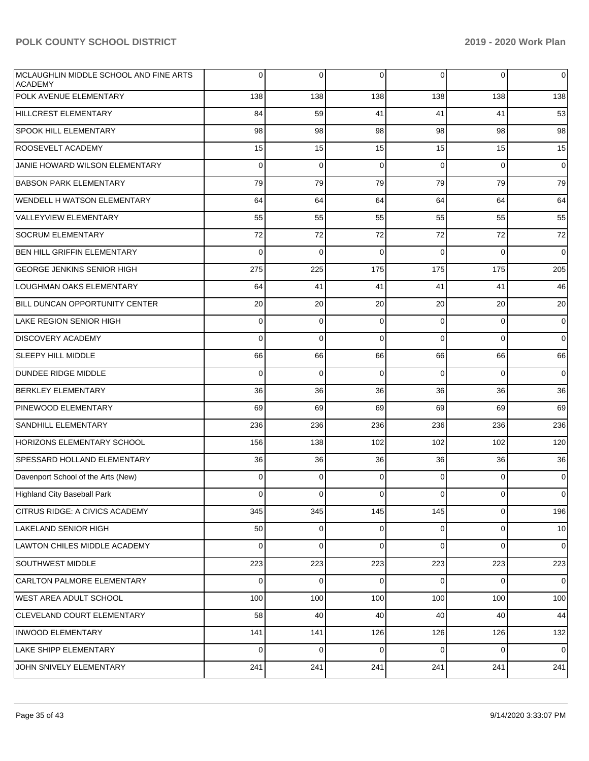| | | | | | | |
|---|---|---|---|---|---|---|
| MCLAUGHLIN MIDDLE SCHOOL AND FINE ARTS ACADEMY | 0 | 0 | 0 | 0 | 0 | 0 |
| POLK AVENUE ELEMENTARY | 138 | 138 | 138 | 138 | 138 | 138 |
| HILLCREST ELEMENTARY | 84 | 59 | 41 | 41 | 41 | 53 |
| SPOOK HILL ELEMENTARY | 98 | 98 | 98 | 98 | 98 | 98 |
| ROOSEVELT ACADEMY | 15 | 15 | 15 | 15 | 15 | 15 |
| JANIE HOWARD WILSON ELEMENTARY | 0 | 0 | 0 | 0 | 0 | 0 |
| BABSON PARK ELEMENTARY | 79 | 79 | 79 | 79 | 79 | 79 |
| WENDELL H WATSON ELEMENTARY | 64 | 64 | 64 | 64 | 64 | 64 |
| VALLEYVIEW ELEMENTARY | 55 | 55 | 55 | 55 | 55 | 55 |
| SOCRUM ELEMENTARY | 72 | 72 | 72 | 72 | 72 | 72 |
| BEN HILL GRIFFIN ELEMENTARY | 0 | 0 | 0 | 0 | 0 | 0 |
| GEORGE JENKINS SENIOR HIGH | 275 | 225 | 175 | 175 | 175 | 205 |
| LOUGHMAN OAKS ELEMENTARY | 64 | 41 | 41 | 41 | 41 | 46 |
| BILL DUNCAN OPPORTUNITY CENTER | 20 | 20 | 20 | 20 | 20 | 20 |
| LAKE REGION SENIOR HIGH | 0 | 0 | 0 | 0 | 0 | 0 |
| DISCOVERY ACADEMY | 0 | 0 | 0 | 0 | 0 | 0 |
| SLEEPY HILL MIDDLE | 66 | 66 | 66 | 66 | 66 | 66 |
| DUNDEE RIDGE MIDDLE | 0 | 0 | 0 | 0 | 0 | 0 |
| BERKLEY ELEMENTARY | 36 | 36 | 36 | 36 | 36 | 36 |
| PINEWOOD ELEMENTARY | 69 | 69 | 69 | 69 | 69 | 69 |
| SANDHILL ELEMENTARY | 236 | 236 | 236 | 236 | 236 | 236 |
| HORIZONS ELEMENTARY SCHOOL | 156 | 138 | 102 | 102 | 102 | 120 |
| SPESSARD HOLLAND ELEMENTARY | 36 | 36 | 36 | 36 | 36 | 36 |
| Davenport School of the Arts (New) | 0 | 0 | 0 | 0 | 0 | 0 |
| Highland City Baseball Park | 0 | 0 | 0 | 0 | 0 | 0 |
| CITRUS RIDGE: A CIVICS ACADEMY | 345 | 345 | 145 | 145 | 0 | 196 |
| LAKELAND SENIOR HIGH | 50 | 0 | 0 | 0 | 0 | 10 |
| LAWTON CHILES MIDDLE ACADEMY | 0 | 0 | 0 | 0 | 0 | 0 |
| SOUTHWEST MIDDLE | 223 | 223 | 223 | 223 | 223 | 223 |
| CARLTON PALMORE ELEMENTARY | 0 | 0 | 0 | 0 | 0 | 0 |
| WEST AREA ADULT SCHOOL | 100 | 100 | 100 | 100 | 100 | 100 |
| CLEVELAND COURT ELEMENTARY | 58 | 40 | 40 | 40 | 40 | 44 |
| INWOOD ELEMENTARY | 141 | 141 | 126 | 126 | 126 | 132 |
| LAKE SHIPP ELEMENTARY | 0 | 0 | 0 | 0 | 0 | 0 |
| JOHN SNIVELY ELEMENTARY | 241 | 241 | 241 | 241 | 241 | 241 |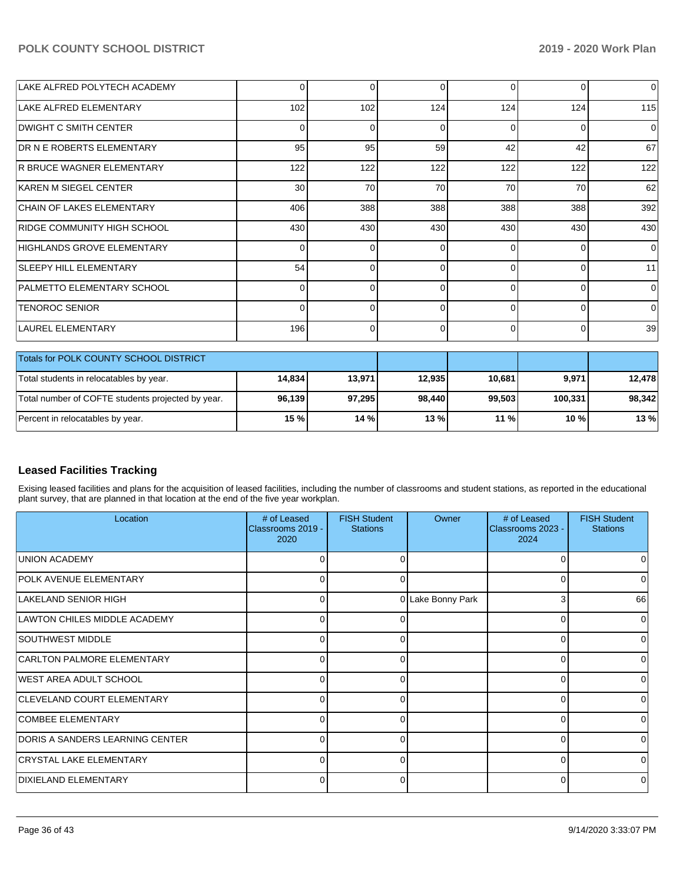| | | | | | | |
|---|---|---|---|---|---|---|
| LAKE ALFRED POLYTECH ACADEMY | 0 | 0 | 0 | 0 | 0 | 0 |
| LAKE ALFRED ELEMENTARY | 102 | 102 | 124 | 124 | 124 | 115 |
| DWIGHT C SMITH CENTER | 0 | 0 | 0 | 0 | 0 | 0 |
| DR N E ROBERTS ELEMENTARY | 95 | 95 | 59 | 42 | 42 | 67 |
| R BRUCE WAGNER ELEMENTARY | 122 | 122 | 122 | 122 | 122 | 122 |
| KAREN M SIEGEL CENTER | 30 | 70 | 70 | 70 | 70 | 62 |
| CHAIN OF LAKES ELEMENTARY | 406 | 388 | 388 | 388 | 388 | 392 |
| RIDGE COMMUNITY HIGH SCHOOL | 430 | 430 | 430 | 430 | 430 | 430 |
| HIGHLANDS GROVE ELEMENTARY | 0 | 0 | 0 | 0 | 0 | 0 |
| SLEEPY HILL ELEMENTARY | 54 | 0 | 0 | 0 | 0 | 11 |
| PALMETTO ELEMENTARY SCHOOL | 0 | 0 | 0 | 0 | 0 | 0 |
| TENOROC SENIOR | 0 | 0 | 0 | 0 | 0 | 0 |
| LAUREL ELEMENTARY | 196 | 0 | 0 | 0 | 0 | 39 |

| Totals for POLK COUNTY SCHOOL DISTRICT | | | | | | |
|---|---|---|---|---|---|---|
| Total students in relocatables by year. | **14,834** | **13,971** | **12,935** | **10,681** | **9,971** | **12,478** |
| Total number of COFTE students projected by year. | **96,139** | **97,295** | **98,440** | **99,503** | **100,331** | **98,342** |
| Percent in relocatables by year. | **15 %** | **14 %** | **13 %** | **11 %** | **10 %** | **13 %** |

## Leased Facilities Tracking

Exising leased facilities and plans for the acquisition of leased facilities, including the number of classrooms and student stations, as reported in the educational plant survey, that are planned in that location at the end of the five year workplan.

| Location | # of Leased Classrooms 2019 - 2020 | FISH Student Stations | Owner | # of Leased Classrooms 2023 - 2024 | FISH Student Stations |
|---|---|---|---|---|---|
| UNION ACADEMY | 0 | 0 | | 0 | 0 |
| POLK AVENUE ELEMENTARY | 0 | 0 | | 0 | 0 |
| LAKELAND SENIOR HIGH | 0 | 0 | Lake Bonny Park | 3 | 66 |
| LAWTON CHILES MIDDLE ACADEMY | 0 | 0 | | 0 | 0 |
| SOUTHWEST MIDDLE | 0 | 0 | | 0 | 0 |
| CARLTON PALMORE ELEMENTARY | 0 | 0 | | 0 | 0 |
| WEST AREA ADULT SCHOOL | 0 | 0 | | 0 | 0 |
| CLEVELAND COURT ELEMENTARY | 0 | 0 | | 0 | 0 |
| COMBEE ELEMENTARY | 0 | 0 | | 0 | 0 |
| DORIS A SANDERS LEARNING CENTER | 0 | 0 | | 0 | 0 |
| CRYSTAL LAKE ELEMENTARY | 0 | 0 | | 0 | 0 |
| DIXIELAND ELEMENTARY | 0 | 0 | | 0 | 0 |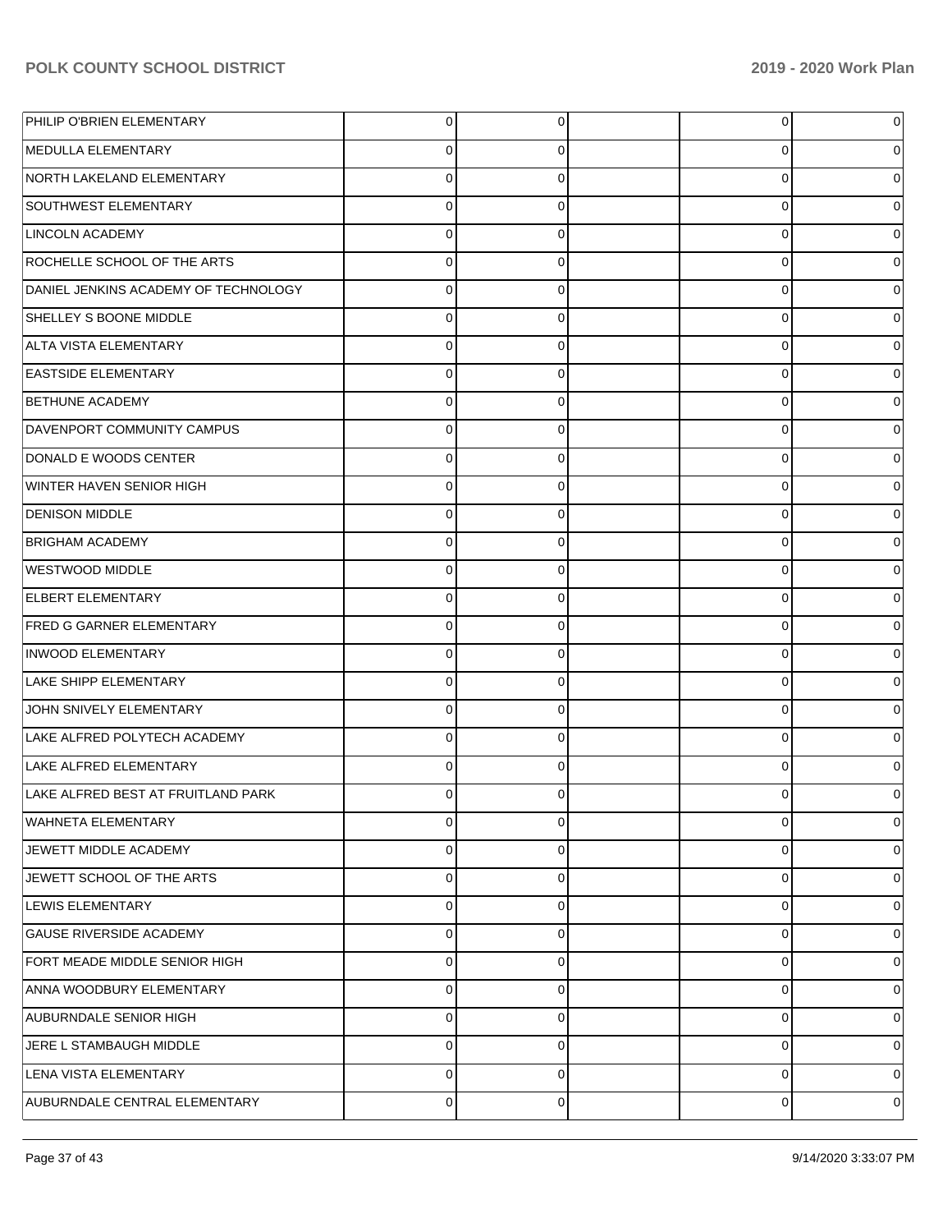| | | | | | |
|---|---|---|---|---|---|
| PHILIP O'BRIEN ELEMENTARY | 0 | 0 | | 0 | 0 |
| MEDULLA ELEMENTARY | 0 | 0 | | 0 | 0 |
| NORTH LAKELAND ELEMENTARY | 0 | 0 | | 0 | 0 |
| SOUTHWEST ELEMENTARY | 0 | 0 | | 0 | 0 |
| LINCOLN ACADEMY | 0 | 0 | | 0 | 0 |
| ROCHELLE SCHOOL OF THE ARTS | 0 | 0 | | 0 | 0 |
| DANIEL JENKINS ACADEMY OF TECHNOLOGY | 0 | 0 | | 0 | 0 |
| SHELLEY S BOONE MIDDLE | 0 | 0 | | 0 | 0 |
| ALTA VISTA ELEMENTARY | 0 | 0 | | 0 | 0 |
| EASTSIDE ELEMENTARY | 0 | 0 | | 0 | 0 |
| BETHUNE ACADEMY | 0 | 0 | | 0 | 0 |
| DAVENPORT COMMUNITY CAMPUS | 0 | 0 | | 0 | 0 |
| DONALD E WOODS CENTER | 0 | 0 | | 0 | 0 |
| WINTER HAVEN SENIOR HIGH | 0 | 0 | | 0 | 0 |
| DENISON MIDDLE | 0 | 0 | | 0 | 0 |
| BRIGHAM ACADEMY | 0 | 0 | | 0 | 0 |
| WESTWOOD MIDDLE | 0 | 0 | | 0 | 0 |
| ELBERT ELEMENTARY | 0 | 0 | | 0 | 0 |
| FRED G GARNER ELEMENTARY | 0 | 0 | | 0 | 0 |
| INWOOD ELEMENTARY | 0 | 0 | | 0 | 0 |
| LAKE SHIPP ELEMENTARY | 0 | 0 | | 0 | 0 |
| JOHN SNIVELY ELEMENTARY | 0 | 0 | | 0 | 0 |
| LAKE ALFRED POLYTECH ACADEMY | 0 | 0 | | 0 | 0 |
| LAKE ALFRED ELEMENTARY | 0 | 0 | | 0 | 0 |
| LAKE ALFRED BEST AT FRUITLAND PARK | 0 | 0 | | 0 | 0 |
| WAHNETA ELEMENTARY | 0 | 0 | | 0 | 0 |
| JEWETT MIDDLE ACADEMY | 0 | 0 | | 0 | 0 |
| JEWETT SCHOOL OF THE ARTS | 0 | 0 | | 0 | 0 |
| LEWIS ELEMENTARY | 0 | 0 | | 0 | 0 |
| GAUSE RIVERSIDE ACADEMY | 0 | 0 | | 0 | 0 |
| FORT MEADE MIDDLE SENIOR HIGH | 0 | 0 | | 0 | 0 |
| ANNA WOODBURY ELEMENTARY | 0 | 0 | | 0 | 0 |
| AUBURNDALE SENIOR HIGH | 0 | 0 | | 0 | 0 |
| JERE L STAMBAUGH MIDDLE | 0 | 0 | | 0 | 0 |
| LENA VISTA ELEMENTARY | 0 | 0 | | 0 | 0 |
| AUBURNDALE CENTRAL ELEMENTARY | 0 | 0 | | 0 | 0 |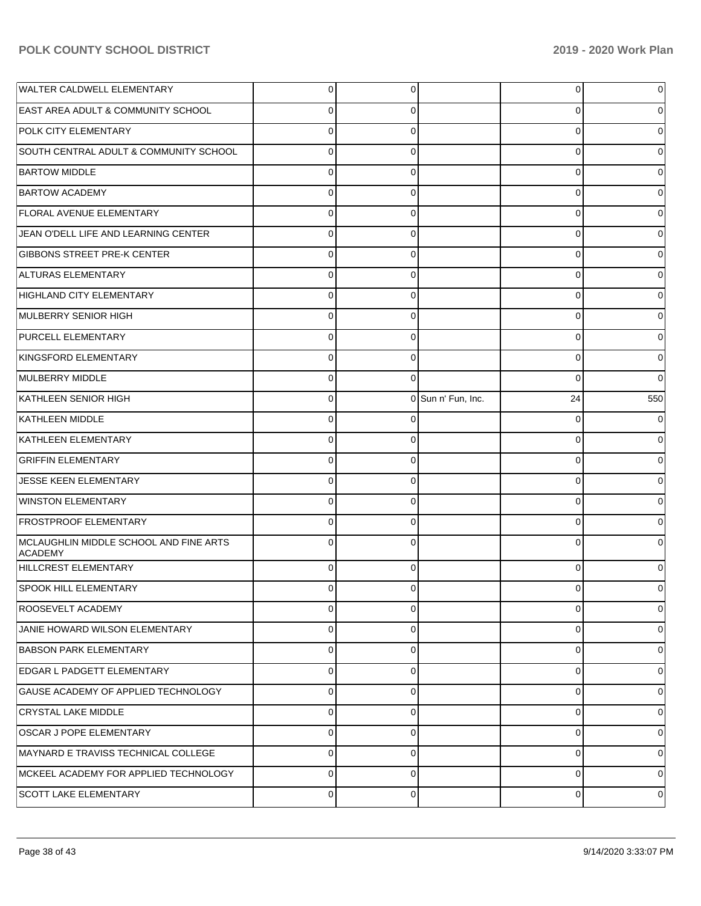| | | | | | |
|---|---|---|---|---|---|
| WALTER CALDWELL ELEMENTARY | 0 | 0 | | 0 | 0 |
| EAST AREA ADULT & COMMUNITY SCHOOL | 0 | 0 | | 0 | 0 |
| POLK CITY ELEMENTARY | 0 | 0 | | 0 | 0 |
| SOUTH CENTRAL ADULT & COMMUNITY SCHOOL | 0 | 0 | | 0 | 0 |
| BARTOW MIDDLE | 0 | 0 | | 0 | 0 |
| BARTOW ACADEMY | 0 | 0 | | 0 | 0 |
| FLORAL AVENUE ELEMENTARY | 0 | 0 | | 0 | 0 |
| JEAN O'DELL LIFE AND LEARNING CENTER | 0 | 0 | | 0 | 0 |
| GIBBONS STREET PRE-K CENTER | 0 | 0 | | 0 | 0 |
| ALTURAS ELEMENTARY | 0 | 0 | | 0 | 0 |
| HIGHLAND CITY ELEMENTARY | 0 | 0 | | 0 | 0 |
| MULBERRY SENIOR HIGH | 0 | 0 | | 0 | 0 |
| PURCELL ELEMENTARY | 0 | 0 | | 0 | 0 |
| KINGSFORD ELEMENTARY | 0 | 0 | | 0 | 0 |
| MULBERRY MIDDLE | 0 | 0 | | 0 | 0 |
| KATHLEEN SENIOR HIGH | 0 | 0 | Sun n' Fun, Inc. | 24 | 550 |
| KATHLEEN MIDDLE | 0 | 0 | | 0 | 0 |
| KATHLEEN ELEMENTARY | 0 | 0 | | 0 | 0 |
| GRIFFIN ELEMENTARY | 0 | 0 | | 0 | 0 |
| JESSE KEEN ELEMENTARY | 0 | 0 | | 0 | 0 |
| WINSTON ELEMENTARY | 0 | 0 | | 0 | 0 |
| FROSTPROOF ELEMENTARY | 0 | 0 | | 0 | 0 |
| MCLAUGHLIN MIDDLE SCHOOL AND FINE ARTS ACADEMY | 0 | 0 | | 0 | 0 |
| HILLCREST ELEMENTARY | 0 | 0 | | 0 | 0 |
| SPOOK HILL ELEMENTARY | 0 | 0 | | 0 | 0 |
| ROOSEVELT ACADEMY | 0 | 0 | | 0 | 0 |
| JANIE HOWARD WILSON ELEMENTARY | 0 | 0 | | 0 | 0 |
| BABSON PARK ELEMENTARY | 0 | 0 | | 0 | 0 |
| EDGAR L PADGETT ELEMENTARY | 0 | 0 | | 0 | 0 |
| GAUSE ACADEMY OF APPLIED TECHNOLOGY | 0 | 0 | | 0 | 0 |
| CRYSTAL LAKE MIDDLE | 0 | 0 | | 0 | 0 |
| OSCAR J POPE ELEMENTARY | 0 | 0 | | 0 | 0 |
| MAYNARD E TRAVISS TECHNICAL COLLEGE | 0 | 0 | | 0 | 0 |
| MCKEEL ACADEMY FOR APPLIED TECHNOLOGY | 0 | 0 | | 0 | 0 |
| SCOTT LAKE ELEMENTARY | 0 | 0 | | 0 | 0 |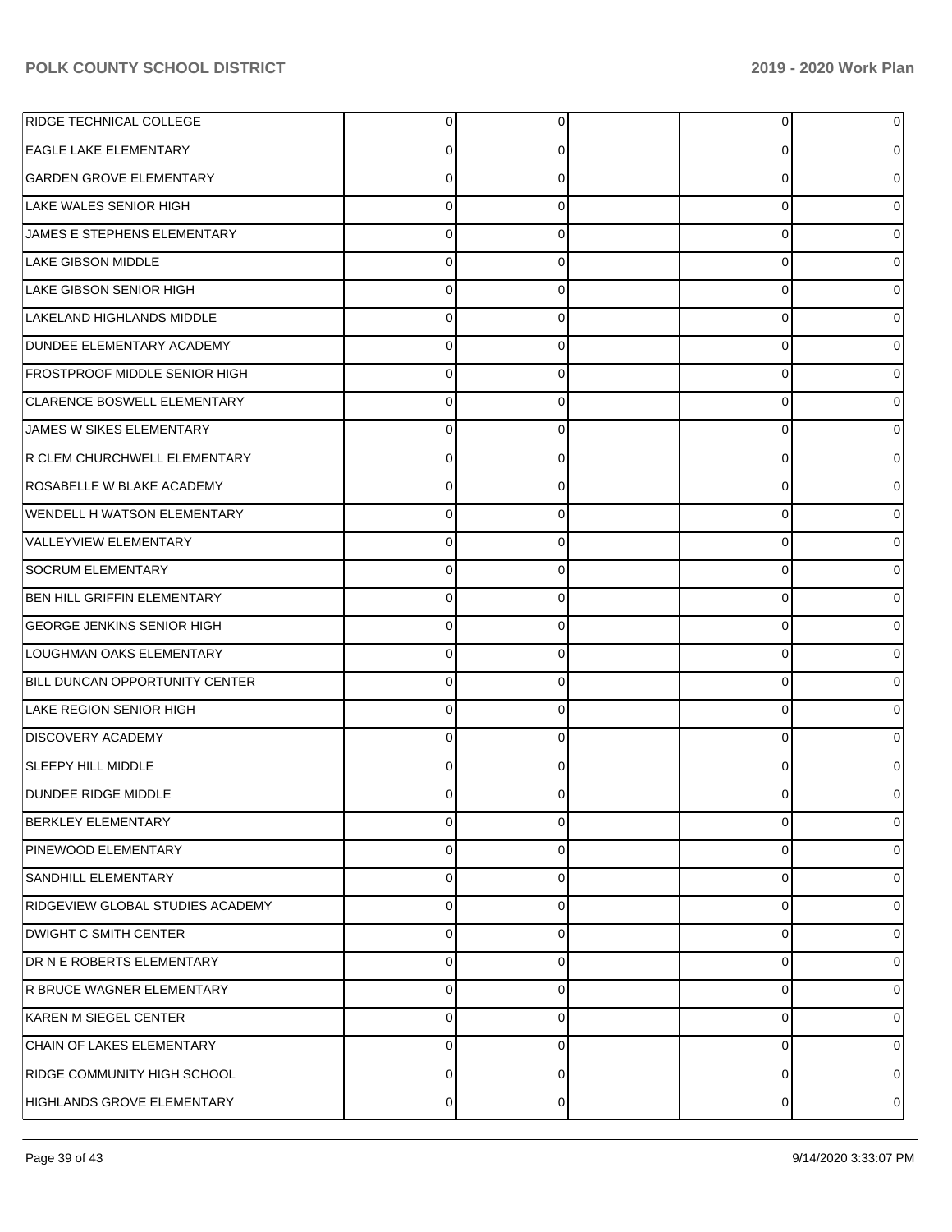| | | | | | |
|---|---|---|---|---|---|
| RIDGE TECHNICAL COLLEGE | 0 | 0 | | 0 | 0 |
| EAGLE LAKE ELEMENTARY | 0 | 0 | | 0 | 0 |
| GARDEN GROVE ELEMENTARY | 0 | 0 | | 0 | 0 |
| LAKE WALES SENIOR HIGH | 0 | 0 | | 0 | 0 |
| JAMES E STEPHENS ELEMENTARY | 0 | 0 | | 0 | 0 |
| LAKE GIBSON MIDDLE | 0 | 0 | | 0 | 0 |
| LAKE GIBSON SENIOR HIGH | 0 | 0 | | 0 | 0 |
| LAKELAND HIGHLANDS MIDDLE | 0 | 0 | | 0 | 0 |
| DUNDEE ELEMENTARY ACADEMY | 0 | 0 | | 0 | 0 |
| FROSTPROOF MIDDLE SENIOR HIGH | 0 | 0 | | 0 | 0 |
| CLARENCE BOSWELL ELEMENTARY | 0 | 0 | | 0 | 0 |
| JAMES W SIKES ELEMENTARY | 0 | 0 | | 0 | 0 |
| R CLEM CHURCHWELL ELEMENTARY | 0 | 0 | | 0 | 0 |
| ROSABELLE W BLAKE ACADEMY | 0 | 0 | | 0 | 0 |
| WENDELL H WATSON ELEMENTARY | 0 | 0 | | 0 | 0 |
| VALLEYVIEW ELEMENTARY | 0 | 0 | | 0 | 0 |
| SOCRUM ELEMENTARY | 0 | 0 | | 0 | 0 |
| BEN HILL GRIFFIN ELEMENTARY | 0 | 0 | | 0 | 0 |
| GEORGE JENKINS SENIOR HIGH | 0 | 0 | | 0 | 0 |
| LOUGHMAN OAKS ELEMENTARY | 0 | 0 | | 0 | 0 |
| BILL DUNCAN OPPORTUNITY CENTER | 0 | 0 | | 0 | 0 |
| LAKE REGION SENIOR HIGH | 0 | 0 | | 0 | 0 |
| DISCOVERY ACADEMY | 0 | 0 | | 0 | 0 |
| SLEEPY HILL MIDDLE | 0 | 0 | | 0 | 0 |
| DUNDEE RIDGE MIDDLE | 0 | 0 | | 0 | 0 |
| BERKLEY ELEMENTARY | 0 | 0 | | 0 | 0 |
| PINEWOOD ELEMENTARY | 0 | 0 | | 0 | 0 |
| SANDHILL ELEMENTARY | 0 | 0 | | 0 | 0 |
| RIDGEVIEW GLOBAL STUDIES ACADEMY | 0 | 0 | | 0 | 0 |
| DWIGHT C SMITH CENTER | 0 | 0 | | 0 | 0 |
| DR N E ROBERTS ELEMENTARY | 0 | 0 | | 0 | 0 |
| R BRUCE WAGNER ELEMENTARY | 0 | 0 | | 0 | 0 |
| KAREN M SIEGEL CENTER | 0 | 0 | | 0 | 0 |
| CHAIN OF LAKES ELEMENTARY | 0 | 0 | | 0 | 0 |
| RIDGE COMMUNITY HIGH SCHOOL | 0 | 0 | | 0 | 0 |
| HIGHLANDS GROVE ELEMENTARY | 0 | 0 | | 0 | 0 |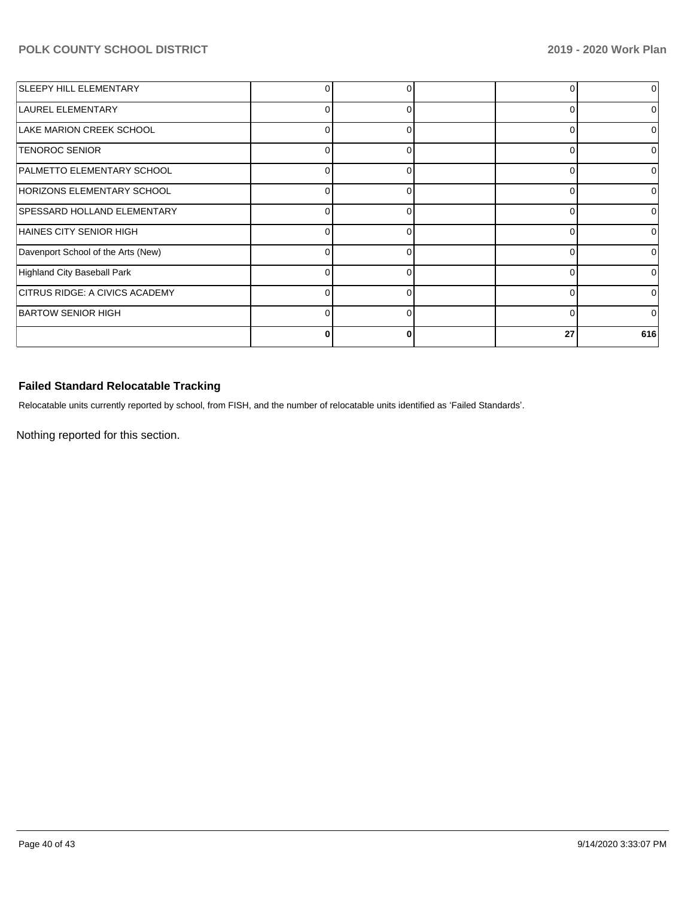| | | | | | |
|---|---|---|---|---|---|
| SLEEPY HILL ELEMENTARY | 0 | 0 | | 0 | 0 |
| LAUREL ELEMENTARY | 0 | 0 | | 0 | 0 |
| LAKE MARION CREEK SCHOOL | 0 | 0 | | 0 | 0 |
| TENOROC SENIOR | 0 | 0 | | 0 | 0 |
| PALMETTO ELEMENTARY SCHOOL | 0 | 0 | | 0 | 0 |
| HORIZONS ELEMENTARY SCHOOL | 0 | 0 | | 0 | 0 |
| SPESSARD HOLLAND ELEMENTARY | 0 | 0 | | 0 | 0 |
| HAINES CITY SENIOR HIGH | 0 | 0 | | 0 | 0 |
| Davenport School of the Arts (New) | 0 | 0 | | 0 | 0 |
| Highland City Baseball Park | 0 | 0 | | 0 | 0 |
| CITRUS RIDGE: A CIVICS ACADEMY | 0 | 0 | | 0 | 0 |
| BARTOW SENIOR HIGH | 0 | 0 | | 0 | 0 |
| | **0** | **0** | | **27** | **616** |

### Failed Standard Relocatable Tracking

Relocatable units currently reported by school, from FISH, and the number of relocatable units identified as 'Failed Standards'.

Nothing reported for this section.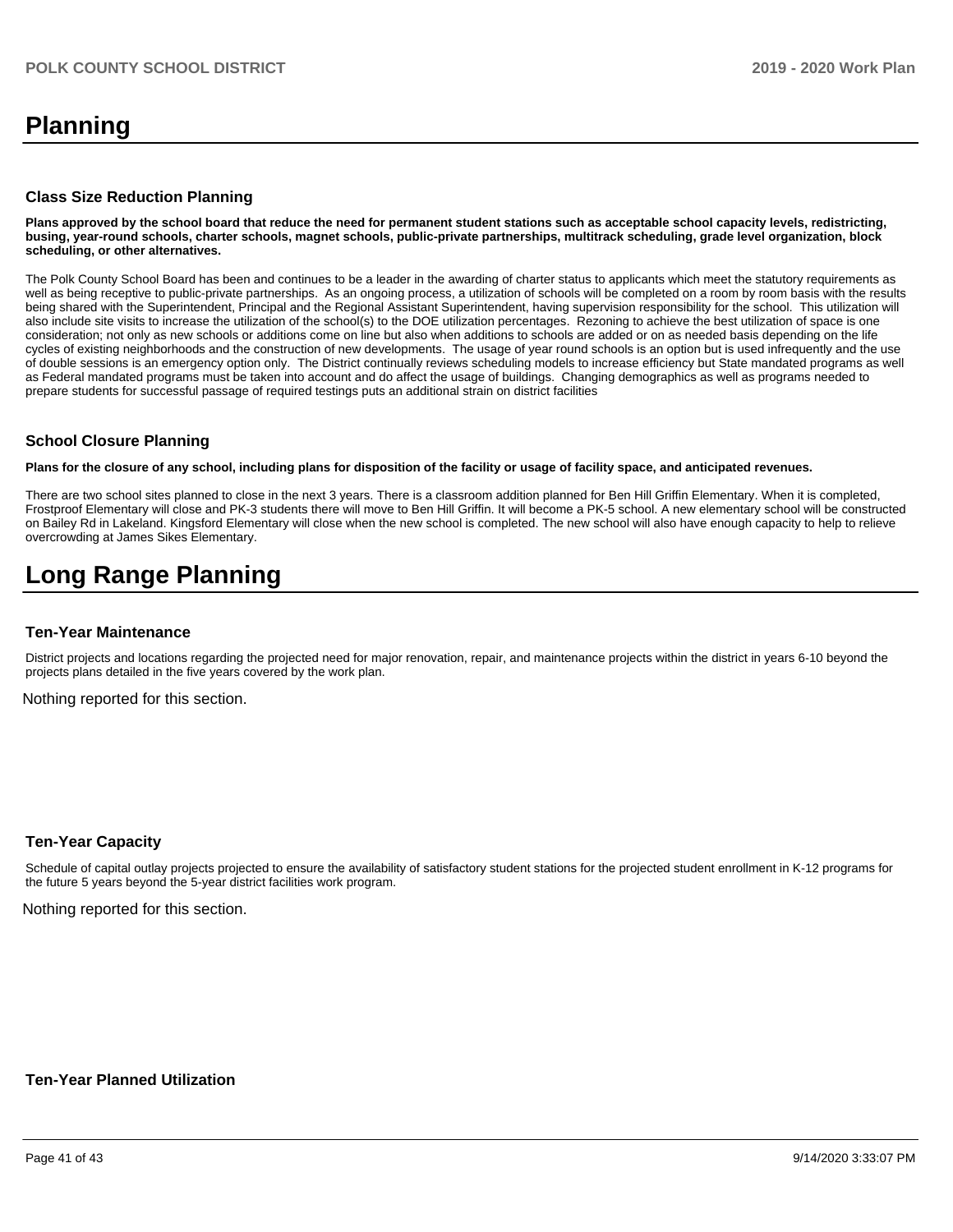# Planning

### Class Size Reduction Planning

**Plans approved by the school board that reduce the need for permanent student stations such as acceptable school capacity levels, redistricting, busing, year-round schools, charter schools, magnet schools, public-private partnerships, multitrack scheduling, grade level organization, block scheduling, or other alternatives.**

The Polk County School Board has been and continues to be a leader in the awarding of charter status to applicants which meet the statutory requirements as well as being receptive to public-private partnerships.  As an ongoing process, a utilization of schools will be completed on a room by room basis with the results being shared with the Superintendent, Principal and the Regional Assistant Superintendent, having supervision responsibility for the school.  This utilization will also include site visits to increase the utilization of the school(s) to the DOE utilization percentages.  Rezoning to achieve the best utilization of space is one consideration; not only as new schools or additions come on line but also when additions to schools are added or on as needed basis depending on the life cycles of existing neighborhoods and the construction of new developments.  The usage of year round schools is an option but is used infrequently and the use of double sessions is an emergency option only.  The District continually reviews scheduling models to increase efficiency but State mandated programs as well as Federal mandated programs must be taken into account and do affect the usage of buildings.  Changing demographics as well as programs needed to prepare students for successful passage of required testings puts an additional strain on district facilities

### School Closure Planning

**Plans for the closure of any school, including plans for disposition of the facility or usage of facility space, and anticipated revenues.**

There are two school sites planned to close in the next 3 years. There is a classroom addition planned for Ben Hill Griffin Elementary. When it is completed, Frostproof Elementary will close and PK-3 students there will move to Ben Hill Griffin. It will become a PK-5 school. A new elementary school will be constructed on Bailey Rd in Lakeland. Kingsford Elementary will close when the new school is completed. The new school will also have enough capacity to help to relieve overcrowding at James Sikes Elementary.

# Long Range Planning

### Ten-Year Maintenance

District projects and locations regarding the projected need for major renovation, repair, and maintenance projects within the district in years 6-10 beyond the projects plans detailed in the five years covered by the work plan.

Nothing reported for this section.

### Ten-Year Capacity

Schedule of capital outlay projects projected to ensure the availability of satisfactory student stations for the projected student enrollment in K-12 programs for the future 5 years beyond the 5-year district facilities work program.

Nothing reported for this section.

### Ten-Year Planned Utilization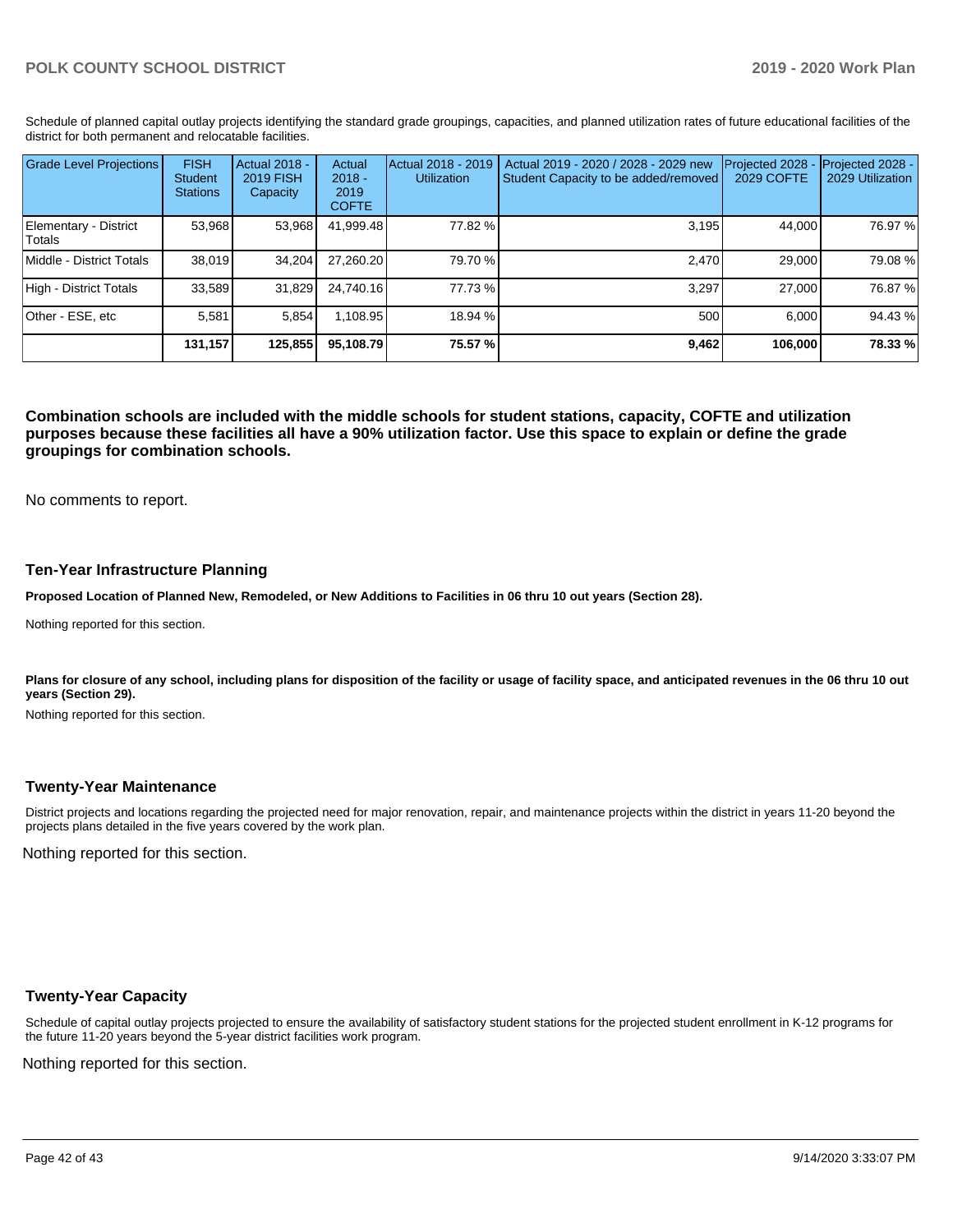Schedule of planned capital outlay projects identifying the standard grade groupings, capacities, and planned utilization rates of future educational facilities of the district for both permanent and relocatable facilities.

| Grade Level Projections | FISH Student Stations | Actual 2018 - 2019 FISH Capacity | Actual 2018 - 2019 COFTE | Actual 2018 - 2019 Utilization | Actual 2019 - 2020 / 2028 - 2029 new Student Capacity to be added/removed | Projected 2028 - 2029 COFTE | Projected 2028 - 2029 Utilization |
|---|---|---|---|---|---|---|---|
| Elementary - District Totals | 53,968 | 53,968 | 41,999.48 | 77.82 % | 3,195 | 44,000 | 76.97 % |
| Middle - District Totals | 38,019 | 34,204 | 27,260.20 | 79.70 % | 2,470 | 29,000 | 79.08 % |
| High - District Totals | 33,589 | 31,829 | 24,740.16 | 77.73 % | 3,297 | 27,000 | 76.87 % |
| Other - ESE, etc | 5,581 | 5,854 | 1,108.95 | 18.94 % | 500 | 6,000 | 94.43 % |
| | **131,157** | **125,855** | **95,108.79** | **75.57 %** | **9,462** | **106,000** | **78.33 %** |

**Combination schools are included with the middle schools for student stations, capacity, COFTE and utilization purposes because these facilities all have a 90% utilization factor. Use this space to explain or define the grade groupings for combination schools.**

No comments to report.

## Ten-Year Infrastructure Planning

**Proposed Location of Planned New, Remodeled, or New Additions to Facilities in 06 thru 10 out years (Section 28).**

Nothing reported for this section.

**Plans for closure of any school, including plans for disposition of the facility or usage of facility space, and anticipated revenues in the 06 thru 10 out years (Section 29).**

Nothing reported for this section.

## Twenty-Year Maintenance

District projects and locations regarding the projected need for major renovation, repair, and maintenance projects within the district in years 11-20 beyond the projects plans detailed in the five years covered by the work plan.

Nothing reported for this section.

## Twenty-Year Capacity

Schedule of capital outlay projects projected to ensure the availability of satisfactory student stations for the projected student enrollment in K-12 programs for the future 11-20 years beyond the 5-year district facilities work program.

Nothing reported for this section.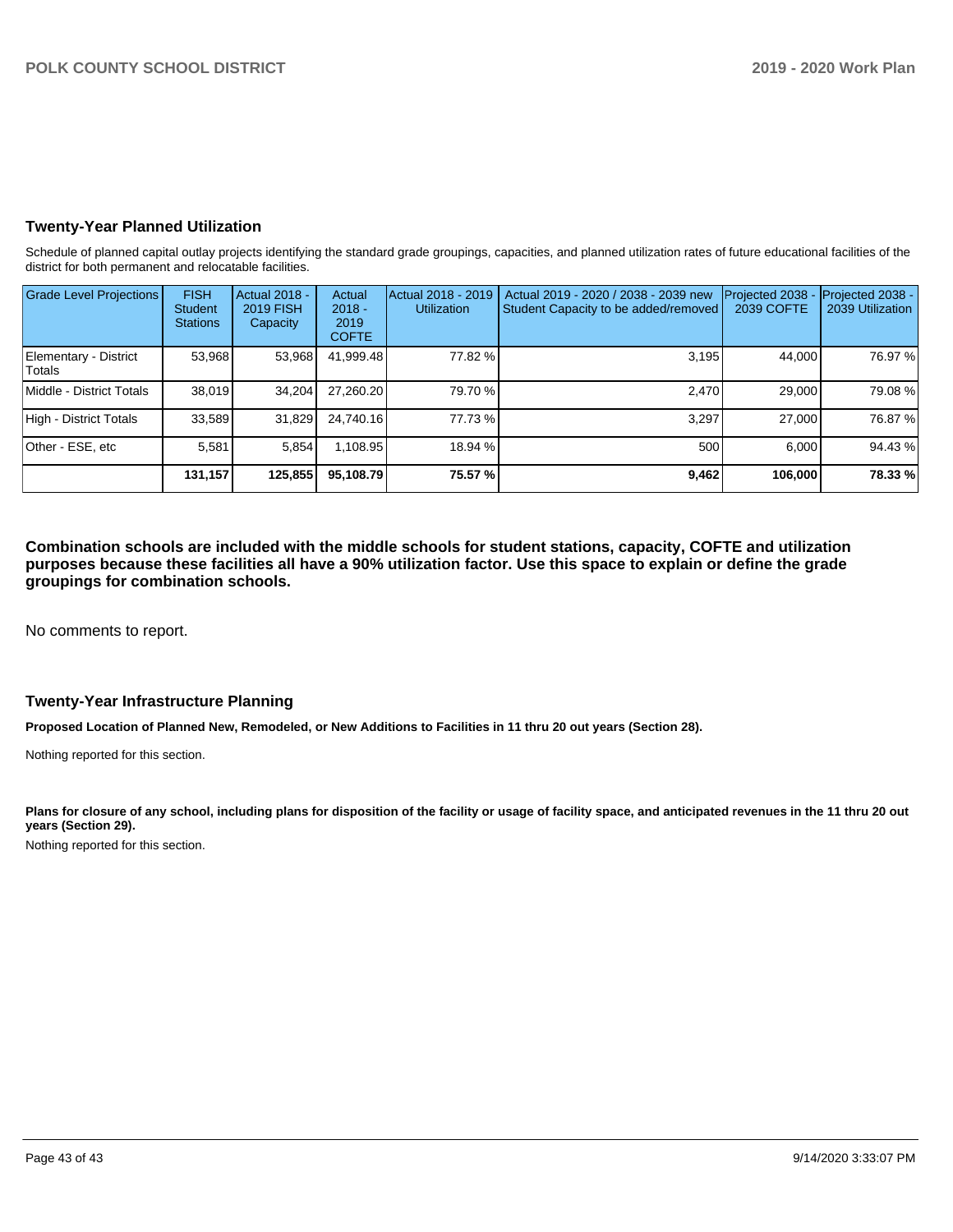## Twenty-Year Planned Utilization

Schedule of planned capital outlay projects identifying the standard grade groupings, capacities, and planned utilization rates of future educational facilities of the district for both permanent and relocatable facilities.

| Grade Level Projections | FISH Student Stations | Actual 2018 - 2019 FISH Capacity | Actual 2018 - 2019 COFTE | Actual 2018 - 2019 Utilization | Actual 2019 - 2020 / 2038 - 2039 new Student Capacity to be added/removed | Projected 2038 - 2039 COFTE | Projected 2038 - 2039 Utilization |
|---|---|---|---|---|---|---|---|
| Elementary - District Totals | 53,968 | 53,968 | 41,999.48 | 77.82 % | 3,195 | 44,000 | 76.97 % |
| Middle - District Totals | 38,019 | 34,204 | 27,260.20 | 79.70 % | 2,470 | 29,000 | 79.08 % |
| High - District Totals | 33,589 | 31,829 | 24,740.16 | 77.73 % | 3,297 | 27,000 | 76.87 % |
| Other - ESE, etc | 5,581 | 5,854 | 1,108.95 | 18.94 % | 500 | 6,000 | 94.43 % |
| | **131,157** | **125,855** | **95,108.79** | **75.57 %** | **9,462** | **106,000** | **78.33 %** |

**Combination schools are included with the middle schools for student stations, capacity, COFTE and utilization purposes because these facilities all have a 90% utilization factor. Use this space to explain or define the grade groupings for combination schools.**

No comments to report.

## Twenty-Year Infrastructure Planning

**Proposed Location of Planned New, Remodeled, or New Additions to Facilities in 11 thru 20 out years (Section 28).**

Nothing reported for this section.

**Plans for closure of any school, including plans for disposition of the facility or usage of facility space, and anticipated revenues in the 11 thru 20 out years (Section 29).**

Nothing reported for this section.